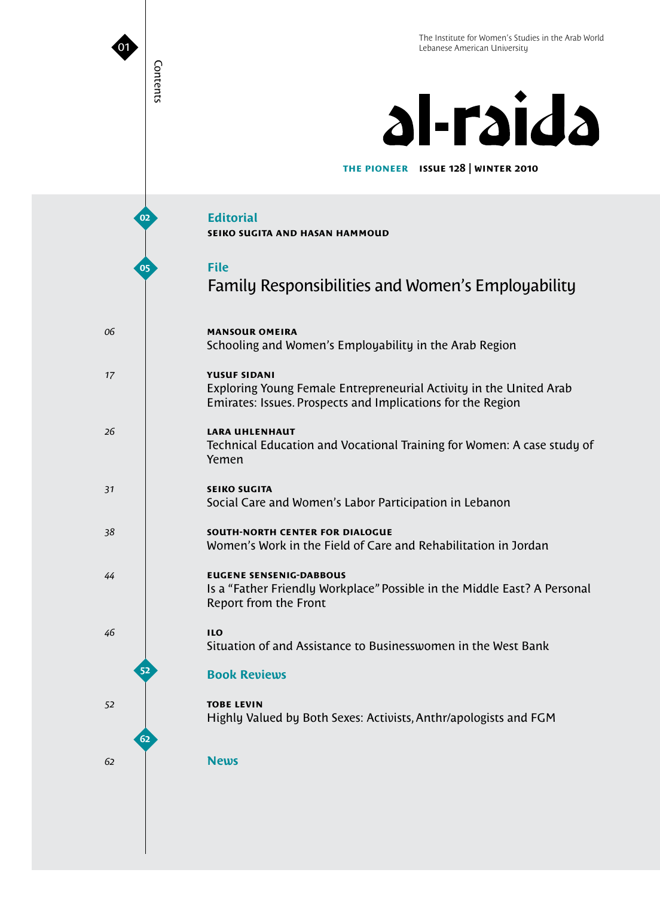The Institute for Women's Studies in the Arab World
Lebanese American University

# al-raida

**THE PIONEER** **ISSUE 128 | WINTER 2010**

## Contents

**02** **Editorial**
SEIKO SUGITA AND HASAN HAMMOUD

**05** **File**
### Family Responsibilities and Women's Employability

06 — **MANSOUR OMEIRA**
Schooling and Women's Employability in the Arab Region

17 — **YUSUF SIDANI**
Exploring Young Female Entrepreneurial Activity in the United Arab Emirates: Issues. Prospects and Implications for the Region

26 — **LARA UHLENHAUT**
Technical Education and Vocational Training for Women: A case study of Yemen

31 — **SEIKO SUGITA**
Social Care and Women's Labor Participation in Lebanon

38 — **SOUTH-NORTH CENTER FOR DIALOGUE**
Women's Work in the Field of Care and Rehabilitation in Jordan

44 — **EUGENE SENSENIG-DABBOUS**
Is a "Father Friendly Workplace" Possible in the Middle East? A Personal Report from the Front

46 — **ILO**
Situation of and Assistance to Businesswomen in the West Bank

**52** **Book Reviews**

52 — **TOBE LEVIN**
Highly Valued by Both Sexes: Activists, Anthr/apologists and FGM

**62** **News**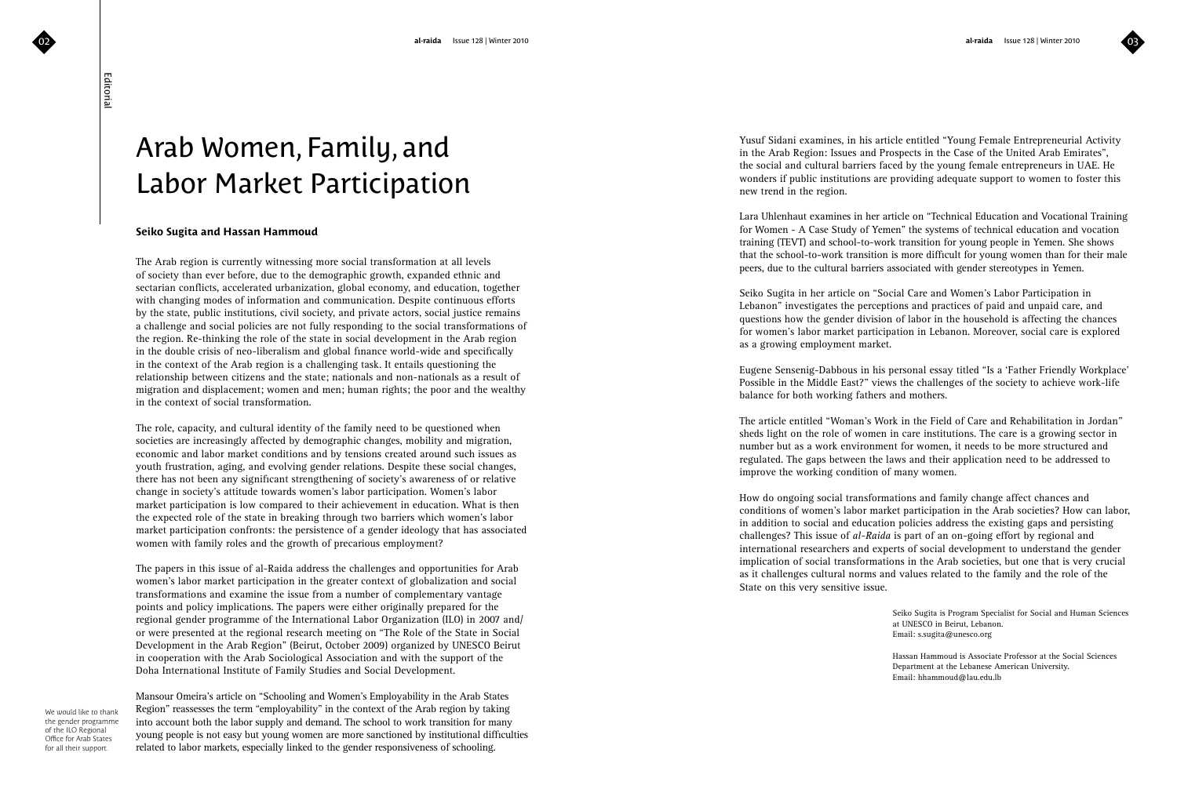# Arab Women, Family, and Labor Market Participation

**Seiko Sugita and Hassan Hammoud**

The Arab region is currently witnessing more social transformation at all levels of society than ever before, due to the demographic growth, expanded ethnic and sectarian conflicts, accelerated urbanization, global economy, and education, together with changing modes of information and communication. Despite continuous efforts by the state, public institutions, civil society, and private actors, social justice remains a challenge and social policies are not fully responding to the social transformations of the region. Re-thinking the role of the state in social development in the Arab region in the double crisis of neo-liberalism and global finance world-wide and specifically in the context of the Arab region is a challenging task. It entails questioning the relationship between citizens and the state; nationals and non-nationals as a result of migration and displacement; women and men; human rights; the poor and the wealthy in the context of social transformation.

The role, capacity, and cultural identity of the family need to be questioned when societies are increasingly affected by demographic changes, mobility and migration, economic and labor market conditions and by tensions created around such issues as youth frustration, aging, and evolving gender relations. Despite these social changes, there has not been any significant strengthening of society's awareness of or relative change in society's attitude towards women's labor participation. Women's labor market participation is low compared to their achievement in education. What is then the expected role of the state in breaking through two barriers which women's labor market participation confronts: the persistence of a gender ideology that has associated women with family roles and the growth of precarious employment?

The papers in this issue of al-Raida address the challenges and opportunities for Arab women's labor market participation in the greater context of globalization and social transformations and examine the issue from a number of complementary vantage points and policy implications. The papers were either originally prepared for the regional gender programme of the International Labor Organization (ILO) in 2007 and/or were presented at the regional research meeting on "The Role of the State in Social Development in the Arab Region" (Beirut, October 2009) organized by UNESCO Beirut in cooperation with the Arab Sociological Association and with the support of the Doha International Institute of Family Studies and Social Development.

Mansour Omeira's article on "Schooling and Women's Employability in the Arab States Region" reassesses the term "employability" in the context of the Arab region by taking into account both the labor supply and demand. The school to work transition for many young people is not easy but young women are more sanctioned by institutional difficulties related to labor markets, especially linked to the gender responsiveness of schooling.

*We would like to thank the gender programme of the ILO Regional Office for Arab States for all their support.*

Yusuf Sidani examines, in his article entitled "Young Female Entrepreneurial Activity in the Arab Region: Issues and Prospects in the Case of the United Arab Emirates", the social and cultural barriers faced by the young female entrepreneurs in UAE. He wonders if public institutions are providing adequate support to women to foster this new trend in the region.

Lara Uhlenhaut examines in her article on "Technical Education and Vocational Training for Women - A Case Study of Yemen" the systems of technical education and vocation training (TEVT) and school-to-work transition for young people in Yemen. She shows that the school-to-work transition is more difficult for young women than for their male peers, due to the cultural barriers associated with gender stereotypes in Yemen.

Seiko Sugita in her article on "Social Care and Women's Labor Participation in Lebanon" investigates the perceptions and practices of paid and unpaid care, and questions how the gender division of labor in the household is affecting the chances for women's labor market participation in Lebanon. Moreover, social care is explored as a growing employment market.

Eugene Sensenig-Dabbous in his personal essay titled "Is a 'Father Friendly Workplace' Possible in the Middle East?" views the challenges of the society to achieve work-life balance for both working fathers and mothers.

The article entitled "Woman's Work in the Field of Care and Rehabilitation in Jordan" sheds light on the role of women in care institutions. The care is a growing sector in number but as a work environment for women, it needs to be more structured and regulated. The gaps between the laws and their application need to be addressed to improve the working condition of many women.

How do ongoing social transformations and family change affect chances and conditions of women's labor market participation in the Arab societies? How can labor, in addition to social and education policies address the existing gaps and persisting challenges? This issue of *al-Raida* is part of an on-going effort by regional and international researchers and experts of social development to understand the gender implication of social transformations in the Arab societies, but one that is very crucial as it challenges cultural norms and values related to the family and the role of the State on this very sensitive issue.

Seiko Sugita is Program Specialist for Social and Human Sciences at UNESCO in Beirut, Lebanon.
Email: s.sugita@unesco.org

Hassan Hammoud is Associate Professor at the Social Sciences Department at the Lebanese American University.
Email: hhammoud@lau.edu.lb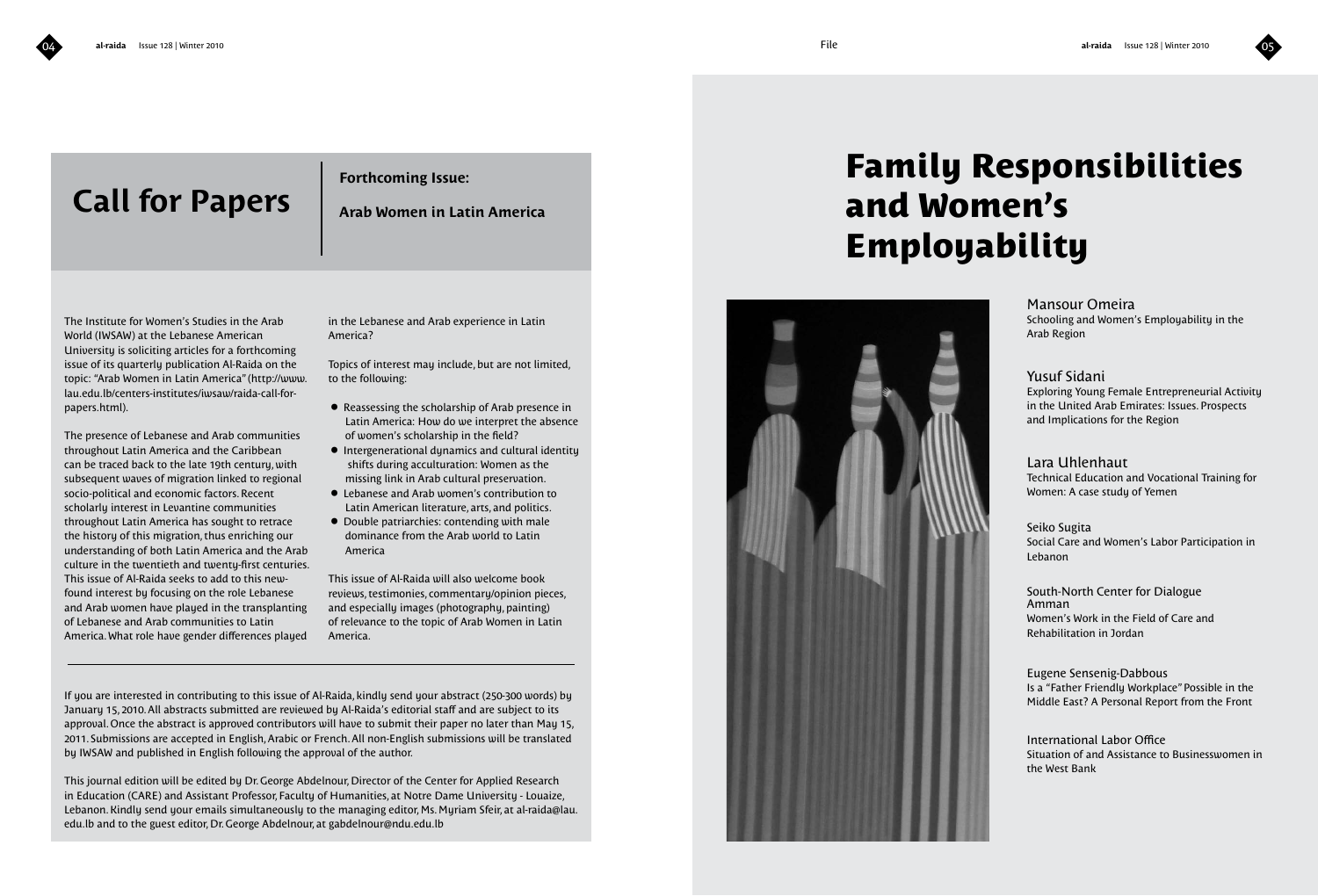# Call for Papers

**Forthcoming Issue:**

**Arab Women in Latin America**

The Institute for Women's Studies in the Arab World (IWSAW) at the Lebanese American University is soliciting articles for a forthcoming issue of its quarterly publication Al-Raida on the topic: "Arab Women in Latin America" (http://www.lau.edu.lb/centers-institutes/iwsaw/raida-call-for-papers.html).

The presence of Lebanese and Arab communities throughout Latin America and the Caribbean can be traced back to the late 19th century, with subsequent waves of migration linked to regional socio-political and economic factors. Recent scholarly interest in Levantine communities throughout Latin America has sought to retrace the history of this migration, thus enriching our understanding of both Latin America and the Arab culture in the twentieth and twenty-first centuries. This issue of Al-Raida seeks to add to this new-found interest by focusing on the role Lebanese and Arab women have played in the transplanting of Lebanese and Arab communities to Latin America. What role have gender differences played in the Lebanese and Arab experience in Latin America?

Topics of interest may include, but are not limited, to the following:

- Reassessing the scholarship of Arab presence in Latin America: How do we interpret the absence of women's scholarship in the field?
- Intergenerational dynamics and cultural identity shifts during acculturation: Women as the missing link in Arab cultural preservation.
- Lebanese and Arab women's contribution to Latin American literature, arts, and politics.
- Double patriarchies: contending with male dominance from the Arab world to Latin America

This issue of Al-Raida will also welcome book reviews, testimonies, commentary/opinion pieces, and especially images (photography, painting) of relevance to the topic of Arab Women in Latin America.

---

If you are interested in contributing to this issue of Al-Raida, kindly send your abstract (250-300 words) by January 15, 2010. All abstracts submitted are reviewed by Al-Raida's editorial staff and are subject to its approval. Once the abstract is approved contributors will have to submit their paper no later than May 15, 2011. Submissions are accepted in English, Arabic or French. All non-English submissions will be translated by IWSAW and published in English following the approval of the author.

This journal edition will be edited by Dr. George Abdelnour, Director of the Center for Applied Research in Education (CARE) and Assistant Professor, Faculty of Humanities, at Notre Dame University - Louaize, Lebanon. Kindly send your emails simultaneously to the managing editor, Ms. Myriam Sfeir, at al-raida@lau.edu.lb and to the guest editor, Dr. George Abdelnour, at gabdelnour@ndu.edu.lb

# Family Responsibilities and Women's Employability

Mansour Omeira
Schooling and Women's Employability in the Arab Region

Yusuf Sidani
Exploring Young Female Entrepreneurial Activity in the United Arab Emirates: Issues. Prospects and Implications for the Region

Lara Uhlenhaut
Technical Education and Vocational Training for Women: A case study of Yemen

Seiko Sugita
Social Care and Women's Labor Participation in Lebanon

South-North Center for Dialogue Amman
Women's Work in the Field of Care and Rehabilitation in Jordan

Eugene Sensenig-Dabbous
Is a "Father Friendly Workplace" Possible in the Middle East? A Personal Report from the Front

International Labor Office
Situation of and Assistance to Businesswomen in the West Bank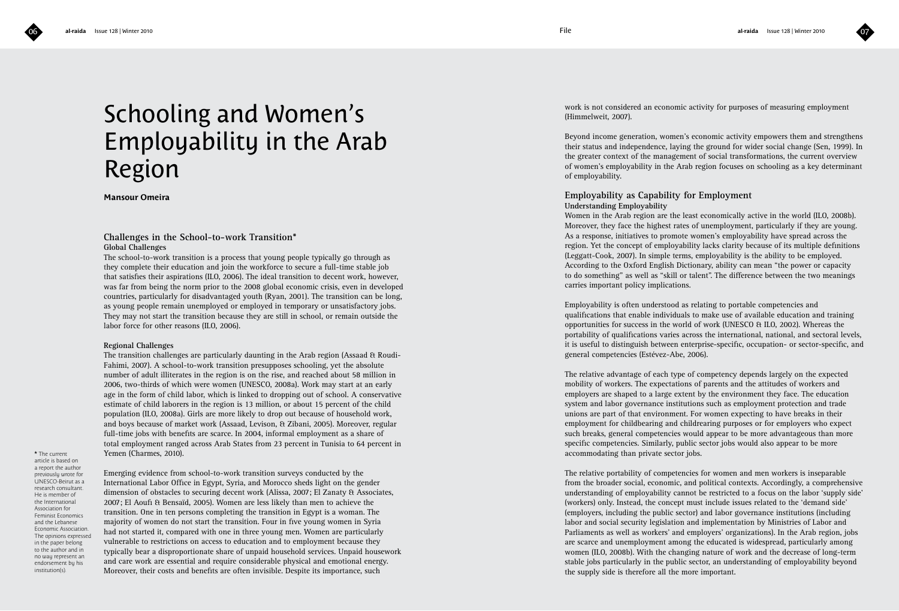# Schooling and Women's Employability in the Arab Region

**Mansour Omeira**

## Challenges in the School-to-work Transition*

### Global Challenges

The school-to-work transition is a process that young people typically go through as they complete their education and join the workforce to secure a full-time stable job that satisfies their aspirations (ILO, 2006). The ideal transition to decent work, however, was far from being the norm prior to the 2008 global economic crisis, even in developed countries, particularly for disadvantaged youth (Ryan, 2001). The transition can be long, as young people remain unemployed or employed in temporary or unsatisfactory jobs. They may not start the transition because they are still in school, or remain outside the labor force for other reasons (ILO, 2006).

### Regional Challenges

The transition challenges are particularly daunting in the Arab region (Assaad & Roudi-Fahimi, 2007). A school-to-work transition presupposes schooling, yet the absolute number of adult illiterates in the region is on the rise, and reached about 58 million in 2006, two-thirds of which were women (UNESCO, 2008a). Work may start at an early age in the form of child labor, which is linked to dropping out of school. A conservative estimate of child laborers in the region is 13 million, or about 15 percent of the child population (ILO, 2008a). Girls are more likely to drop out because of household work, and boys because of market work (Assaad, Levison, & Zibani, 2005). Moreover, regular full-time jobs with benefits are scarce. In 2004, informal employment as a share of total employment ranged across Arab States from 23 percent in Tunisia to 64 percent in Yemen (Charmes, 2010).

Emerging evidence from school-to-work transition surveys conducted by the International Labor Office in Egypt, Syria, and Morocco sheds light on the gender dimension of obstacles to securing decent work (Alissa, 2007; El Zanaty & Associates, 2007; El Aoufi & Bensaïd, 2005). Women are less likely than men to achieve the transition. One in ten persons completing the transition in Egypt is a woman. The majority of women do not start the transition. Four in five young women in Syria had not started it, compared with one in three young men. Women are particularly vulnerable to restrictions on access to education and to employment because they typically bear a disproportionate share of unpaid household services. Unpaid housework and care work are essential and require considerable physical and emotional energy. Moreover, their costs and benefits are often invisible. Despite its importance, such work is not considered an economic activity for purposes of measuring employment (Himmelweit, 2007).

Beyond income generation, women's economic activity empowers them and strengthens their status and independence, laying the ground for wider social change (Sen, 1999). In the greater context of the management of social transformations, the current overview of women's employability in the Arab region focuses on schooling as a key determinant of employability.

## Employability as Capability for Employment

### Understanding Employability

Women in the Arab region are the least economically active in the world (ILO, 2008b). Moreover, they face the highest rates of unemployment, particularly if they are young. As a response, initiatives to promote women's employability have spread across the region. Yet the concept of employability lacks clarity because of its multiple definitions (Leggatt-Cook, 2007). In simple terms, employability is the ability to be employed. According to the Oxford English Dictionary, ability can mean "the power or capacity to do something" as well as "skill or talent". The difference between the two meanings carries important policy implications.

Employability is often understood as relating to portable competencies and qualifications that enable individuals to make use of available education and training opportunities for success in the world of work (UNESCO & ILO, 2002). Whereas the portability of qualifications varies across the international, national, and sectoral levels, it is useful to distinguish between enterprise-specific, occupation- or sector-specific, and general competencies (Estévez-Abe, 2006).

The relative advantage of each type of competency depends largely on the expected mobility of workers. The expectations of parents and the attitudes of workers and employers are shaped to a large extent by the environment they face. The education system and labor governance institutions such as employment protection and trade unions are part of that environment. For women expecting to have breaks in their employment for childbearing and childrearing purposes or for employers who expect such breaks, general competencies would appear to be more advantageous than more specific competencies. Similarly, public sector jobs would also appear to be more accommodating than private sector jobs.

The relative portability of competencies for women and men workers is inseparable from the broader social, economic, and political contexts. Accordingly, a comprehensive understanding of employability cannot be restricted to a focus on the labor 'supply side' (workers) only. Instead, the concept must include issues related to the 'demand side' (employers, including the public sector) and labor governance institutions (including labor and social security legislation and implementation by Ministries of Labor and Parliaments as well as workers' and employers' organizations). In the Arab region, jobs are scarce and unemployment among the educated is widespread, particularly among women (ILO, 2008b). With the changing nature of work and the decrease of long-term stable jobs particularly in the public sector, an understanding of employability beyond the supply side is therefore all the more important.

* The current article is based on a report the author previously wrote for UNESCO-Beirut as a research consultant. He is member of the International Association for Feminist Economics and the Lebanese Economic Association. The opinions expressed in the paper belong to the author and in no way represent an endorsement by his institution(s).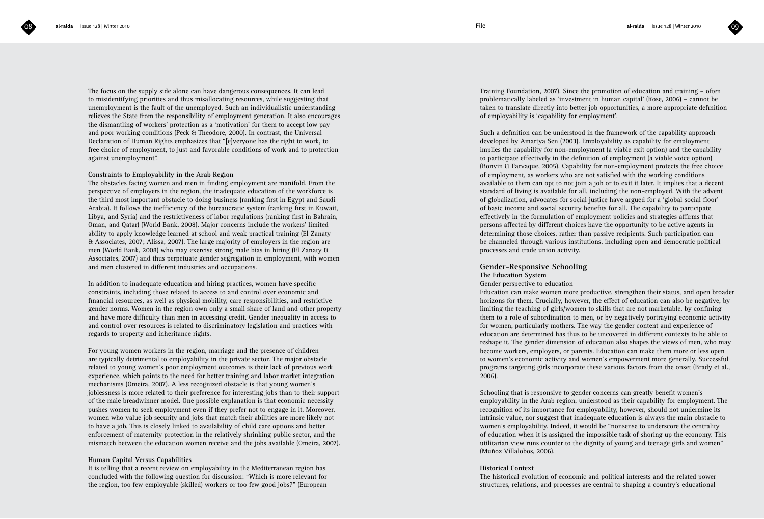The focus on the supply side alone can have dangerous consequences. It can lead to misidentifying priorities and thus misallocating resources, while suggesting that unemployment is the fault of the unemployed. Such an individualistic understanding relieves the State from the responsibility of employment generation. It also encourages the dismantling of workers' protection as a 'motivation' for them to accept low pay and poor working conditions (Peck & Theodore, 2000). In contrast, the Universal Declaration of Human Rights emphasizes that "[e]veryone has the right to work, to free choice of employment, to just and favorable conditions of work and to protection against unemployment".

### Constraints to Employability in the Arab Region

The obstacles facing women and men in finding employment are manifold. From the perspective of employers in the region, the inadequate education of the workforce is the third most important obstacle to doing business (ranking first in Egypt and Saudi Arabia). It follows the inefficiency of the bureaucratic system (ranking first in Kuwait, Libya, and Syria) and the restrictiveness of labor regulations (ranking first in Bahrain, Oman, and Qatar) (World Bank, 2008). Major concerns include the workers' limited ability to apply knowledge learned at school and weak practical training (El Zanaty & Associates, 2007; Alissa, 2007). The large majority of employers in the region are men (World Bank, 2008) who may exercise strong male bias in hiring (El Zanaty & Associates, 2007) and thus perpetuate gender segregation in employment, with women and men clustered in different industries and occupations.

In addition to inadequate education and hiring practices, women have specific constraints, including those related to access to and control over economic and financial resources, as well as physical mobility, care responsibilities, and restrictive gender norms. Women in the region own only a small share of land and other property and have more difficulty than men in accessing credit. Gender inequality in access to and control over resources is related to discriminatory legislation and practices with regards to property and inheritance rights.

For young women workers in the region, marriage and the presence of children are typically detrimental to employability in the private sector. The major obstacle related to young women's poor employment outcomes is their lack of previous work experience, which points to the need for better training and labor market integration mechanisms (Omeira, 2007). A less recognized obstacle is that young women's joblessness is more related to their preference for interesting jobs than to their support of the male breadwinner model. One possible explanation is that economic necessity pushes women to seek employment even if they prefer not to engage in it. Moreover, women who value job security and jobs that match their abilities are more likely not to have a job. This is closely linked to availability of child care options and better enforcement of maternity protection in the relatively shrinking public sector, and the mismatch between the education women receive and the jobs available (Omeira, 2007).

### Human Capital Versus Capabilities

It is telling that a recent review on employability in the Mediterranean region has concluded with the following question for discussion: "Which is more relevant for the region, too few employable (skilled) workers or too few good jobs?" (European Training Foundation, 2007). Since the promotion of education and training – often problematically labeled as 'investment in human capital' (Rose, 2006) – cannot be taken to translate directly into better job opportunities, a more appropriate definition of employability is 'capability for employment'.

Such a definition can be understood in the framework of the capability approach developed by Amartya Sen (2003). Employability as capability for employment implies the capability for non-employment (a viable exit option) and the capability to participate effectively in the definition of employment (a viable voice option) (Bonvin & Farvaque, 2005). Capability for non-employment protects the free choice of employment, as workers who are not satisfied with the working conditions available to them can opt to not join a job or to exit it later. It implies that a decent standard of living is available for all, including the non-employed. With the advent of globalization, advocates for social justice have argued for a 'global social floor' of basic income and social security benefits for all. The capability to participate effectively in the formulation of employment policies and strategies affirms that persons affected by different choices have the opportunity to be active agents in determining those choices, rather than passive recipients. Such participation can be channeled through various institutions, including open and democratic political processes and trade union activity.

## Gender-Responsive Schooling

### The Education System

#### Gender perspective to education

Education can make women more productive, strengthen their status, and open broader horizons for them. Crucially, however, the effect of education can also be negative, by limiting the teaching of girls/women to skills that are not marketable, by confining them to a role of subordination to men, or by negatively portraying economic activity for women, particularly mothers. The way the gender content and experience of education are determined has thus to be uncovered in different contexts to be able to reshape it. The gender dimension of education also shapes the views of men, who may become workers, employers, or parents. Education can make them more or less open to women's economic activity and women's empowerment more generally. Successful programs targeting girls incorporate these various factors from the onset (Brady et al., 2006).

Schooling that is responsive to gender concerns can greatly benefit women's employability in the Arab region, understood as their capability for employment. The recognition of its importance for employability, however, should not undermine its intrinsic value, nor suggest that inadequate education is always the main obstacle to women's employability. Indeed, it would be "nonsense to underscore the centrality of education when it is assigned the impossible task of shoring up the economy. This utilitarian view runs counter to the dignity of young and teenage girls and women" (Muñoz Villalobos, 2006).

### Historical Context

The historical evolution of economic and political interests and the related power structures, relations, and processes are central to shaping a country's educational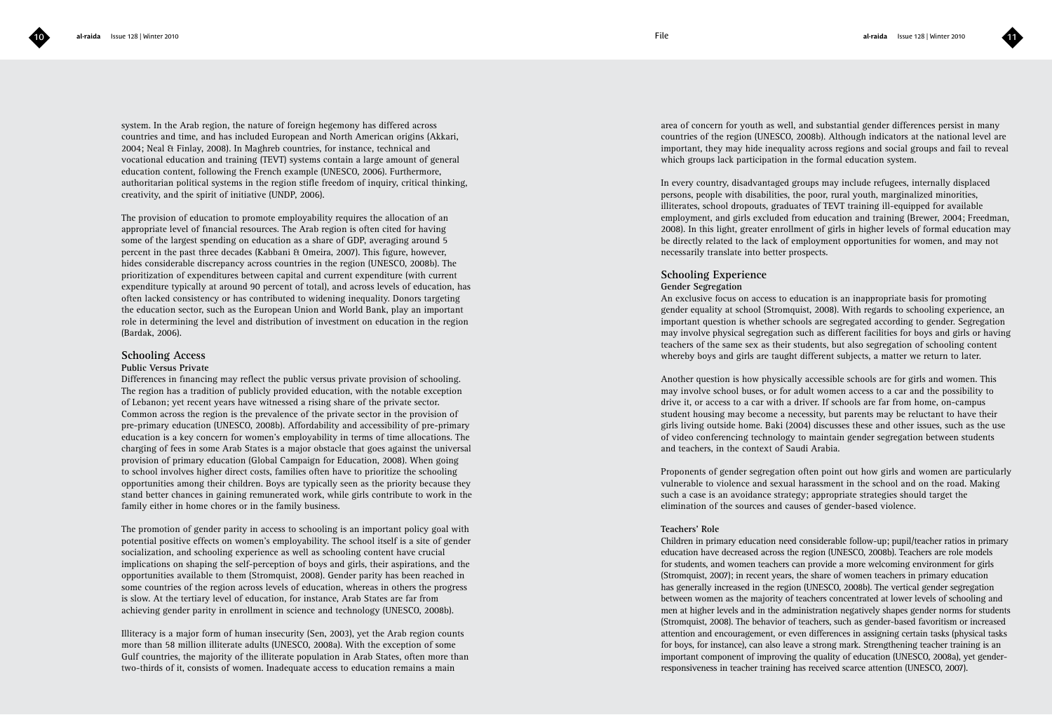system. In the Arab region, the nature of foreign hegemony has differed across countries and time, and has included European and North American origins (Akkari, 2004; Neal & Finlay, 2008). In Maghreb countries, for instance, technical and vocational education and training (TEVT) systems contain a large amount of general education content, following the French example (UNESCO, 2006). Furthermore, authoritarian political systems in the region stifle freedom of inquiry, critical thinking, creativity, and the spirit of initiative (UNDP, 2006).

The provision of education to promote employability requires the allocation of an appropriate level of financial resources. The Arab region is often cited for having some of the largest spending on education as a share of GDP, averaging around 5 percent in the past three decades (Kabbani & Omeira, 2007). This figure, however, hides considerable discrepancy across countries in the region (UNESCO, 2008b). The prioritization of expenditures between capital and current expenditure (with current expenditure typically at around 90 percent of total), and across levels of education, has often lacked consistency or has contributed to widening inequality. Donors targeting the education sector, such as the European Union and World Bank, play an important role in determining the level and distribution of investment on education in the region (Bardak, 2006).

## Schooling Access

### Public Versus Private

Differences in financing may reflect the public versus private provision of schooling. The region has a tradition of publicly provided education, with the notable exception of Lebanon; yet recent years have witnessed a rising share of the private sector. Common across the region is the prevalence of the private sector in the provision of pre-primary education (UNESCO, 2008b). Affordability and accessibility of pre-primary education is a key concern for women's employability in terms of time allocations. The charging of fees in some Arab States is a major obstacle that goes against the universal provision of primary education (Global Campaign for Education, 2008). When going to school involves higher direct costs, families often have to prioritize the schooling opportunities among their children. Boys are typically seen as the priority because they stand better chances in gaining remunerated work, while girls contribute to work in the family either in home chores or in the family business.

The promotion of gender parity in access to schooling is an important policy goal with potential positive effects on women's employability. The school itself is a site of gender socialization, and schooling experience as well as schooling content have crucial implications on shaping the self-perception of boys and girls, their aspirations, and the opportunities available to them (Stromquist, 2008). Gender parity has been reached in some countries of the region across levels of education, whereas in others the progress is slow. At the tertiary level of education, for instance, Arab States are far from achieving gender parity in enrollment in science and technology (UNESCO, 2008b).

Illiteracy is a major form of human insecurity (Sen, 2003), yet the Arab region counts more than 58 million illiterate adults (UNESCO, 2008a). With the exception of some Gulf countries, the majority of the illiterate population in Arab States, often more than two-thirds of it, consists of women. Inadequate access to education remains a main area of concern for youth as well, and substantial gender differences persist in many countries of the region (UNESCO, 2008b). Although indicators at the national level are important, they may hide inequality across regions and social groups and fail to reveal which groups lack participation in the formal education system.

In every country, disadvantaged groups may include refugees, internally displaced persons, people with disabilities, the poor, rural youth, marginalized minorities, illiterates, school dropouts, graduates of TEVT training ill-equipped for available employment, and girls excluded from education and training (Brewer, 2004; Freedman, 2008). In this light, greater enrollment of girls in higher levels of formal education may be directly related to the lack of employment opportunities for women, and may not necessarily translate into better prospects.

## Schooling Experience

### Gender Segregation

An exclusive focus on access to education is an inappropriate basis for promoting gender equality at school (Stromquist, 2008). With regards to schooling experience, an important question is whether schools are segregated according to gender. Segregation may involve physical segregation such as different facilities for boys and girls or having teachers of the same sex as their students, but also segregation of schooling content whereby boys and girls are taught different subjects, a matter we return to later.

Another question is how physically accessible schools are for girls and women. This may involve school buses, or for adult women access to a car and the possibility to drive it, or access to a car with a driver. If schools are far from home, on-campus student housing may become a necessity, but parents may be reluctant to have their girls living outside home. Baki (2004) discusses these and other issues, such as the use of video conferencing technology to maintain gender segregation between students and teachers, in the context of Saudi Arabia.

Proponents of gender segregation often point out how girls and women are particularly vulnerable to violence and sexual harassment in the school and on the road. Making such a case is an avoidance strategy; appropriate strategies should target the elimination of the sources and causes of gender-based violence.

### Teachers' Role

Children in primary education need considerable follow-up; pupil/teacher ratios in primary education have decreased across the region (UNESCO, 2008b). Teachers are role models for students, and women teachers can provide a more welcoming environment for girls (Stromquist, 2007); in recent years, the share of women teachers in primary education has generally increased in the region (UNESCO, 2008b). The vertical gender segregation between women as the majority of teachers concentrated at lower levels of schooling and men at higher levels and in the administration negatively shapes gender norms for students (Stromquist, 2008). The behavior of teachers, such as gender-based favoritism or increased attention and encouragement, or even differences in assigning certain tasks (physical tasks for boys, for instance), can also leave a strong mark. Strengthening teacher training is an important component of improving the quality of education (UNESCO, 2008a), yet gender-responsiveness in teacher training has received scarce attention (UNESCO, 2007).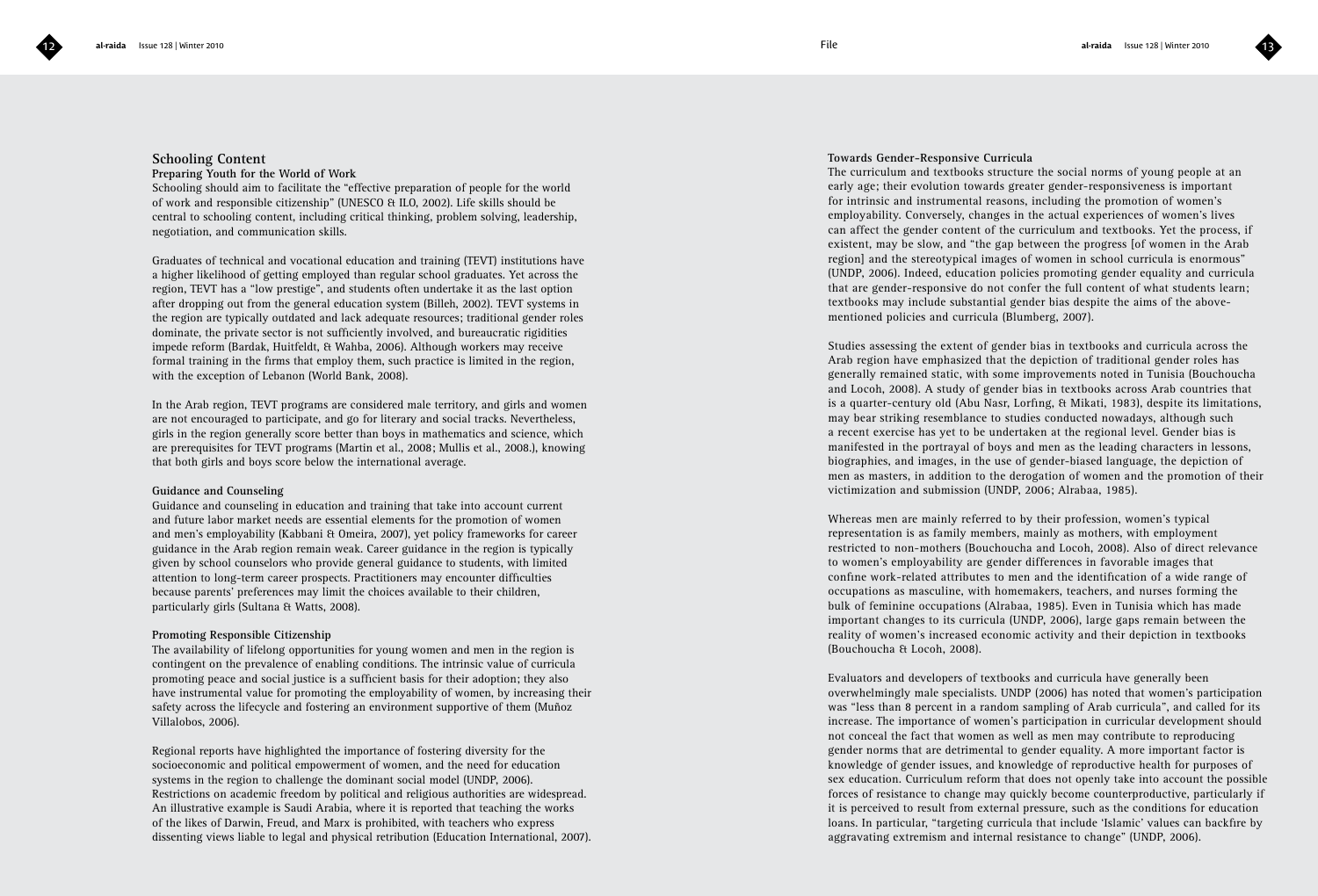## Schooling Content

### Preparing Youth for the World of Work

Schooling should aim to facilitate the "effective preparation of people for the world of work and responsible citizenship" (UNESCO & ILO, 2002). Life skills should be central to schooling content, including critical thinking, problem solving, leadership, negotiation, and communication skills.

Graduates of technical and vocational education and training (TEVT) institutions have a higher likelihood of getting employed than regular school graduates. Yet across the region, TEVT has a "low prestige", and students often undertake it as the last option after dropping out from the general education system (Billeh, 2002). TEVT systems in the region are typically outdated and lack adequate resources; traditional gender roles dominate, the private sector is not sufficiently involved, and bureaucratic rigidities impede reform (Bardak, Huitfeldt, & Wahba, 2006). Although workers may receive formal training in the firms that employ them, such practice is limited in the region, with the exception of Lebanon (World Bank, 2008).

In the Arab region, TEVT programs are considered male territory, and girls and women are not encouraged to participate, and go for literary and social tracks. Nevertheless, girls in the region generally score better than boys in mathematics and science, which are prerequisites for TEVT programs (Martin et al., 2008; Mullis et al., 2008.), knowing that both girls and boys score below the international average.

### Guidance and Counseling

Guidance and counseling in education and training that take into account current and future labor market needs are essential elements for the promotion of women and men's employability (Kabbani & Omeira, 2007), yet policy frameworks for career guidance in the Arab region remain weak. Career guidance in the region is typically given by school counselors who provide general guidance to students, with limited attention to long-term career prospects. Practitioners may encounter difficulties because parents' preferences may limit the choices available to their children, particularly girls (Sultana & Watts, 2008).

### Promoting Responsible Citizenship

The availability of lifelong opportunities for young women and men in the region is contingent on the prevalence of enabling conditions. The intrinsic value of curricula promoting peace and social justice is a sufficient basis for their adoption; they also have instrumental value for promoting the employability of women, by increasing their safety across the lifecycle and fostering an environment supportive of them (Muñoz Villalobos, 2006).

Regional reports have highlighted the importance of fostering diversity for the socioeconomic and political empowerment of women, and the need for education systems in the region to challenge the dominant social model (UNDP, 2006). Restrictions on academic freedom by political and religious authorities are widespread. An illustrative example is Saudi Arabia, where it is reported that teaching the works of the likes of Darwin, Freud, and Marx is prohibited, with teachers who express dissenting views liable to legal and physical retribution (Education International, 2007).

### Towards Gender-Responsive Curricula

The curriculum and textbooks structure the social norms of young people at an early age; their evolution towards greater gender-responsiveness is important for intrinsic and instrumental reasons, including the promotion of women's employability. Conversely, changes in the actual experiences of women's lives can affect the gender content of the curriculum and textbooks. Yet the process, if existent, may be slow, and "the gap between the progress [of women in the Arab region] and the stereotypical images of women in school curricula is enormous" (UNDP, 2006). Indeed, education policies promoting gender equality and curricula that are gender-responsive do not confer the full content of what students learn; textbooks may include substantial gender bias despite the aims of the above-mentioned policies and curricula (Blumberg, 2007).

Studies assessing the extent of gender bias in textbooks and curricula across the Arab region have emphasized that the depiction of traditional gender roles has generally remained static, with some improvements noted in Tunisia (Bouchoucha and Locoh, 2008). A study of gender bias in textbooks across Arab countries that is a quarter-century old (Abu Nasr, Lorfing, & Mikati, 1983), despite its limitations, may bear striking resemblance to studies conducted nowadays, although such a recent exercise has yet to be undertaken at the regional level. Gender bias is manifested in the portrayal of boys and men as the leading characters in lessons, biographies, and images, in the use of gender-biased language, the depiction of men as masters, in addition to the derogation of women and the promotion of their victimization and submission (UNDP, 2006; Alrabaa, 1985).

Whereas men are mainly referred to by their profession, women's typical representation is as family members, mainly as mothers, with employment restricted to non-mothers (Bouchoucha and Locoh, 2008). Also of direct relevance to women's employability are gender differences in favorable images that confine work-related attributes to men and the identification of a wide range of occupations as masculine, with homemakers, teachers, and nurses forming the bulk of feminine occupations (Alrabaa, 1985). Even in Tunisia which has made important changes to its curricula (UNDP, 2006), large gaps remain between the reality of women's increased economic activity and their depiction in textbooks (Bouchoucha & Locoh, 2008).

Evaluators and developers of textbooks and curricula have generally been overwhelmingly male specialists. UNDP (2006) has noted that women's participation was "less than 8 percent in a random sampling of Arab curricula", and called for its increase. The importance of women's participation in curricular development should not conceal the fact that women as well as men may contribute to reproducing gender norms that are detrimental to gender equality. A more important factor is knowledge of gender issues, and knowledge of reproductive health for purposes of sex education. Curriculum reform that does not openly take into account the possible forces of resistance to change may quickly become counterproductive, particularly if it is perceived to result from external pressure, such as the conditions for education loans. In particular, "targeting curricula that include 'Islamic' values can backfire by aggravating extremism and internal resistance to change" (UNDP, 2006).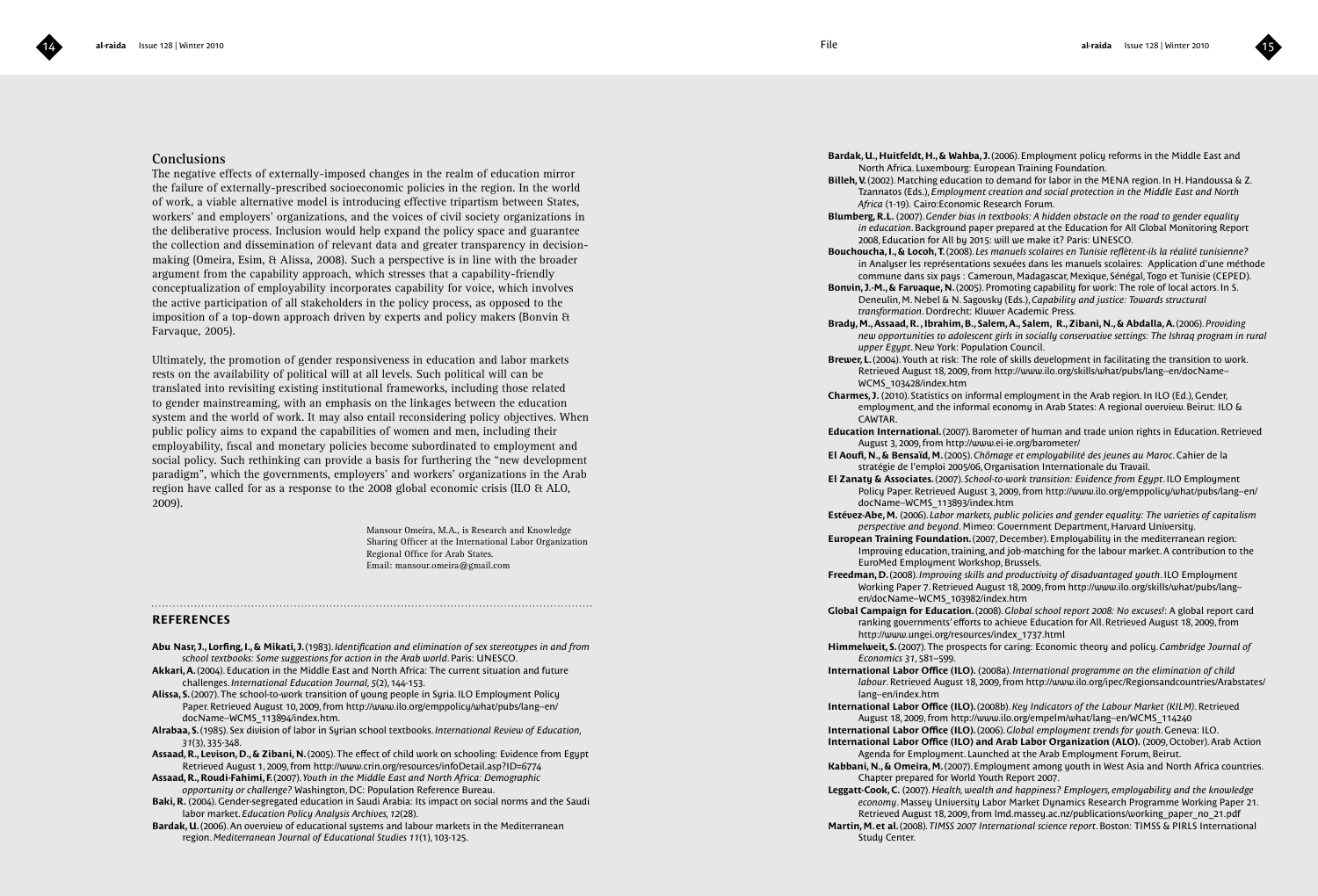## Conclusions

The negative effects of externally-imposed changes in the realm of education mirror the failure of externally-prescribed socioeconomic policies in the region. In the world of work, a viable alternative model is introducing effective tripartism between States, workers' and employers' organizations, and the voices of civil society organizations in the deliberative process. Inclusion would help expand the policy space and guarantee the collection and dissemination of relevant data and greater transparency in decision-making (Omeira, Esim, & Alissa, 2008). Such a perspective is in line with the broader argument from the capability approach, which stresses that a capability-friendly conceptualization of employability incorporates capability for voice, which involves the active participation of all stakeholders in the policy process, as opposed to the imposition of a top-down approach driven by experts and policy makers (Bonvin & Farvaque, 2005).

Ultimately, the promotion of gender responsiveness in education and labor markets rests on the availability of political will at all levels. Such political will can be translated into revisiting existing institutional frameworks, including those related to gender mainstreaming, with an emphasis on the linkages between the education system and the world of work. It may also entail reconsidering policy objectives. When public policy aims to expand the capabilities of women and men, including their employability, fiscal and monetary policies become subordinated to employment and social policy. Such rethinking can provide a basis for furthering the "new development paradigm", which the governments, employers' and workers' organizations in the Arab region have called for as a response to the 2008 global economic crisis (ILO & ALO, 2009).

Mansour Omeira, M.A., is Research and Knowledge Sharing Officer at the International Labor Organization Regional Office for Arab States.
Email: mansour.omeira@gmail.com

## REFERENCES

**Abu Nasr, J., Lorfing, I., & Mikati, J.** (1983). *Identification and elimination of sex stereotypes in and from school textbooks: Some suggestions for action in the Arab world*. Paris: UNESCO.

**Akkari, A.** (2004). Education in the Middle East and North Africa: The current situation and future challenges. *International Education Journal, 5*(2), 144-153.

**Alissa, S.** (2007). The school-to-work transition of young people in Syria. ILO Employment Policy Paper. Retrieved August 10, 2009, from http://www.ilo.org/emppolicy/what/pubs/lang--en/docName--WCMS_113894/index.htm.

**Alrabaa, S.** (1985). Sex division of labor in Syrian school textbooks. *International Review of Education, 31*(3), 335-348.

**Assaad, R., Levison, D., & Zibani, N.** (2005). The effect of child work on schooling: Evidence from Egypt Retrieved August 1, 2009, from http://www.crin.org/resources/infoDetail.asp?ID=6774

**Assaad, R., Roudi-Fahimi, F.** (2007). *Youth in the Middle East and North Africa: Demographic opportunity or challenge?* Washington, DC: Population Reference Bureau.

**Baki, R.** (2004). Gender-segregated education in Saudi Arabia: Its impact on social norms and the Saudi labor market. *Education Policy Analysis Archives, 12*(28).

**Bardak, U.** (2006). An overview of educational systems and labour markets in the Mediterranean region. *Mediterranean Journal of Educational Studies 11*(1), 103-125.

**Bardak, U., Huitfeldt, H., & Wahba, J.** (2006). Employment policy reforms in the Middle East and North Africa. Luxembourg: European Training Foundation.

**Billeh, V.** (2002). Matching education to demand for labor in the MENA region. In H. Handoussa & Z. Tzannatos (Eds.), *Employment creation and social protection in the Middle East and North Africa* (1-19). Cairo:Economic Research Forum.

**Blumberg, R.L.** (2007). *Gender bias in textbooks: A hidden obstacle on the road to gender equality in education*. Background paper prepared at the Education for All Global Monitoring Report 2008, Education for All by 2015: will we make it? Paris: UNESCO.

**Bouchoucha, I., & Locoh, T.** (2008). *Les manuels scolaires en Tunisie reflètent-ils la réalité tunisienne?* in Analyser les représentations sexuées dans les manuels scolaires: Application d'une méthode commune dans six pays : Cameroun, Madagascar, Mexique, Sénégal, Togo et Tunisie (CEPED).

**Bonvin, J.-M., & Farvaque, N.** (2005). Promoting capability for work: The role of local actors. In S. Deneulin, M. Nebel & N. Sagousky (Eds.), *Capability and justice: Towards structural transformation*. Dordrecht: Kluwer Academic Press.

**Brady, M., Assaad, R. , Ibrahim, B., Salem, A., Salem, R., Zibani, N., & Abdalla, A.** (2006). *Providing new opportunities to adolescent girls in socially conservative settings: The Ishraq program in rural upper Egypt*. New York: Population Council.

**Brewer, L.** (2004). Youth at risk: The role of skills development in facilitating the transition to work. Retrieved August 18, 2009, from http://www.ilo.org/skills/what/pubs/lang--en/docName--WCMS_103428/index.htm

**Charmes, J.** (2010). Statistics on informal employment in the Arab region. In ILO (Ed.), Gender, employment, and the informal economy in Arab States: A regional overview. Beirut: ILO & CAWTAR.

**Education International.** (2007). Barometer of human and trade union rights in Education. Retrieved August 3, 2009, from http://www.ei-ie.org/barometer/

**El Aoufi, N., & Bensaïd, M.** (2005). *Chômage et employabilité des jeunes au Maroc*. Cahier de la stratégie de l'emploi 2005/06, Organisation Internationale du Travail.

**El Zanaty & Associates.** (2007). *School-to-work transition: Evidence from Egypt*. ILO Employment Policy Paper. Retrieved August 3, 2009, from http://www.ilo.org/emppolicy/what/pubs/lang--en/docName--WCMS_113893/index.htm

**Estévez-Abe, M.** (2006). *Labor markets, public policies and gender equality: The varieties of capitalism perspective and beyond*. Mimeo: Government Department, Harvard University.

**European Training Foundation.** (2007, December). Employability in the mediterranean region: Improving education, training, and job-matching for the labour market. A contribution to the EuroMed Employment Workshop, Brussels.

**Freedman, D.** (2008). *Improving skills and productivity of disadvantaged youth*. ILO Employment Working Paper 7. Retrieved August 18, 2009, from http://www.ilo.org/skills/what/pubs/lang--en/docName--WCMS_103982/index.htm

**Global Campaign for Education.** (2008). *Global school report 2008: No excuses!*: A global report card ranking governments' efforts to achieve Education for All. Retrieved August 18, 2009, from http://www.ungei.org/resources/index_1737.html

**Himmelweit, S.** (2007). The prospects for caring: Economic theory and policy. *Cambridge Journal of Economics 31*, 581–599.

**International Labor Office (ILO).** (2008a). *International programme on the elimination of child labour*. Retrieved August 18, 2009, from http://www.ilo.org/ipec/Regionsandcountries/Arabstates/lang--en/index.htm

**International Labor Office (ILO).** (2008b). *Key Indicators of the Labour Market (KILM)*. Retrieved August 18, 2009, from http://www.ilo.org/empelm/what/lang--en/WCMS_114240

**International Labor Office (ILO).** (2006). *Global employment trends for youth*. Geneva: ILO.

**International Labor Office (ILO) and Arab Labor Organization (ALO).** (2009, October). Arab Action Agenda for Employment. Launched at the Arab Employment Forum, Beirut.

**Kabbani, N., & Omeira, M.** (2007). Employment among youth in West Asia and North Africa countries. Chapter prepared for World Youth Report 2007.

**Leggatt-Cook, C.** (2007). *Health, wealth and happiness? Employers, employability and the knowledge economy*. Massey University Labor Market Dynamics Research Programme Working Paper 21. Retrieved August 18, 2009, from lmd.massey.ac.nz/publications/working_paper_no_21.pdf

**Martin, M. et al.** (2008). *TIMSS 2007 International science report*. Boston: TIMSS & PIRLS International Study Center.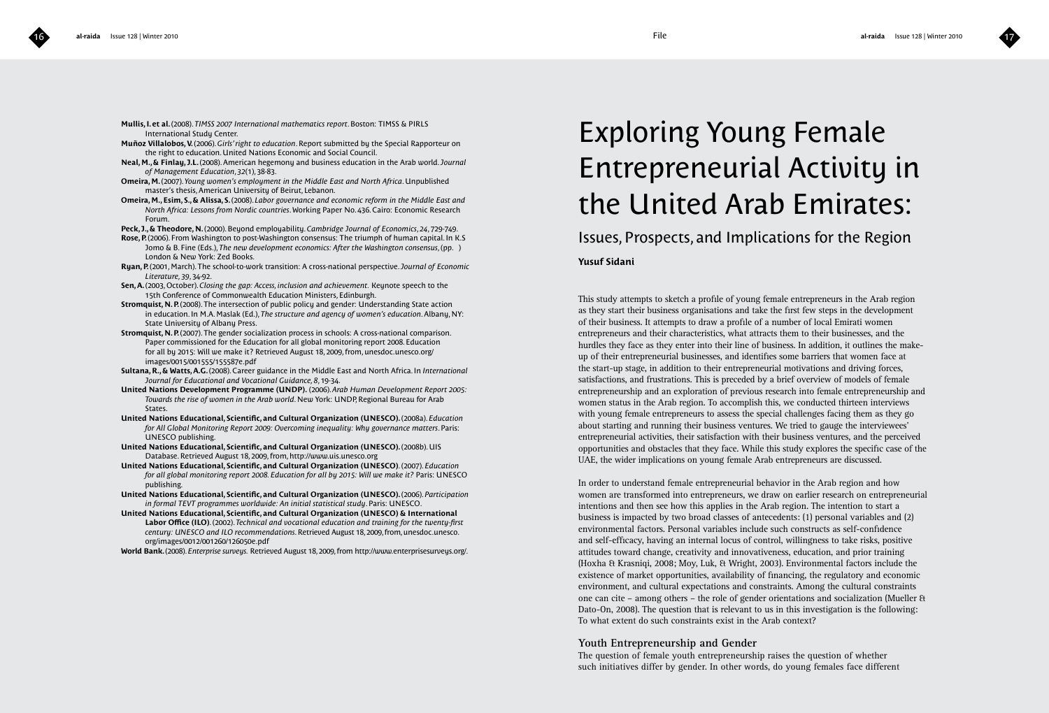**Mullis, I. et al.** (2008). *TIMSS 2007 International mathematics report*. Boston: TIMSS & PIRLS International Study Center.

**Muñoz Villalobos, V.** (2006). *Girls' right to education*. Report submitted by the Special Rapporteur on the right to education. United Nations Economic and Social Council.

**Neal, M., & Finlay, J.L.** (2008). American hegemony and business education in the Arab world. *Journal of Management Education*, 32(1), 38-83.

**Omeira, M.** (2007). *Young women's employment in the Middle East and North Africa*. Unpublished master's thesis, American University of Beirut, Lebanon.

**Omeira, M., Esim, S., & Alissa, S.** (2008). *Labor governance and economic reform in the Middle East and North Africa: Lessons from Nordic countries*. Working Paper No. 436. Cairo: Economic Research Forum.

**Peck, J., & Theodore, N.** (2000). Beyond employability. *Cambridge Journal of Economics*, 24, 729-749.

**Rose, P.** (2006). From Washington to post-Washington consensus: The triumph of human capital. In K.S Jomo & B. Fine (Eds.), *The new development economics: After the Washington consensus*, (pp. ) London & New York: Zed Books.

**Ryan, P.** (2001, March). The school-to-work transition: A cross-national perspective. *Journal of Economic Literature*, 39, 34-92.

**Sen, A.** (2003, October). *Closing the gap: Access, inclusion and achievement*. Keynote speech to the 15th Conference of Commonwealth Education Ministers, Edinburgh.

**Stromquist, N. P.** (2008). The intersection of public policy and gender: Understanding State action in education. In M.A. Maslak (Ed.), *The structure and agency of women's education*. Albany, NY: State University of Albany Press.

**Stromquist, N. P.** (2007). The gender socialization process in schools: A cross-national comparison. Paper commissioned for the Education for all global monitoring report 2008. Education for all by 2015: Will we make it? Retrieved August 18, 2009, from, unesdoc.unesco.org/images/0015/001555/155587e.pdf

**Sultana, R., & Watts, A.G.** (2008). Career guidance in the Middle East and North Africa. In *International Journal for Educational and Vocational Guidance*, 8, 19-34.

**United Nations Development Programme (UNDP).** (2006). *Arab Human Development Report 2005: Towards the rise of women in the Arab world*. New York: UNDP, Regional Bureau for Arab States.

**United Nations Educational, Scientific, and Cultural Organization (UNESCO).** (2008a). *Education for All Global Monitoring Report 2009: Overcoming inequality: Why governance matters*. Paris: UNESCO publishing.

**United Nations Educational, Scientific, and Cultural Organization (UNESCO).** (2008b). UIS Database. Retrieved August 18, 2009, from, http://www.uis.unesco.org

**United Nations Educational, Scientific, and Cultural Organization (UNESCO)**. (2007). *Education for all global monitoring report 2008. Education for all by 2015: Will we make it?* Paris: UNESCO publishing.

**United Nations Educational, Scientific, and Cultural Organization (UNESCO).** (2006). *Participation in formal TEVT programmes worldwide: An initial statistical study*. Paris: UNESCO.

**United Nations Educational, Scientific, and Cultural Organization (UNESCO) & International Labor Office (ILO)**. (2002). *Technical and vocational education and training for the twenty-first century: UNESCO and ILO recommendations*. Retrieved August 18, 2009, from, unesdoc.unesco.org/images/0012/001260/126050e.pdf

**World Bank.** (2008). *Enterprise surveys.* Retrieved August 18, 2009, from http://www.enterprisesurveys.org/.

# Exploring Young Female Entrepreneurial Activity in the United Arab Emirates:

## Issues, Prospects, and Implications for the Region

**Yusuf Sidani**

This study attempts to sketch a profile of young female entrepreneurs in the Arab region as they start their business organisations and take the first few steps in the development of their business. It attempts to draw a profile of a number of local Emirati women entrepreneurs and their characteristics, what attracts them to their businesses, and the hurdles they face as they enter into their line of business. In addition, it outlines the make-up of their entrepreneurial businesses, and identifies some barriers that women face at the start-up stage, in addition to their entrepreneurial motivations and driving forces, satisfactions, and frustrations. This is preceded by a brief overview of models of female entrepreneurship and an exploration of previous research into female entrepreneurship and women status in the Arab region. To accomplish this, we conducted thirteen interviews with young female entrepreneurs to assess the special challenges facing them as they go about starting and running their business ventures. We tried to gauge the interviewees' entrepreneurial activities, their satisfaction with their business ventures, and the perceived opportunities and obstacles that they face. While this study explores the specific case of the UAE, the wider implications on young female Arab entrepreneurs are discussed.

In order to understand female entrepreneurial behavior in the Arab region and how women are transformed into entrepreneurs, we draw on earlier research on entrepreneurial intentions and then see how this applies in the Arab region. The intention to start a business is impacted by two broad classes of antecedents: (1) personal variables and (2) environmental factors. Personal variables include such constructs as self-confidence and self-efficacy, having an internal locus of control, willingness to take risks, positive attitudes toward change, creativity and innovativeness, education, and prior training (Hoxha & Krasniqi, 2008; Moy, Luk, & Wright, 2003). Environmental factors include the existence of market opportunities, availability of financing, the regulatory and economic environment, and cultural expectations and constraints. Among the cultural constraints one can cite – among others – the role of gender orientations and socialization (Mueller & Dato-On, 2008). The question that is relevant to us in this investigation is the following: To what extent do such constraints exist in the Arab context?

### Youth Entrepreneurship and Gender

The question of female youth entrepreneurship raises the question of whether such initiatives differ by gender. In other words, do young females face different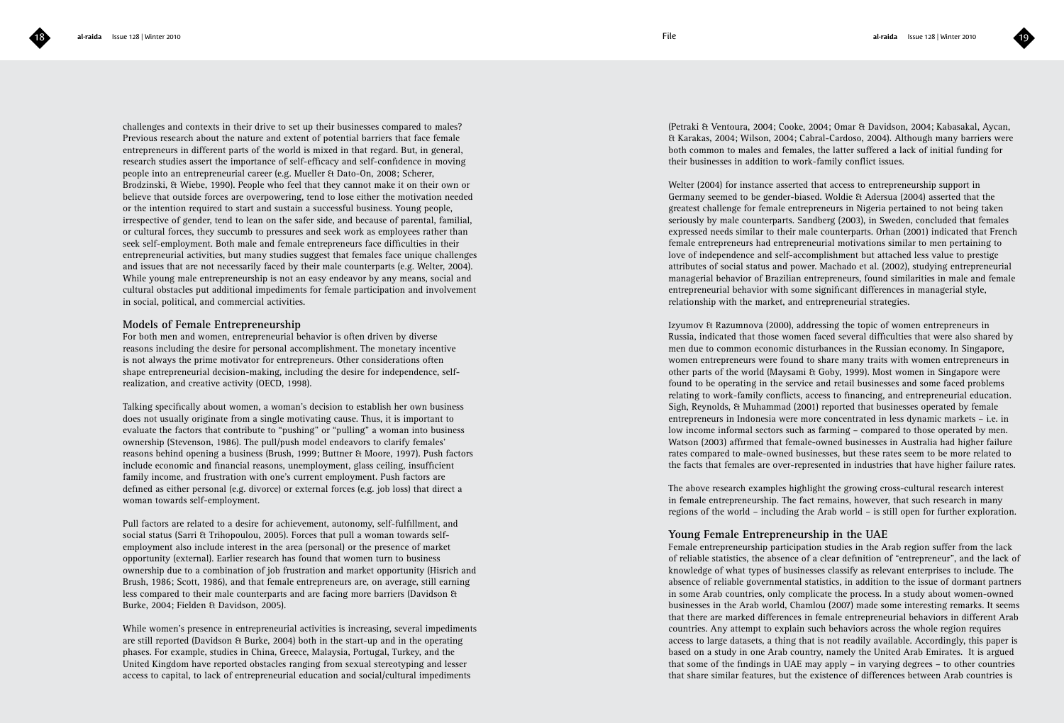challenges and contexts in their drive to set up their businesses compared to males? Previous research about the nature and extent of potential barriers that face female entrepreneurs in different parts of the world is mixed in that regard. But, in general, research studies assert the importance of self-efficacy and self-confidence in moving people into an entrepreneurial career (e.g. Mueller & Dato-On, 2008; Scherer, Brodzinski, & Wiebe, 1990). People who feel that they cannot make it on their own or believe that outside forces are overpowering, tend to lose either the motivation needed or the intention required to start and sustain a successful business. Young people, irrespective of gender, tend to lean on the safer side, and because of parental, familial, or cultural forces, they succumb to pressures and seek work as employees rather than seek self-employment. Both male and female entrepreneurs face difficulties in their entrepreneurial activities, but many studies suggest that females face unique challenges and issues that are not necessarily faced by their male counterparts (e.g. Welter, 2004). While young male entrepreneurship is not an easy endeavor by any means, social and cultural obstacles put additional impediments for female participation and involvement in social, political, and commercial activities.

## Models of Female Entrepreneurship

For both men and women, entrepreneurial behavior is often driven by diverse reasons including the desire for personal accomplishment. The monetary incentive is not always the prime motivator for entrepreneurs. Other considerations often shape entrepreneurial decision-making, including the desire for independence, self-realization, and creative activity (OECD, 1998).

Talking specifically about women, a woman's decision to establish her own business does not usually originate from a single motivating cause. Thus, it is important to evaluate the factors that contribute to "pushing" or "pulling" a woman into business ownership (Stevenson, 1986). The pull/push model endeavors to clarify females' reasons behind opening a business (Brush, 1999; Buttner & Moore, 1997). Push factors include economic and financial reasons, unemployment, glass ceiling, insufficient family income, and frustration with one's current employment. Push factors are defined as either personal (e.g. divorce) or external forces (e.g. job loss) that direct a woman towards self-employment.

Pull factors are related to a desire for achievement, autonomy, self-fulfillment, and social status (Sarri & Trihopoulou, 2005). Forces that pull a woman towards self-employment also include interest in the area (personal) or the presence of market opportunity (external). Earlier research has found that women turn to business ownership due to a combination of job frustration and market opportunity (Hisrich and Brush, 1986; Scott, 1986), and that female entrepreneurs are, on average, still earning less compared to their male counterparts and are facing more barriers (Davidson & Burke, 2004; Fielden & Davidson, 2005).

While women's presence in entrepreneurial activities is increasing, several impediments are still reported (Davidson & Burke, 2004) both in the start-up and in the operating phases. For example, studies in China, Greece, Malaysia, Portugal, Turkey, and the United Kingdom have reported obstacles ranging from sexual stereotyping and lesser access to capital, to lack of entrepreneurial education and social/cultural impediments (Petraki & Ventoura, 2004; Cooke, 2004; Omar & Davidson, 2004; Kabasakal, Aycan, & Karakas, 2004; Wilson, 2004; Cabral-Cardoso, 2004). Although many barriers were both common to males and females, the latter suffered a lack of initial funding for their businesses in addition to work-family conflict issues.

Welter (2004) for instance asserted that access to entrepreneurship support in Germany seemed to be gender-biased. Woldie & Adersua (2004) asserted that the greatest challenge for female entrepreneurs in Nigeria pertained to not being taken seriously by male counterparts. Sandberg (2003), in Sweden, concluded that females expressed needs similar to their male counterparts. Orhan (2001) indicated that French female entrepreneurs had entrepreneurial motivations similar to men pertaining to love of independence and self-accomplishment but attached less value to prestige attributes of social status and power. Machado et al. (2002), studying entrepreneurial managerial behavior of Brazilian entrepreneurs, found similarities in male and female entrepreneurial behavior with some significant differences in managerial style, relationship with the market, and entrepreneurial strategies.

Izyumov & Razumnova (2000), addressing the topic of women entrepreneurs in Russia, indicated that those women faced several difficulties that were also shared by men due to common economic disturbances in the Russian economy. In Singapore, women entrepreneurs were found to share many traits with women entrepreneurs in other parts of the world (Maysami & Goby, 1999). Most women in Singapore were found to be operating in the service and retail businesses and some faced problems relating to work-family conflicts, access to financing, and entrepreneurial education. Sigh, Reynolds, & Muhammad (2001) reported that businesses operated by female entrepreneurs in Indonesia were more concentrated in less dynamic markets – i.e. in low income informal sectors such as farming – compared to those operated by men. Watson (2003) affirmed that female-owned businesses in Australia had higher failure rates compared to male-owned businesses, but these rates seem to be more related to the facts that females are over-represented in industries that have higher failure rates.

The above research examples highlight the growing cross-cultural research interest in female entrepreneurship. The fact remains, however, that such research in many regions of the world – including the Arab world – is still open for further exploration.

## Young Female Entrepreneurship in the UAE

Female entrepreneurship participation studies in the Arab region suffer from the lack of reliable statistics, the absence of a clear definition of "entrepreneur", and the lack of knowledge of what types of businesses classify as relevant enterprises to include. The absence of reliable governmental statistics, in addition to the issue of dormant partners in some Arab countries, only complicate the process. In a study about women-owned businesses in the Arab world, Chamlou (2007) made some interesting remarks. It seems that there are marked differences in female entrepreneurial behaviors in different Arab countries. Any attempt to explain such behaviors across the whole region requires access to large datasets, a thing that is not readily available. Accordingly, this paper is based on a study in one Arab country, namely the United Arab Emirates. It is argued that some of the findings in UAE may apply – in varying degrees – to other countries that share similar features, but the existence of differences between Arab countries is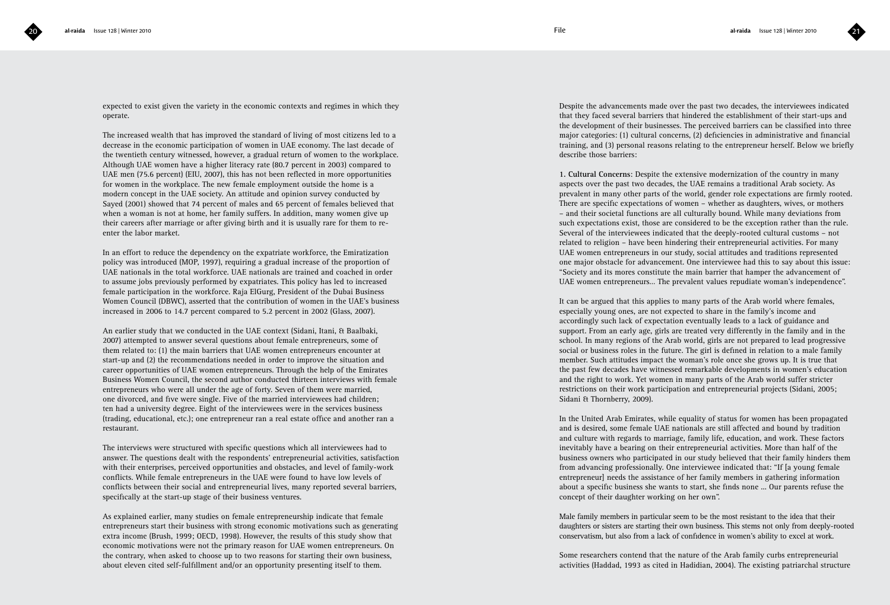expected to exist given the variety in the economic contexts and regimes in which they operate.

The increased wealth that has improved the standard of living of most citizens led to a decrease in the economic participation of women in UAE economy. The last decade of the twentieth century witnessed, however, a gradual return of women to the workplace. Although UAE women have a higher literacy rate (80.7 percent in 2003) compared to UAE men (75.6 percent) (EIU, 2007), this has not been reflected in more opportunities for women in the workplace. The new female employment outside the home is a modern concept in the UAE society. An attitude and opinion survey conducted by Sayed (2001) showed that 74 percent of males and 65 percent of females believed that when a woman is not at home, her family suffers. In addition, many women give up their careers after marriage or after giving birth and it is usually rare for them to re-enter the labor market.

In an effort to reduce the dependency on the expatriate workforce, the Emiratization policy was introduced (MOP, 1997), requiring a gradual increase of the proportion of UAE nationals in the total workforce. UAE nationals are trained and coached in order to assume jobs previously performed by expatriates. This policy has led to increased female participation in the workforce. Raja ElGurg, President of the Dubai Business Women Council (DBWC), asserted that the contribution of women in the UAE's business increased in 2006 to 14.7 percent compared to 5.2 percent in 2002 (Glass, 2007).

An earlier study that we conducted in the UAE context (Sidani, Itani, & Baalbaki, 2007) attempted to answer several questions about female entrepreneurs, some of them related to: (1) the main barriers that UAE women entrepreneurs encounter at start-up and (2) the recommendations needed in order to improve the situation and career opportunities of UAE women entrepreneurs. Through the help of the Emirates Business Women Council, the second author conducted thirteen interviews with female entrepreneurs who were all under the age of forty. Seven of them were married, one divorced, and five were single. Five of the married interviewees had children; ten had a university degree. Eight of the interviewees were in the services business (trading, educational, etc.); one entrepreneur ran a real estate office and another ran a restaurant.

The interviews were structured with specific questions which all interviewees had to answer. The questions dealt with the respondents' entrepreneurial activities, satisfaction with their enterprises, perceived opportunities and obstacles, and level of family-work conflicts. While female entrepreneurs in the UAE were found to have low levels of conflicts between their social and entrepreneurial lives, many reported several barriers, specifically at the start-up stage of their business ventures.

As explained earlier, many studies on female entrepreneurship indicate that female entrepreneurs start their business with strong economic motivations such as generating extra income (Brush, 1999; OECD, 1998). However, the results of this study show that economic motivations were not the primary reason for UAE women entrepreneurs. On the contrary, when asked to choose up to two reasons for starting their own business, about eleven cited self-fulfillment and/or an opportunity presenting itself to them.

Despite the advancements made over the past two decades, the interviewees indicated that they faced several barriers that hindered the establishment of their start-ups and the development of their businesses. The perceived barriers can be classified into three major categories: (1) cultural concerns, (2) deficiencies in administrative and financial training, and (3) personal reasons relating to the entrepreneur herself. Below we briefly describe those barriers:

**1. Cultural Concerns**: Despite the extensive modernization of the country in many aspects over the past two decades, the UAE remains a traditional Arab society. As prevalent in many other parts of the world, gender role expectations are firmly rooted. There are specific expectations of women – whether as daughters, wives, or mothers – and their societal functions are all culturally bound. While many deviations from such expectations exist, those are considered to be the exception rather than the rule. Several of the interviewees indicated that the deeply-rooted cultural customs – not related to religion – have been hindering their entrepreneurial activities. For many UAE women entrepreneurs in our study, social attitudes and traditions represented one major obstacle for advancement. One interviewee had this to say about this issue: "Society and its mores constitute the main barrier that hamper the advancement of UAE women entrepreneurs… The prevalent values repudiate woman's independence".

It can be argued that this applies to many parts of the Arab world where females, especially young ones, are not expected to share in the family's income and accordingly such lack of expectation eventually leads to a lack of guidance and support. From an early age, girls are treated very differently in the family and in the school. In many regions of the Arab world, girls are not prepared to lead progressive social or business roles in the future. The girl is defined in relation to a male family member. Such attitudes impact the woman's role once she grows up. It is true that the past few decades have witnessed remarkable developments in women's education and the right to work. Yet women in many parts of the Arab world suffer stricter restrictions on their work participation and entrepreneurial projects (Sidani, 2005; Sidani & Thornberry, 2009).

In the United Arab Emirates, while equality of status for women has been propagated and is desired, some female UAE nationals are still affected and bound by tradition and culture with regards to marriage, family life, education, and work. These factors inevitably have a bearing on their entrepreneurial activities. More than half of the business owners who participated in our study believed that their family hinders them from advancing professionally. One interviewee indicated that: "If [a young female entrepreneur] needs the assistance of her family members in gathering information about a specific business she wants to start, she finds none … Our parents refuse the concept of their daughter working on her own".

Male family members in particular seem to be the most resistant to the idea that their daughters or sisters are starting their own business. This stems not only from deeply-rooted conservatism, but also from a lack of confidence in women's ability to excel at work.

Some researchers contend that the nature of the Arab family curbs entrepreneurial activities (Haddad, 1993 as cited in Hadidian, 2004). The existing patriarchal structure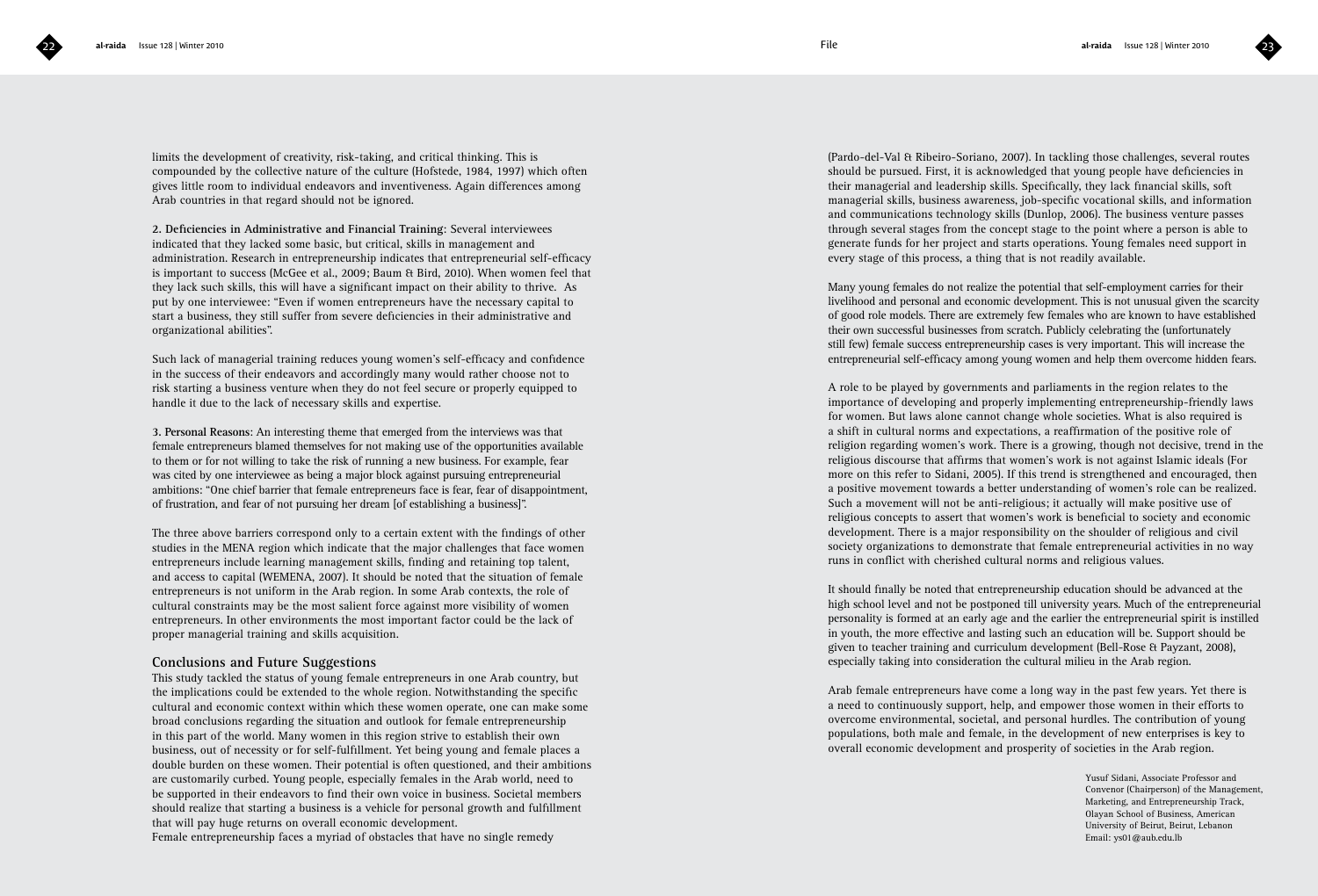limits the development of creativity, risk-taking, and critical thinking. This is compounded by the collective nature of the culture (Hofstede, 1984, 1997) which often gives little room to individual endeavors and inventiveness. Again differences among Arab countries in that regard should not be ignored.

**2. Deficiencies in Administrative and Financial Training**: Several interviewees indicated that they lacked some basic, but critical, skills in management and administration. Research in entrepreneurship indicates that entrepreneurial self-efficacy is important to success (McGee et al., 2009; Baum & Bird, 2010). When women feel that they lack such skills, this will have a significant impact on their ability to thrive. As put by one interviewee: "Even if women entrepreneurs have the necessary capital to start a business, they still suffer from severe deficiencies in their administrative and organizational abilities".

Such lack of managerial training reduces young women's self-efficacy and confidence in the success of their endeavors and accordingly many would rather choose not to risk starting a business venture when they do not feel secure or properly equipped to handle it due to the lack of necessary skills and expertise.

**3. Personal Reasons**: An interesting theme that emerged from the interviews was that female entrepreneurs blamed themselves for not making use of the opportunities available to them or for not willing to take the risk of running a new business. For example, fear was cited by one interviewee as being a major block against pursuing entrepreneurial ambitions: "One chief barrier that female entrepreneurs face is fear, fear of disappointment, of frustration, and fear of not pursuing her dream [of establishing a business]".

The three above barriers correspond only to a certain extent with the findings of other studies in the MENA region which indicate that the major challenges that face women entrepreneurs include learning management skills, finding and retaining top talent, and access to capital (WEMENA, 2007). It should be noted that the situation of female entrepreneurs is not uniform in the Arab region. In some Arab contexts, the role of cultural constraints may be the most salient force against more visibility of women entrepreneurs. In other environments the most important factor could be the lack of proper managerial training and skills acquisition.

## Conclusions and Future Suggestions

This study tackled the status of young female entrepreneurs in one Arab country, but the implications could be extended to the whole region. Notwithstanding the specific cultural and economic context within which these women operate, one can make some broad conclusions regarding the situation and outlook for female entrepreneurship in this part of the world. Many women in this region strive to establish their own business, out of necessity or for self-fulfillment. Yet being young and female places a double burden on these women. Their potential is often questioned, and their ambitions are customarily curbed. Young people, especially females in the Arab world, need to be supported in their endeavors to find their own voice in business. Societal members should realize that starting a business is a vehicle for personal growth and fulfillment that will pay huge returns on overall economic development.

Female entrepreneurship faces a myriad of obstacles that have no single remedy (Pardo-del-Val & Ribeiro-Soriano, 2007). In tackling those challenges, several routes should be pursued. First, it is acknowledged that young people have deficiencies in their managerial and leadership skills. Specifically, they lack financial skills, soft managerial skills, business awareness, job-specific vocational skills, and information and communications technology skills (Dunlop, 2006). The business venture passes through several stages from the concept stage to the point where a person is able to generate funds for her project and starts operations. Young females need support in every stage of this process, a thing that is not readily available.

Many young females do not realize the potential that self-employment carries for their livelihood and personal and economic development. This is not unusual given the scarcity of good role models. There are extremely few females who are known to have established their own successful businesses from scratch. Publicly celebrating the (unfortunately still few) female success entrepreneurship cases is very important. This will increase the entrepreneurial self-efficacy among young women and help them overcome hidden fears.

A role to be played by governments and parliaments in the region relates to the importance of developing and properly implementing entrepreneurship-friendly laws for women. But laws alone cannot change whole societies. What is also required is a shift in cultural norms and expectations, a reaffirmation of the positive role of religion regarding women's work. There is a growing, though not decisive, trend in the religious discourse that affirms that women's work is not against Islamic ideals (For more on this refer to Sidani, 2005). If this trend is strengthened and encouraged, then a positive movement towards a better understanding of women's role can be realized. Such a movement will not be anti-religious; it actually will make positive use of religious concepts to assert that women's work is beneficial to society and economic development. There is a major responsibility on the shoulder of religious and civil society organizations to demonstrate that female entrepreneurial activities in no way runs in conflict with cherished cultural norms and religious values.

It should finally be noted that entrepreneurship education should be advanced at the high school level and not be postponed till university years. Much of the entrepreneurial personality is formed at an early age and the earlier the entrepreneurial spirit is instilled in youth, the more effective and lasting such an education will be. Support should be given to teacher training and curriculum development (Bell-Rose & Payzant, 2008), especially taking into consideration the cultural milieu in the Arab region.

Arab female entrepreneurs have come a long way in the past few years. Yet there is a need to continuously support, help, and empower those women in their efforts to overcome environmental, societal, and personal hurdles. The contribution of young populations, both male and female, in the development of new enterprises is key to overall economic development and prosperity of societies in the Arab region.

Yusuf Sidani, Associate Professor and Convenor (Chairperson) of the Management, Marketing, and Entrepreneurship Track, Olayan School of Business, American University of Beirut, Beirut, Lebanon
Email: ys01@aub.edu.lb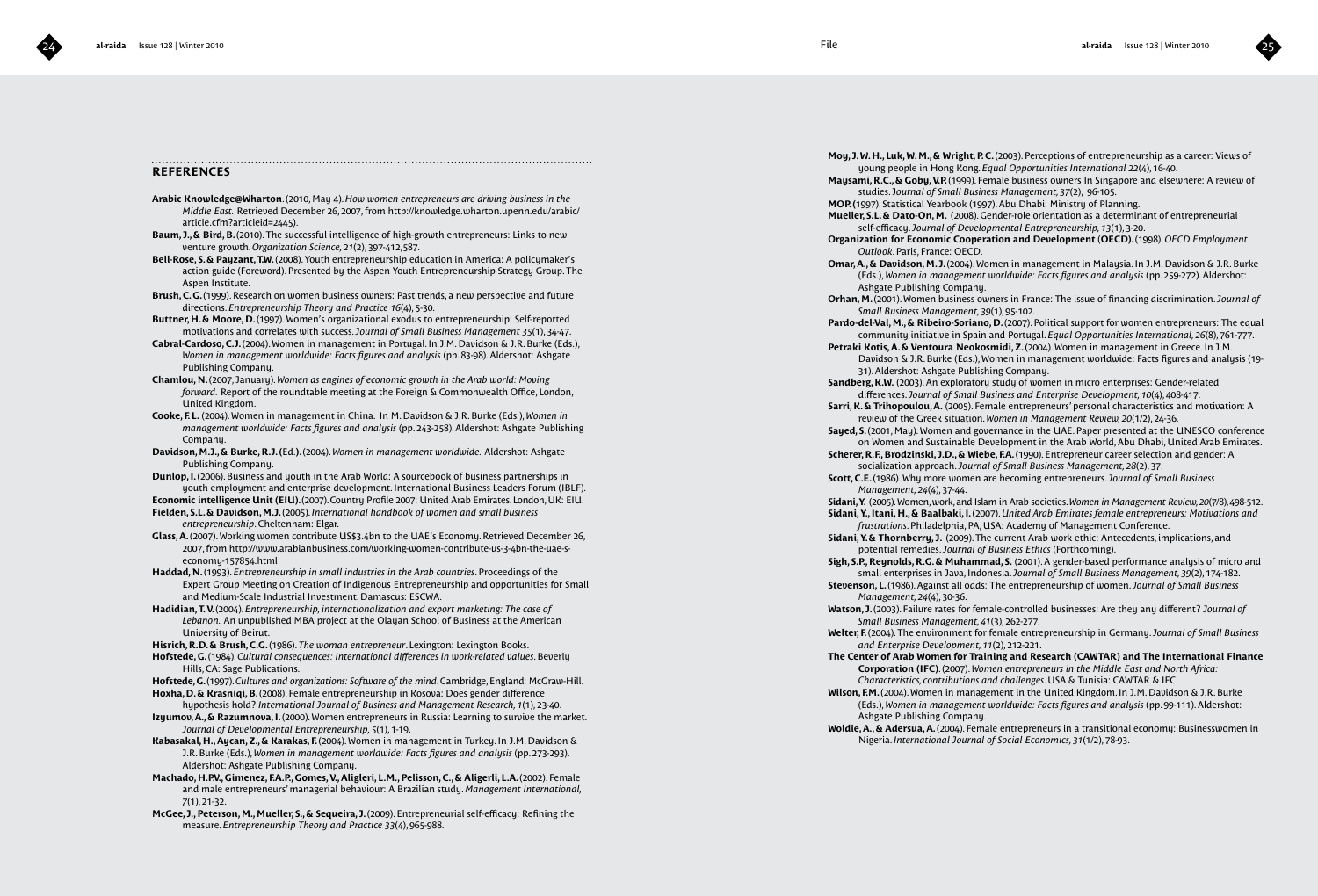## REFERENCES

**Arabic Knowledge@Wharton**. (2010, May 4). *How women entrepreneurs are driving business in the Middle East.* Retrieved December 26, 2007, from http://knowledge.wharton.upenn.edu/arabic/article.cfm?articleid=2445).

**Baum, J., & Bird, B.** (2010). The successful intelligence of high-growth entrepreneurs: Links to new venture growth. *Organization Science, 21*(2), 397-412, 587.

**Bell-Rose, S. & Payzant, T.W.** (2008). Youth entrepreneurship education in America: A policymaker's action guide (Foreword). Presented by the Aspen Youth Entrepreneurship Strategy Group. The Aspen Institute.

**Brush, C. G.** (1999). Research on women business owners: Past trends, a new perspective and future directions. *Entrepreneurship Theory and Practice 16*(4), 5-30.

**Buttner, H. & Moore, D.** (1997). Women's organizational exodus to entrepreneurship: Self-reported motivations and correlates with success. *Journal of Small Business Management 35*(1), 34-47.

**Cabral-Cardoso, C.J.** (2004). Women in management in Portugal. In J.M. Davidson & J.R. Burke (Eds.), *Women in management worldwide: Facts figures and analysis* (pp. 83-98). Aldershot: Ashgate Publishing Company.

**Chamlou, N.** (2007, January). *Women as engines of economic growth in the Arab world: Moving forward.* Report of the roundtable meeting at the Foreign & Commonwealth Office, London, United Kingdom.

**Cooke, F. L.** (2004). Women in management in China. In M. Davidson & J.R. Burke (Eds.), *Women in management worldwide: Facts figures and analysis* (pp. 243-258). Aldershot: Ashgate Publishing Company.

**Davidson, M.J., & Burke, R.J. (Ed.).** (2004). *Women in management worldwide.* Aldershot: Ashgate Publishing Company.

**Dunlop, I.** (2006). Business and youth in the Arab World: A sourcebook of business partnerships in youth employment and enterprise development. International Business Leaders Forum (IBLF).

**Economic intelligence Unit (EIU).** (2007). Country Profile 2007: United Arab Emirates. London, UK: EIU.

**Fielden, S.L. & Davidson, M.J.** (2005). *International handbook of women and small business entrepreneurship*. Cheltenham: Elgar.

**Glass, A.** (2007). Working women contribute US$3.4bn to the UAE's Economy. Retrieved December 26, 2007, from http://www.arabianbusiness.com/working-women-contribute-us-3-4bn-the-uae-s-economy-157854.html

**Haddad, N.** (1993). *Entrepreneurship in small industries in the Arab countries*. Proceedings of the Expert Group Meeting on Creation of Indigenous Entrepreneurship and opportunities for Small and Medium-Scale Industrial Investment. Damascus: ESCWA.

**Hadidian, T. V.** (2004). *Entrepreneurship, internationalization and export marketing: The case of Lebanon.* An unpublished MBA project at the Olayan School of Business at the American University of Beirut.

**Hisrich, R.D. & Brush, C.G.** (1986). *The woman entrepreneur*. Lexington: Lexington Books.

**Hofstede, G.** (1984). *Cultural consequences: International differences in work-related values*. Beverly Hills, CA: Sage Publications.

**Hofstede, G.** (1997). *Cultures and organizations: Software of the mind*. Cambridge, England: McGraw-Hill.

**Hoxha, D. & Krasniqi, B.** (2008). Female entrepreneurship in Kosova: Does gender difference hypothesis hold? *International Journal of Business and Management Research, 1*(1), 23-40.

**Izyumov, A., & Razumnova, I.** (2000). Women entrepreneurs in Russia: Learning to survive the market. *Journal of Developmental Entrepreneurship, 5*(1), 1-19.

**Kabasakal, H., Aycan, Z., & Karakas, F.** (2004). Women in management in Turkey. In J.M. Davidson & J.R. Burke (Eds.), *Women in management worldwide: Facts figures and analysis* (pp. 273-293). Aldershot: Ashgate Publishing Company.

**Machado, H.P.V., Gimenez, F.A.P., Gomes, V., Aligleri, L.M., Pelisson, C., & Aligerli, L.A.** (2002). Female and male entrepreneurs' managerial behaviour: A Brazilian study. *Management International, 7*(1), 21-32.

**McGee, J., Peterson, M., Mueller, S., & Sequeira, J.** (2009). Entrepreneurial self-efficacy: Refining the measure. *Entrepreneurship Theory and Practice 33*(4), 965-988.

**Moy, J. W. H., Luk, W. M., & Wright, P. C.** (2003). Perceptions of entrepreneurship as a career: Views of young people in Hong Kong. *Equal Opportunities International 22*(4), 16-40.

**Maysami, R.C., & Goby, V.P.** (1999). Female business owners In Singapore and elsewhere: A review of studies. *Journal of Small Business Management, 37*(2), 96-105.

**MOP. (**1997). Statistical Yearbook (1997). Abu Dhabi: Ministry of Planning.

**Mueller, S.L. & Dato-On, M.** (2008). Gender-role orientation as a determinant of entrepreneurial self-efficacy. *Journal of Developmental Entrepreneurship, 13*(1), 3-20.

**Organization for Economic Cooperation and Development (OECD).** (1998). *OECD Employment Outlook*. Paris, France: OECD.

**Omar, A., & Davidson, M. J.** (2004). Women in management in Malaysia. In J.M. Davidson & J.R. Burke (Eds.), *Women in management worldwide: Facts figures and analysis* (pp. 259-272). Aldershot: Ashgate Publishing Company.

**Orhan, M.** (2001). Women business owners in France: The issue of financing discrimination. *Journal of Small Business Management, 39*(1), 95-102.

**Pardo-del-Val, M., & Ribeiro-Soriano, D.** (2007). Political support for women entrepreneurs: The equal community initiative in Spain and Portugal. *Equal Opportunities International, 26*(8), 761-777.

**Petraki Kotis, A. & Ventoura Neokosmidi, Z.** (2004). Women in management in Greece. In J.M. Davidson & J.R. Burke (Eds.), Women in management worldwide: Facts figures and analysis (19-31). Aldershot: Ashgate Publishing Company.

**Sandberg, K.W.** (2003). An exploratory study of women in micro enterprises: Gender-related differences. *Journal of Small Business and Enterprise Development, 10*(4), 408-417.

**Sarri, K. & Trihopoulou, A.** (2005). Female entrepreneurs' personal characteristics and motivation: A review of the Greek situation. *Women in Management Review, 20*(1/2), 24-36.

**Sayed, S.** (2001, May). Women and governance in the UAE. Paper presented at the UNESCO conference on Women and Sustainable Development in the Arab World, Abu Dhabi, United Arab Emirates.

**Scherer, R.F., Brodzinski, J.D., & Wiebe, F.A.** (1990). Entrepreneur career selection and gender: A socialization approach. *Journal of Small Business Management, 28*(2), 37.

**Scott, C.E.** (1986). Why more women are becoming entrepreneurs. *Journal of Small Business Management, 24*(4), 37-44.

**Sidani, Y.** (2005). Women, work, and Islam in Arab societies. *Women in Management Review, 20*(7/8), 498-512.

**Sidani, Y., Itani, H., & Baalbaki, I.** (2007). *United Arab Emirates female entrepreneurs: Motivations and frustrations*. Philadelphia, PA, USA: Academy of Management Conference.

**Sidani, Y. & Thornberry, J.** (2009). The current Arab work ethic: Antecedents, implications, and potential remedies. *Journal of Business Ethics* (Forthcoming).

**Sigh, S.P., Reynolds, R.G. & Muhammad, S.** (2001). A gender-based performance analysis of micro and small enterprises in Java, Indonesia. *Journal of Small Business Management, 39*(2), 174-182.

**Stevenson, L.** (1986). Against all odds: The entrepreneurship of women. *Journal of Small Business Management, 24*(4), 30-36.

**Watson, J.** (2003). Failure rates for female-controlled businesses: Are they any different? *Journal of Small Business Management, 41*(3), 262-277.

**Welter, F.** (2004). The environment for female entrepreneurship in Germany. *Journal of Small Business and Enterprise Development, 11*(2), 212-221.

**The Center of Arab Women for Training and Research (CAWTAR) and The International Finance Corporation (IFC).** (2007). *Women entrepreneurs in the Middle East and North Africa: Characteristics, contributions and challenges*. USA & Tunisia: CAWTAR & IFC.

**Wilson, F.M.** (2004). Women in management in the United Kingdom. In J.M. Davidson & J.R. Burke (Eds.), *Women in management worldwide: Facts figures and analysis* (pp. 99-111). Aldershot: Ashgate Publishing Company.

**Woldie, A., & Adersua, A.** (2004). Female entrepreneurs in a transitional economy: Businesswomen in Nigeria. *International Journal of Social Economics, 31*(1/2), 78-93.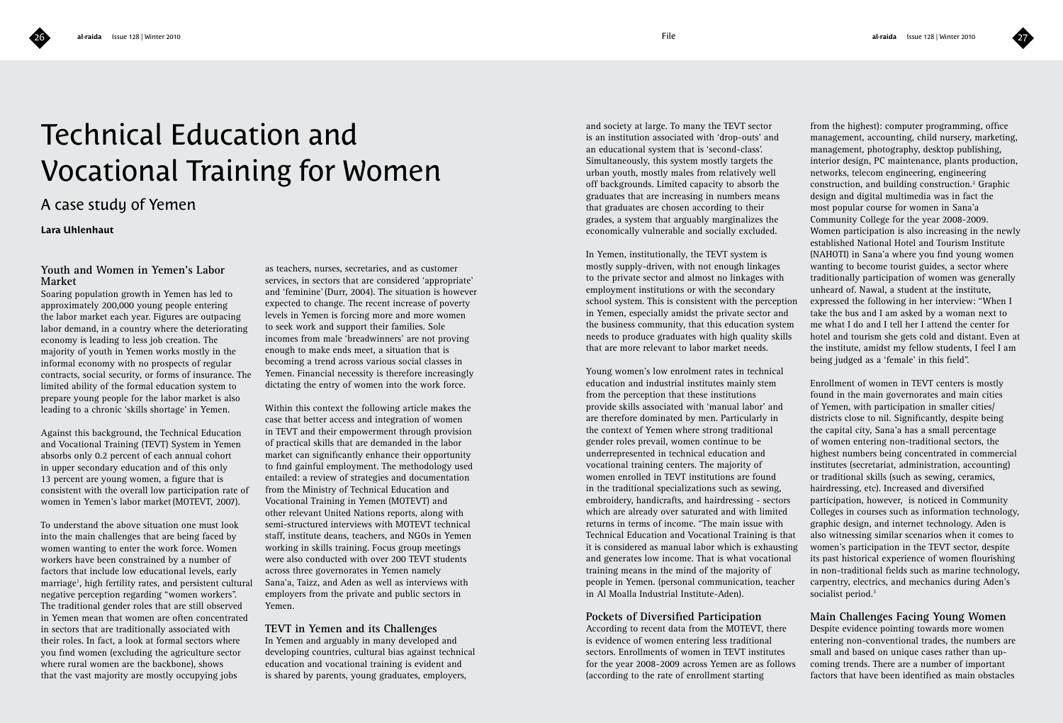# Technical Education and Vocational Training for Women

## A case study of Yemen

**Lara Uhlenhaut**

### Youth and Women in Yemen's Labor Market

Soaring population growth in Yemen has led to approximately 200,000 young people entering the labor market each year. Figures are outpacing labor demand, in a country where the deteriorating economy is leading to less job creation. The majority of youth in Yemen works mostly in the informal economy with no prospects of regular contracts, social security, or forms of insurance. The limited ability of the formal education system to prepare young people for the labor market is also leading to a chronic 'skills shortage' in Yemen.

Against this background, the Technical Education and Vocational Training (TEVT) System in Yemen absorbs only 0.2 percent of each annual cohort in upper secondary education and of this only 13 percent are young women, a figure that is consistent with the overall low participation rate of women in Yemen's labor market (MOTEVT, 2007).

To understand the above situation one must look into the main challenges that are being faced by women wanting to enter the work force. Women workers have been constrained by a number of factors that include low educational levels, early marriage[1], high fertility rates, and persistent cultural negative perception regarding "women workers". The traditional gender roles that are still observed in Yemen mean that women are often concentrated in sectors that are traditionally associated with their roles. In fact, a look at formal sectors where you find women (excluding the agriculture sector where rural women are the backbone), shows that the vast majority are mostly occupying jobs as teachers, nurses, secretaries, and as customer services, in sectors that are considered 'appropriate' and 'feminine' (Durr, 2004). The situation is however expected to change. The recent increase of poverty levels in Yemen is forcing more and more women to seek work and support their families. Sole incomes from male 'breadwinners' are not proving enough to make ends meet, a situation that is becoming a trend across various social classes in Yemen. Financial necessity is therefore increasingly dictating the entry of women into the work force.

Within this context the following article makes the case that better access and integration of women in TEVT and their empowerment through provision of practical skills that are demanded in the labor market can significantly enhance their opportunity to find gainful employment. The methodology used entailed: a review of strategies and documentation from the Ministry of Technical Education and Vocational Training in Yemen (MOTEVT) and other relevant United Nations reports, along with semi-structured interviews with MOTEVT technical staff, institute deans, teachers, and NGOs in Yemen working in skills training. Focus group meetings were also conducted with over 200 TEVT students across three governorates in Yemen namely Sana'a, Taizz, and Aden as well as interviews with employers from the private and public sectors in Yemen.

### TEVT in Yemen and its Challenges

In Yemen and arguably in many developed and developing countries, cultural bias against technical education and vocational training is evident and is shared by parents, young graduates, employers, and society at large. To many the TEVT sector is an institution associated with 'drop-outs' and an educational system that is 'second-class'. Simultaneously, this system mostly targets the urban youth, mostly males from relatively well off backgrounds. Limited capacity to absorb the graduates that are increasing in numbers means that graduates are chosen according to their grades, a system that arguably marginalizes the economically vulnerable and socially excluded.

In Yemen, institutionally, the TEVT system is mostly supply-driven, with not enough linkages to the private sector and almost no linkages with employment institutions or with the secondary school system. This is consistent with the perception in Yemen, especially amidst the private sector and the business community, that this education system needs to produce graduates with high quality skills that are more relevant to labor market needs.

Young women's low enrolment rates in technical education and industrial institutes mainly stem from the perception that these institutions provide skills associated with 'manual labor' and are therefore dominated by men. Particularly in the context of Yemen where strong traditional gender roles prevail, women continue to be underrepresented in technical education and vocational training centers. The majority of women enrolled in TEVT institutions are found in the traditional specializations such as sewing, embroidery, handicrafts, and hairdressing - sectors which are already over saturated and with limited returns in terms of income. "The main issue with Technical Education and Vocational Training is that it is considered as manual labor which is exhausting and generates low income. That is what vocational training means in the mind of the majority of people in Yemen. (personal communication, teacher in Al Moalla Industrial Institute-Aden).

### Pockets of Diversified Participation

According to recent data from the MOTEVT, there is evidence of women entering less traditional sectors. Enrollments of women in TEVT institutes for the year 2008-2009 across Yemen are as follows (according to the rate of enrollment starting from the highest): computer programming, office management, accounting, child nursery, marketing, management, photography, desktop publishing, interior design, PC maintenance, plants production, networks, telecom engineering, engineering construction, and building construction.[2] Graphic design and digital multimedia was in fact the most popular course for women in Sana'a Community College for the year 2008-2009. Women participation is also increasing in the newly established National Hotel and Tourism Institute (NAHOTI) in Sana'a where you find young women wanting to become tourist guides, a sector where traditionally participation of women was generally unheard of. Nawal, a student at the institute, expressed the following in her interview: "When I take the bus and I am asked by a woman next to me what I do and I tell her I attend the center for hotel and tourism she gets cold and distant. Even at the institute, amidst my fellow students, I feel I am being judged as a 'female' in this field".

Enrollment of women in TEVT centers is mostly found in the main governorates and main cities of Yemen, with participation in smaller cities/districts close to nil. Significantly, despite being the capital city, Sana'a has a small percentage of women entering non-traditional sectors, the highest numbers being concentrated in commercial institutes (secretariat, administration, accounting) or traditional skills (such as sewing, ceramics, hairdressing, etc). Increased and diversified participation, however, is noticed in Community Colleges in courses such as information technology, graphic design, and internet technology. Aden is also witnessing similar scenarios when it comes to women's participation in the TEVT sector, despite its past historical experience of women flourishing in non-traditional fields such as marine technology, carpentry, electrics, and mechanics during Aden's socialist period.[3]

### Main Challenges Facing Young Women

Despite evidence pointing towards more women entering non-conventional trades, the numbers are small and based on unique cases rather than up-coming trends. There are a number of important factors that have been identified as main obstacles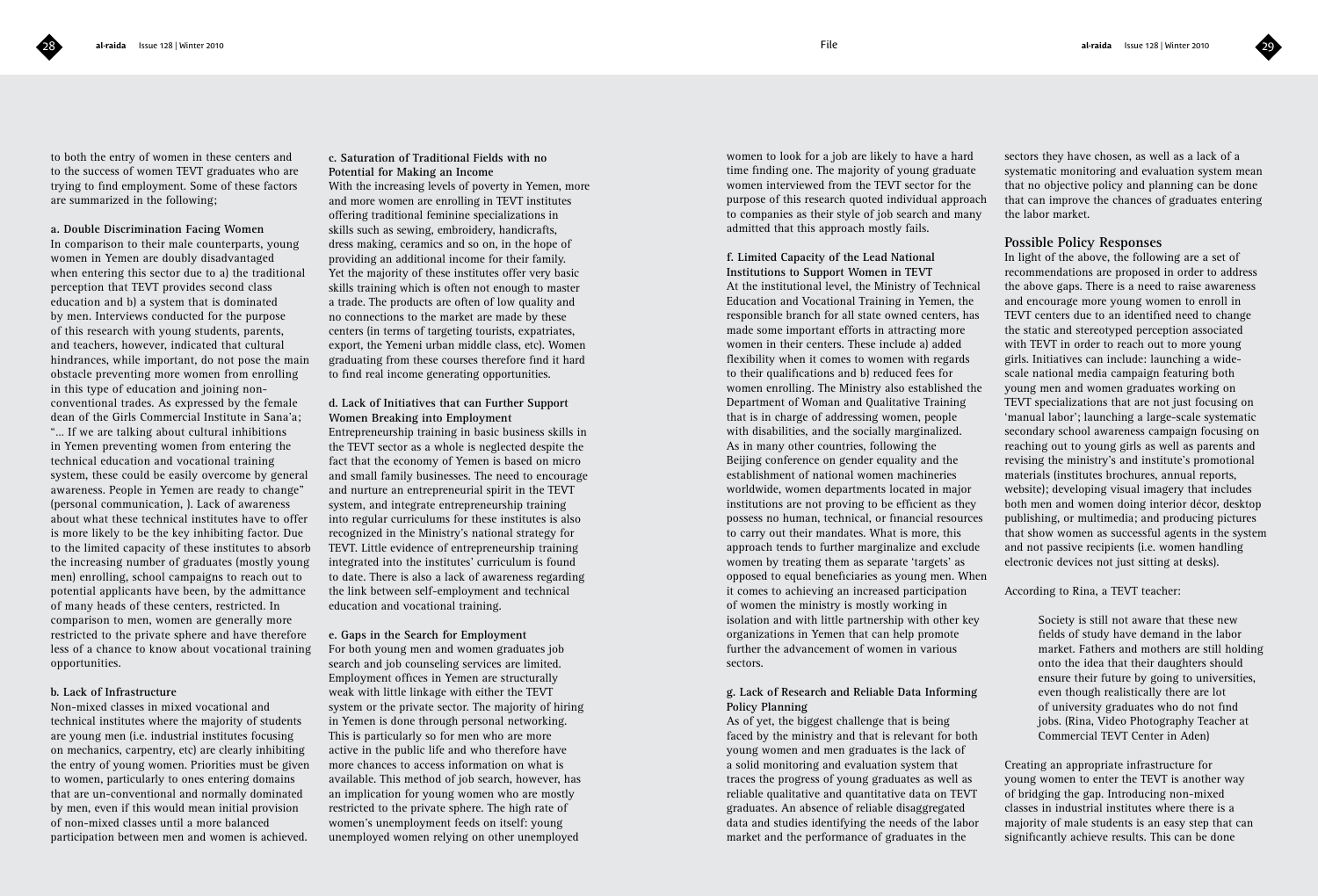to both the entry of women in these centers and to the success of women TEVT graduates who are trying to find employment. Some of these factors are summarized in the following;

**a. Double Discrimination Facing Women**
In comparison to their male counterparts, young women in Yemen are doubly disadvantaged when entering this sector due to a) the traditional perception that TEVT provides second class education and b) a system that is dominated by men. Interviews conducted for the purpose of this research with young students, parents, and teachers, however, indicated that cultural hindrances, while important, do not pose the main obstacle preventing more women from enrolling in this type of education and joining non-conventional trades. As expressed by the female dean of the Girls Commercial Institute in Sana'a; "... If we are talking about cultural inhibitions in Yemen preventing women from entering the technical education and vocational training system, these could be easily overcome by general awareness. People in Yemen are ready to change" (personal communication, ). Lack of awareness about what these technical institutes have to offer is more likely to be the key inhibiting factor. Due to the limited capacity of these institutes to absorb the increasing number of graduates (mostly young men) enrolling, school campaigns to reach out to potential applicants have been, by the admittance of many heads of these centers, restricted. In comparison to men, women are generally more restricted to the private sphere and have therefore less of a chance to know about vocational training opportunities.

**b. Lack of Infrastructure**
Non-mixed classes in mixed vocational and technical institutes where the majority of students are young men (i.e. industrial institutes focusing on mechanics, carpentry, etc) are clearly inhibiting the entry of young women. Priorities must be given to women, particularly to ones entering domains that are un-conventional and normally dominated by men, even if this would mean initial provision of non-mixed classes until a more balanced participation between men and women is achieved.

**c. Saturation of Traditional Fields with no Potential for Making an Income**
With the increasing levels of poverty in Yemen, more and more women are enrolling in TEVT institutes offering traditional feminine specializations in skills such as sewing, embroidery, handicrafts, dress making, ceramics and so on, in the hope of providing an additional income for their family. Yet the majority of these institutes offer very basic skills training which is often not enough to master a trade. The products are often of low quality and no connections to the market are made by these centers (in terms of targeting tourists, expatriates, export, the Yemeni urban middle class, etc). Women graduating from these courses therefore find it hard to find real income generating opportunities.

**d. Lack of Initiatives that can Further Support Women Breaking into Employment**
Entrepreneurship training in basic business skills in the TEVT sector as a whole is neglected despite the fact that the economy of Yemen is based on micro and small family businesses. The need to encourage and nurture an entrepreneurial spirit in the TEVT system, and integrate entrepreneurship training into regular curriculums for these institutes is also recognized in the Ministry's national strategy for TEVT. Little evidence of entrepreneurship training integrated into the institutes' curriculum is found to date. There is also a lack of awareness regarding the link between self-employment and technical education and vocational training.

**e. Gaps in the Search for Employment**
For both young men and women graduates job search and job counseling services are limited. Employment offices in Yemen are structurally weak with little linkage with either the TEVT system or the private sector. The majority of hiring in Yemen is done through personal networking. This is particularly so for men who are more active in the public life and who therefore have more chances to access information on what is available. This method of job search, however, has an implication for young women who are mostly restricted to the private sphere. The high rate of women's unemployment feeds on itself: young unemployed women relying on other unemployed women to look for a job are likely to have a hard time finding one. The majority of young graduate women interviewed from the TEVT sector for the purpose of this research quoted individual approach to companies as their style of job search and many admitted that this approach mostly fails.

**f. Limited Capacity of the Lead National Institutions to Support Women in TEVT**
At the institutional level, the Ministry of Technical Education and Vocational Training in Yemen, the responsible branch for all state owned centers, has made some important efforts in attracting more women in their centers. These include a) added flexibility when it comes to women with regards to their qualifications and b) reduced fees for women enrolling. The Ministry also established the Department of Woman and Qualitative Training that is in charge of addressing women, people with disabilities, and the socially marginalized. As in many other countries, following the Beijing conference on gender equality and the establishment of national women machineries worldwide, women departments located in major institutions are not proving to be efficient as they possess no human, technical, or financial resources to carry out their mandates. What is more, this approach tends to further marginalize and exclude women by treating them as separate 'targets' as opposed to equal beneficiaries as young men. When it comes to achieving an increased participation of women the ministry is mostly working in isolation and with little partnership with other key organizations in Yemen that can help promote further the advancement of women in various sectors.

**g. Lack of Research and Reliable Data Informing Policy Planning**
As of yet, the biggest challenge that is being faced by the ministry and that is relevant for both young women and men graduates is the lack of a solid monitoring and evaluation system that traces the progress of young graduates as well as reliable qualitative and quantitative data on TEVT graduates. An absence of reliable disaggregated data and studies identifying the needs of the labor market and the performance of graduates in the sectors they have chosen, as well as a lack of a systematic monitoring and evaluation system mean that no objective policy and planning can be done that can improve the chances of graduates entering the labor market.

## Possible Policy Responses

In light of the above, the following are a set of recommendations are proposed in order to address the above gaps. There is a need to raise awareness and encourage more young women to enroll in TEVT centers due to an identified need to change the static and stereotyped perception associated with TEVT in order to reach out to more young girls. Initiatives can include: launching a wide-scale national media campaign featuring both young men and women graduates working on TEVT specializations that are not just focusing on 'manual labor'; launching a large-scale systematic secondary school awareness campaign focusing on reaching out to young girls as well as parents and revising the ministry's and institute's promotional materials (institutes brochures, annual reports, website); developing visual imagery that includes both men and women doing interior décor, desktop publishing, or multimedia; and producing pictures that show women as successful agents in the system and not passive recipients (i.e. women handling electronic devices not just sitting at desks).

According to Rina, a TEVT teacher:

> Society is still not aware that these new fields of study have demand in the labor market. Fathers and mothers are still holding onto the idea that their daughters should ensure their future by going to universities, even though realistically there are lot of university graduates who do not find jobs. (Rina, Video Photography Teacher at Commercial TEVT Center in Aden)

Creating an appropriate infrastructure for young women to enter the TEVT is another way of bridging the gap. Introducing non-mixed classes in industrial institutes where there is a majority of male students is an easy step that can significantly achieve results. This can be done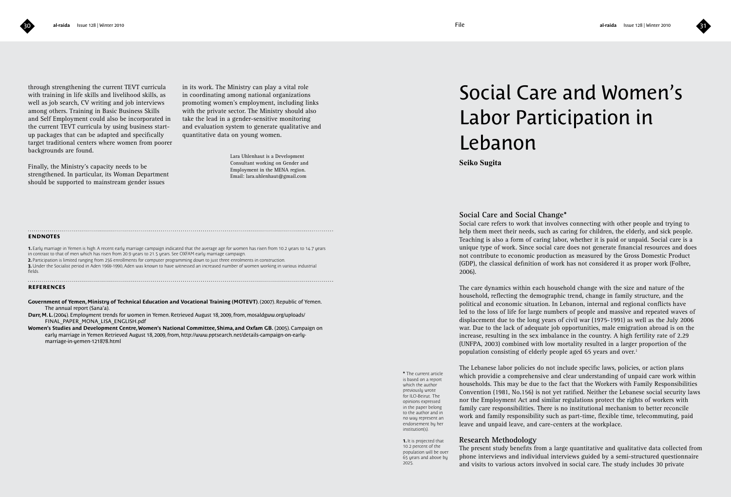through strengthening the current TEVT curricula with training in life skills and livelihood skills, as well as job search, CV writing and job interviews among others. Training in Basic Business Skills and Self Employment could also be incorporated in the current TEVT curricula by using business start-up packages that can be adapted and specifically target traditional centers where women from poorer backgrounds are found.

Finally, the Ministry's capacity needs to be strengthened. In particular, its Woman Department should be supported to mainstream gender issues in its work. The Ministry can play a vital role in coordinating among national organizations promoting women's employment, including links with the private sector. The Ministry should also take the lead in a gender-sensitive monitoring and evaluation system to generate qualitative and quantitative data on young women.

Lara Uhlenhaut is a Development Consultant working on Gender and Employment in the MENA region.
Email: lara.uhlenhaut@gmail.com

## ENDNOTES

**1.** Early marriage in Yemen is high. A recent early marriage campaign indicated that the average age for women has risen from 10.2 years to 14.7 years in contrast to that of men which has risen from 20.9 years to 21.5 years. See OXFAM early marriage campaign.
**2.** Participation is limited ranging from 256 enrollments for computer programming down to just three enrolments in construction.
**3.** Under the Socialist period in Aden 1969-1990, Aden was known to have witnessed an increased number of women working in various industrial fields.

## REFERENCES

**Government of Yemen, Ministry of Technical Education and Vocational Training (MOTEVT).** (2007). Republic of Yemen. The annual report (Sana'a).

**Durr, M. L.** (2004). Employment trends for women in Yemen. Retrieved August 18, 2009, from, mosaldgww.org/uploads/FINAL_PAPER_MONA_LISA_ENGLISH.pdf

**Women's Studies and Development Centre, Women's National Committee, Shima, and Oxfam GB.** (2005). Campaign on early marriage in Yemen Retrieved August 18, 2009, from, http://www.pptsearch.net/details-campaign-on-early-marriage-in-yemen-121878.html

# Social Care and Women's Labor Participation in Lebanon

**Seiko Sugita**

### Social Care and Social Change*

Social care refers to work that involves connecting with other people and trying to help them meet their needs, such as caring for children, the elderly, and sick people. Teaching is also a form of caring labor, whether it is paid or unpaid. Social care is a unique type of work. Since social care does not generate financial resources and does not contribute to economic production as measured by the Gross Domestic Product (GDP), the classical definition of work has not considered it as proper work (Folbre, 2006).

The care dynamics within each household change with the size and nature of the household, reflecting the demographic trend, change in family structure, and the political and economic situation. In Lebanon, internal and regional conflicts have led to the loss of life for large numbers of people and massive and repeated waves of displacement due to the long years of civil war (1975-1991) as well as the July 2006 war. Due to the lack of adequate job opportunities, male emigration abroad is on the increase, resulting in the sex imbalance in the country. A high fertility rate of 2.29 (UNFPA, 2003) combined with low mortality resulted in a larger proportion of the population consisting of elderly people aged 65 years and over.[1]

The Lebanese labor policies do not include specific laws, policies, or action plans which providie a comprehensive and clear understanding of unpaid care work within households. This may be due to the fact that the Workers with Family Responsibilities Convention (1981, No.156) is not yet ratified. Neither the Lebanese social security laws nor the Employment Act and similar regulations protect the rights of workers with family care responsibilities. There is no institutional mechanism to better reconcile work and family responsibility such as part-time, flexible time, telecommuting, paid leave and unpaid leave, and care-centers at the workplace.

### Research Methodology

The present study benefits from a large quantitative and qualitative data collected from phone interviews and individual interviews guided by a semi-structured questionnaire and visits to various actors involved in social care. The study includes 30 private

\* The current article is based on a report which the author previously wrote for ILO-Beirut. The opinions expressed in the paper belong to the author and in no way represent an endorsement by her institution(s).

**1.** It is projected that 10.2 percent of the population will be over 65 years and above by 2025.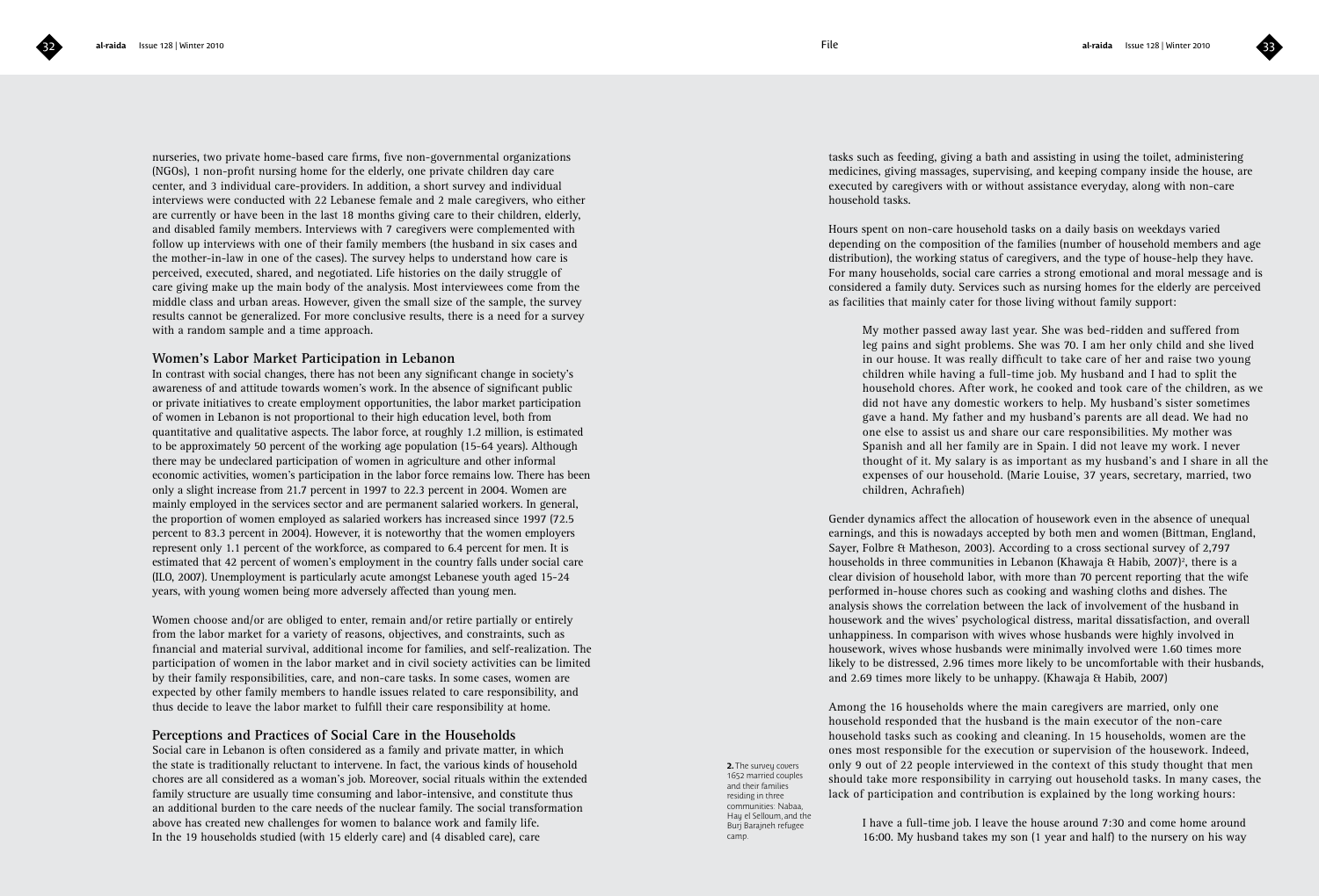nurseries, two private home-based care firms, five non-governmental organizations (NGOs), 1 non-profit nursing home for the elderly, one private children day care center, and 3 individual care-providers. In addition, a short survey and individual interviews were conducted with 22 Lebanese female and 2 male caregivers, who either are currently or have been in the last 18 months giving care to their children, elderly, and disabled family members. Interviews with 7 caregivers were complemented with follow up interviews with one of their family members (the husband in six cases and the mother-in-law in one of the cases). The survey helps to understand how care is perceived, executed, shared, and negotiated. Life histories on the daily struggle of care giving make up the main body of the analysis. Most interviewees come from the middle class and urban areas. However, given the small size of the sample, the survey results cannot be generalized. For more conclusive results, there is a need for a survey with a random sample and a time approach.

## Women's Labor Market Participation in Lebanon

In contrast with social changes, there has not been any significant change in society's awareness of and attitude towards women's work. In the absence of significant public or private initiatives to create employment opportunities, the labor market participation of women in Lebanon is not proportional to their high education level, both from quantitative and qualitative aspects. The labor force, at roughly 1.2 million, is estimated to be approximately 50 percent of the working age population (15-64 years). Although there may be undeclared participation of women in agriculture and other informal economic activities, women's participation in the labor force remains low. There has been only a slight increase from 21.7 percent in 1997 to 22.3 percent in 2004. Women are mainly employed in the services sector and are permanent salaried workers. In general, the proportion of women employed as salaried workers has increased since 1997 (72.5 percent to 83.3 percent in 2004). However, it is noteworthy that the women employers represent only 1.1 percent of the workforce, as compared to 6.4 percent for men. It is estimated that 42 percent of women's employment in the country falls under social care (ILO, 2007). Unemployment is particularly acute amongst Lebanese youth aged 15-24 years, with young women being more adversely affected than young men.

Women choose and/or are obliged to enter, remain and/or retire partially or entirely from the labor market for a variety of reasons, objectives, and constraints, such as financial and material survival, additional income for families, and self-realization. The participation of women in the labor market and in civil society activities can be limited by their family responsibilities, care, and non-care tasks. In some cases, women are expected by other family members to handle issues related to care responsibility, and thus decide to leave the labor market to fulfill their care responsibility at home.

## Perceptions and Practices of Social Care in the Households

Social care in Lebanon is often considered as a family and private matter, in which the state is traditionally reluctant to intervene. In fact, the various kinds of household chores are all considered as a woman's job. Moreover, social rituals within the extended family structure are usually time consuming and labor-intensive, and constitute thus an additional burden to the care needs of the nuclear family. The social transformation above has created new challenges for women to balance work and family life.
In the 19 households studied (with 15 elderly care) and (4 disabled care), care tasks such as feeding, giving a bath and assisting in using the toilet, administering medicines, giving massages, supervising, and keeping company inside the house, are executed by caregivers with or without assistance everyday, along with non-care household tasks.

Hours spent on non-care household tasks on a daily basis on weekdays varied depending on the composition of the families (number of household members and age distribution), the working status of caregivers, and the type of house-help they have. For many households, social care carries a strong emotional and moral message and is considered a family duty. Services such as nursing homes for the elderly are perceived as facilities that mainly cater for those living without family support:

> My mother passed away last year. She was bed-ridden and suffered from leg pains and sight problems. She was 70. I am her only child and she lived in our house. It was really difficult to take care of her and raise two young children while having a full-time job. My husband and I had to split the household chores. After work, he cooked and took care of the children, as we did not have any domestic workers to help. My husband's sister sometimes gave a hand. My father and my husband's parents are all dead. We had no one else to assist us and share our care responsibilities. My mother was Spanish and all her family are in Spain. I did not leave my work. I never thought of it. My salary is as important as my husband's and I share in all the expenses of our household. (Marie Louise, 37 years, secretary, married, two children, Achrafieh)

Gender dynamics affect the allocation of housework even in the absence of unequal earnings, and this is nowadays accepted by both men and women (Bittman, England, Sayer, Folbre & Matheson, 2003). According to a cross sectional survey of 2,797 households in three communities in Lebanon (Khawaja & Habib, 2007)[2], there is a clear division of household labor, with more than 70 percent reporting that the wife performed in-house chores such as cooking and washing cloths and dishes. The analysis shows the correlation between the lack of involvement of the husband in housework and the wives' psychological distress, marital dissatisfaction, and overall unhappiness. In comparison with wives whose husbands were highly involved in housework, wives whose husbands were minimally involved were 1.60 times more likely to be distressed, 2.96 times more likely to be uncomfortable with their husbands, and 2.69 times more likely to be unhappy. (Khawaja & Habib, 2007)

Among the 16 households where the main caregivers are married, only one household responded that the husband is the main executor of the non-care household tasks such as cooking and cleaning. In 15 households, women are the ones most responsible for the execution or supervision of the housework. Indeed, only 9 out of 22 people interviewed in the context of this study thought that men should take more responsibility in carrying out household tasks. In many cases, the lack of participation and contribution is explained by the long working hours:

> I have a full-time job. I leave the house around 7:30 and come home around 16:00. My husband takes my son (1 year and half) to the nursery on his way

**2.** The survey covers 1652 married couples and their families residing in three communities: Nabaa, Hay el Selloum, and the Burj Barajneh refugee camp.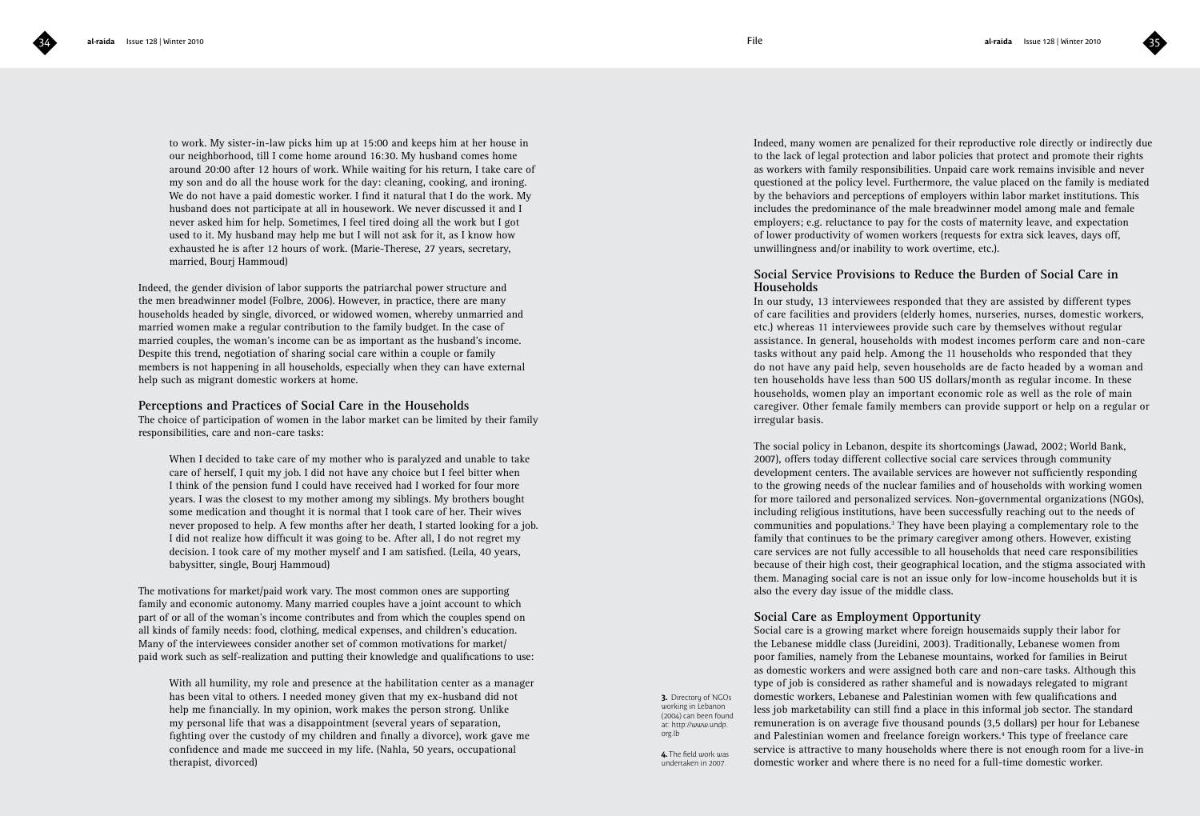to work. My sister-in-law picks him up at 15:00 and keeps him at her house in our neighborhood, till I come home around 16:30. My husband comes home around 20:00 after 12 hours of work. While waiting for his return, I take care of my son and do all the house work for the day: cleaning, cooking, and ironing. We do not have a paid domestic worker. I find it natural that I do the work. My husband does not participate at all in housework. We never discussed it and I never asked him for help. Sometimes, I feel tired doing all the work but I got used to it. My husband may help me but I will not ask for it, as I know how exhausted he is after 12 hours of work. (Marie-Therese, 27 years, secretary, married, Bourj Hammoud)

Indeed, the gender division of labor supports the patriarchal power structure and the men breadwinner model (Folbre, 2006). However, in practice, there are many households headed by single, divorced, or widowed women, whereby unmarried and married women make a regular contribution to the family budget. In the case of married couples, the woman's income can be as important as the husband's income. Despite this trend, negotiation of sharing social care within a couple or family members is not happening in all households, especially when they can have external help such as migrant domestic workers at home.

## Perceptions and Practices of Social Care in the Households

The choice of participation of women in the labor market can be limited by their family responsibilities, care and non-care tasks:

> When I decided to take care of my mother who is paralyzed and unable to take care of herself, I quit my job. I did not have any choice but I feel bitter when I think of the pension fund I could have received had I worked for four more years. I was the closest to my mother among my siblings. My brothers bought some medication and thought it is normal that I took care of her. Their wives never proposed to help. A few months after her death, I started looking for a job. I did not realize how difficult it was going to be. After all, I do not regret my decision. I took care of my mother myself and I am satisfied. (Leila, 40 years, babysitter, single, Bourj Hammoud)

The motivations for market/paid work vary. The most common ones are supporting family and economic autonomy. Many married couples have a joint account to which part of or all of the woman's income contributes and from which the couples spend on all kinds of family needs: food, clothing, medical expenses, and children's education. Many of the interviewees consider another set of common motivations for market/paid work such as self-realization and putting their knowledge and qualifications to use:

> With all humility, my role and presence at the habilitation center as a manager has been vital to others. I needed money given that my ex-husband did not help me financially. In my opinion, work makes the person strong. Unlike my personal life that was a disappointment (several years of separation, fighting over the custody of my children and finally a divorce), work gave me confidence and made me succeed in my life. (Nahla, 50 years, occupational therapist, divorced)

Indeed, many women are penalized for their reproductive role directly or indirectly due to the lack of legal protection and labor policies that protect and promote their rights as workers with family responsibilities. Unpaid care work remains invisible and never questioned at the policy level. Furthermore, the value placed on the family is mediated by the behaviors and perceptions of employers within labor market institutions. This includes the predominance of the male breadwinner model among male and female employers; e.g. reluctance to pay for the costs of maternity leave, and expectation of lower productivity of women workers (requests for extra sick leaves, days off, unwillingness and/or inability to work overtime, etc.).

## Social Service Provisions to Reduce the Burden of Social Care in Households

In our study, 13 interviewees responded that they are assisted by different types of care facilities and providers (elderly homes, nurseries, nurses, domestic workers, etc.) whereas 11 interviewees provide such care by themselves without regular assistance. In general, households with modest incomes perform care and non-care tasks without any paid help. Among the 11 households who responded that they do not have any paid help, seven households are de facto headed by a woman and ten households have less than 500 US dollars/month as regular income. In these households, women play an important economic role as well as the role of main caregiver. Other female family members can provide support or help on a regular or irregular basis.

The social policy in Lebanon, despite its shortcomings (Jawad, 2002; World Bank, 2007), offers today different collective social care services through community development centers. The available services are however not sufficiently responding to the growing needs of the nuclear families and of households with working women for more tailored and personalized services. Non-governmental organizations (NGOs), including religious institutions, have been successfully reaching out to the needs of communities and populations.[3] They have been playing a complementary role to the family that continues to be the primary caregiver among others. However, existing care services are not fully accessible to all households that need care responsibilities because of their high cost, their geographical location, and the stigma associated with them. Managing social care is not an issue only for low-income households but it is also the every day issue of the middle class.

## Social Care as Employment Opportunity

Social care is a growing market where foreign housemaids supply their labor for the Lebanese middle class (Jureidini, 2003). Traditionally, Lebanese women from poor families, namely from the Lebanese mountains, worked for families in Beirut as domestic workers and were assigned both care and non-care tasks. Although this type of job is considered as rather shameful and is nowadays relegated to migrant domestic workers, Lebanese and Palestinian women with few qualifications and less job marketability can still find a place in this informal job sector. The standard remuneration is on average five thousand pounds (3,5 dollars) per hour for Lebanese and Palestinian women and freelance foreign workers.[4] This type of freelance care service is attractive to many households where there is not enough room for a live-in domestic worker and where there is no need for a full-time domestic worker.

**3.** Directory of NGOs working in Lebanon (2004) can been found at: http://www.undp.org.lb

**4.** The field work was undertaken in 2007.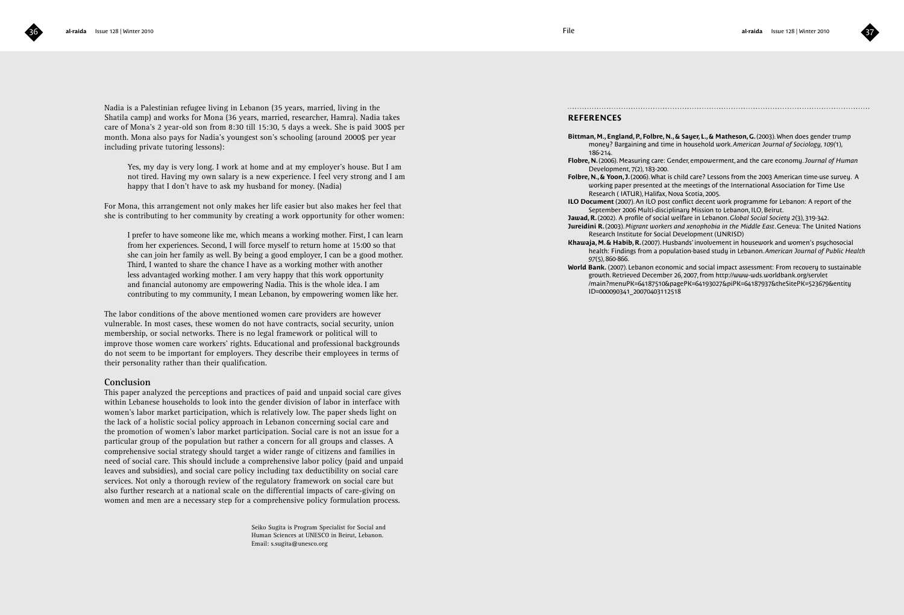Nadia is a Palestinian refugee living in Lebanon (35 years, married, living in the Shatila camp) and works for Mona (36 years, married, researcher, Hamra). Nadia takes care of Mona's 2 year-old son from 8:30 till 15:30, 5 days a week. She is paid 300$ per month. Mona also pays for Nadia's youngest son's schooling (around 2000$ per year including private tutoring lessons):

> Yes, my day is very long. I work at home and at my employer's house. But I am not tired. Having my own salary is a new experience. I feel very strong and I am happy that I don't have to ask my husband for money. (Nadia)

For Mona, this arrangement not only makes her life easier but also makes her feel that she is contributing to her community by creating a work opportunity for other women:

> I prefer to have someone like me, which means a working mother. First, I can learn from her experiences. Second, I will force myself to return home at 15:00 so that she can join her family as well. By being a good employer, I can be a good mother. Third, I wanted to share the chance I have as a working mother with another less advantaged working mother. I am very happy that this work opportunity and financial autonomy are empowering Nadia. This is the whole idea. I am contributing to my community, I mean Lebanon, by empowering women like her.

The labor conditions of the above mentioned women care providers are however vulnerable. In most cases, these women do not have contracts, social security, union membership, or social networks. There is no legal framework or political will to improve those women care workers' rights. Educational and professional backgrounds do not seem to be important for employers. They describe their employees in terms of their personality rather than their qualification.

## Conclusion

This paper analyzed the perceptions and practices of paid and unpaid social care gives within Lebanese households to look into the gender division of labor in interface with women's labor market participation, which is relatively low. The paper sheds light on the lack of a holistic social policy approach in Lebanon concerning social care and the promotion of women's labor market participation. Social care is not an issue for a particular group of the population but rather a concern for all groups and classes. A comprehensive social strategy should target a wider range of citizens and families in need of social care. This should include a comprehensive labor policy (paid and unpaid leaves and subsidies), and social care policy including tax deductibility on social care services. Not only a thorough review of the regulatory framework on social care but also further research at a national scale on the differential impacts of care-giving on women and men are a necessary step for a comprehensive policy formulation process.

Seiko Sugita is Program Specialist for Social and Human Sciences at UNESCO in Beirut, Lebanon.
Email: s.sugita@unesco.org

## REFERENCES

**Bittman, M., England, P., Folbre, N., & Sayer, L., & Matheson, G.** (2003). When does gender trump money? Bargaining and time in household work. *American Journal of Sociology*, *109*(1), 186-214.

**Flobre, N.** (2006). Measuring care: Gender, empowerment, and the care economy. *Journal of Human* Development, 7(2), 183-200.

**Folbre, N., & Yoon, J.** (2006). What is child care? Lessons from the 2003 American time-use survey. A working paper presented at the meetings of the International Association for Time Use Research ( IATUR), Halifax, Nova Scotia, 2005.

**ILO Document** (2007). An ILO post conflict decent work programme for Lebanon: A report of the September 2006 Multi-disciplinary Mission to Lebanon, ILO, Beirut.

**Jawad, R.** (2002). A profile of social welfare in Lebanon. *Global Social Society 2*(3), 319-342.

**Jureidini R.** (2003). *Migrant workers and xenophobia in the Middle East*. Geneva: The United Nations Research Institute for Social Development (UNRISD)

**Khawaja, M. & Habib, R.** (2007). Husbands' involvement in housework and women's psychosocial health: Findings from a population-based study in Lebanon. *American Journal of Public Health 97*(5), 860-866.

**World Bank.** (2007). Lebanon economic and social impact assessment: From recovery to sustainable growth. Retrieved December 26, 2007, from http://www-wds.worldbank.org/servlet /main?menuPK=64187510&pagePK=64193027&piPK=64187937&theSitePK=523679&entity ID=000090341_20070403112518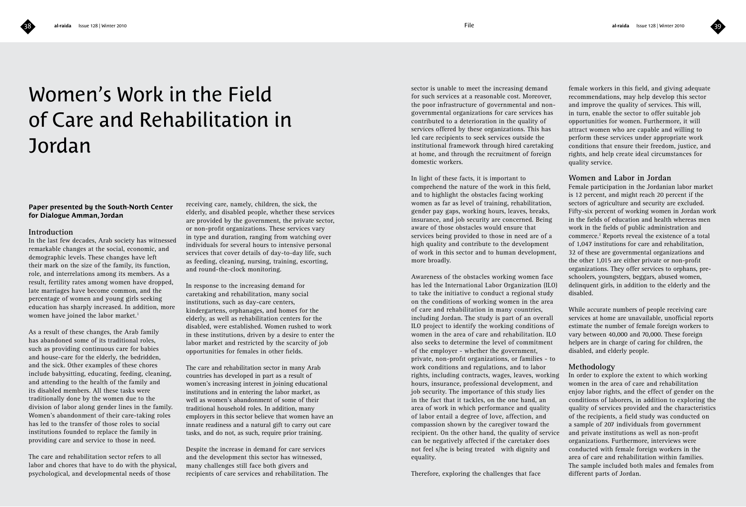# Women's Work in the Field of Care and Rehabilitation in Jordan

**Paper presented by the South-North Center for Dialogue Amman, Jordan**

## Introduction

In the last few decades, Arab society has witnessed remarkable changes at the social, economic, and demographic levels. These changes have left their mark on the size of the family, its function, role, and interrelations among its members. As a result, fertility rates among women have dropped, late marriages have become common, and the percentage of women and young girls seeking education has sharply increased. In addition, more women have joined the labor market.[1]

As a result of these changes, the Arab family has abandoned some of its traditional roles, such as providing continuous care for babies and house-care for the elderly, the bedridden, and the sick. Other examples of these chores include babysitting, educating, feeding, cleaning, and attending to the health of the family and its disabled members. All these tasks were traditionally done by the women due to the division of labor along gender lines in the family. Women's abandonment of their care-taking roles has led to the transfer of those roles to social institutions founded to replace the family in providing care and service to those in need.

The care and rehabilitation sector refers to all labor and chores that have to do with the physical, psychological, and developmental needs of those receiving care, namely, children, the sick, the elderly, and disabled people, whether these services are provided by the government, the private sector, or non-profit organizations. These services vary in type and duration, ranging from watching over individuals for several hours to intensive personal services that cover details of day-to-day life, such as feeding, cleaning, nursing, training, escorting, and round-the-clock monitoring.

In response to the increasing demand for caretaking and rehabilitation, many social institutions, such as day-care centers, kindergartens, orphanages, and homes for the elderly, as well as rehabilitation centers for the disabled, were established. Women rushed to work in these institutions, driven by a desire to enter the labor market and restricted by the scarcity of job opportunities for females in other fields.

The care and rehabilitation sector in many Arab countries has developed in part as a result of women's increasing interest in joining educational institutions and in entering the labor market, as well as women's abandonment of some of their traditional household roles. In addition, many employers in this sector believe that women have an innate readiness and a natural gift to carry out care tasks, and do not, as such, require prior training.

Despite the increase in demand for care services and the development this sector has witnessed, many challenges still face both givers and recipients of care services and rehabilitation. The sector is unable to meet the increasing demand for such services at a reasonable cost. Moreover, the poor infrastructure of governmental and non-governmental organizations for care services has contributed to a deterioration in the quality of services offered by these organizations. This has led care recipients to seek services outside the institutional framework through hired caretaking at home, and through the recruitment of foreign domestic workers.

In light of these facts, it is important to comprehend the nature of the work in this field, and to highlight the obstacles facing working women as far as level of training, rehabilitation, gender pay gaps, working hours, leaves, breaks, insurance, and job security are concerned. Being aware of those obstacles would ensure that services being provided to those in need are of a high quality and contribute to the development of work in this sector and to human development, more broadly.

Awareness of the obstacles working women face has led the International Labor Organization (ILO) to take the initiative to conduct a regional study on the conditions of working women in the area of care and rehabilitation in many countries, including Jordan. The study is part of an overall ILO project to identify the working conditions of women in the area of care and rehabilitation. ILO also seeks to determine the level of commitment of the employer - whether the government, private, non-profit organizations, or families - to work conditions and regulations, and to labor rights, including contracts, wages, leaves, working hours, insurance, professional development, and job security. The importance of this study lies in the fact that it tackles, on the one hand, an area of work in which performance and quality of labor entail a degree of love, affection, and compassion shown by the caregiver toward the recipient. On the other hand, the quality of service can be negatively affected if the caretaker does not feel s/he is being treated with dignity and equality.

Therefore, exploring the challenges that face female workers in this field, and giving adequate recommendations, may help develop this sector and improve the quality of services. This will, in turn, enable the sector to offer suitable job opportunities for women. Furthermore, it will attract women who are capable and willing to perform these services under appropriate work conditions that ensure their freedom, justice, and rights, and help create ideal circumstances for quality service.

## Women and Labor in Jordan

Female participation in the Jordanian labor market is 12 percent, and might reach 20 percent if the sectors of agriculture and security are excluded. Fifty-six percent of working women in Jordan work in the fields of education and health whereas men work in the fields of public administration and commerce.[2] Reports reveal the existence of a total of 1,047 institutions for care and rehabilitation, 32 of these are governmental organizations and the other 1,015 are either private or non-profit organizations. They offer services to orphans, pre-schoolers, youngsters, beggars, abused women, delinquent girls, in addition to the elderly and the disabled.

While accurate numbers of people receiving care services at home are unavailable, unofficial reports estimate the number of female foreign workers to vary between 40,000 and 70,000. These foreign helpers are in charge of caring for children, the disabled, and elderly people.

## Methodology

In order to explore the extent to which working women in the area of care and rehabilitation enjoy labor rights, and the effect of gender on the conditions of laborers, in addition to exploring the quality of services provided and the characteristics of the recipients, a field study was conducted on a sample of 207 individuals from government and private institutions as well as non-profit organizations. Furthermore, interviews were conducted with female foreign workers in the area of care and rehabilitation within families. The sample included both males and females from different parts of Jordan.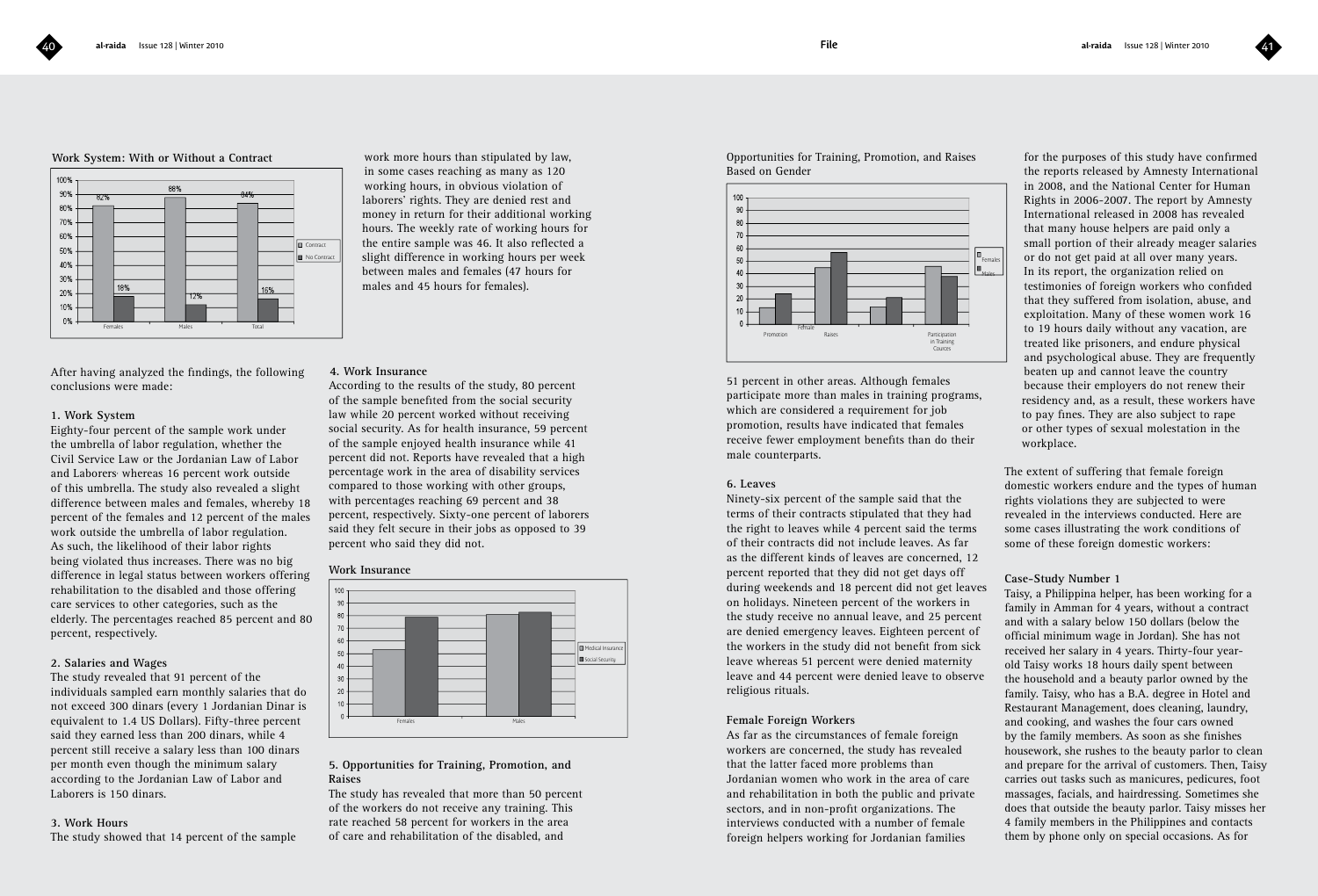**Work System: With or Without a Contract**

| | Contract | No Contract |
|---|---|---|
| Females | 82% | 18% |
| Males | 88% | 12% |
| Total | 84% | 16% |

work more hours than stipulated by law, in some cases reaching as many as 120 working hours, in obvious violation of laborers' rights. They are denied rest and money in return for their additional working hours. The weekly rate of working hours for the entire sample was 46. It also reflected a slight difference in working hours per week between males and females (47 hours for males and 45 hours for females).

After having analyzed the findings, the following conclusions were made:

### 1. Work System

Eighty-four percent of the sample work under the umbrella of labor regulation, whether the Civil Service Law or the Jordanian Law of Labor and Laborers, whereas 16 percent work outside of this umbrella. The study also revealed a slight difference between males and females, whereby 18 percent of the females and 12 percent of the males work outside the umbrella of labor regulation. As such, the likelihood of their labor rights being violated thus increases. There was no big difference in legal status between workers offering rehabilitation to the disabled and those offering care services to other categories, such as the elderly. The percentages reached 85 percent and 80 percent, respectively.

### 2. Salaries and Wages

The study revealed that 91 percent of the individuals sampled earn monthly salaries that do not exceed 300 dinars (every 1 Jordanian Dinar is equivalent to 1.4 US Dollars). Fifty-three percent said they earned less than 200 dinars, while 4 percent still receive a salary less than 100 dinars per month even though the minimum salary according to the Jordanian Law of Labor and Laborers is 150 dinars.

### 3. Work Hours

The study showed that 14 percent of the sample

### 4. Work Insurance

According to the results of the study, 80 percent of the sample benefited from the social security law while 20 percent worked without receiving social security. As for health insurance, 59 percent of the sample enjoyed health insurance while 41 percent did not. Reports have revealed that a high percentage work in the area of disability services compared to those working with other groups, with percentages reaching 69 percent and 38 percent, respectively. Sixty-one percent of laborers said they felt secure in their jobs as opposed to 39 percent who said they did not.

**Work Insurance**

[Bar chart: Medical Insurance and Social Security for Females and Males]

### 5. Opportunities for Training, Promotion, and Raises

The study has revealed that more than 50 percent of the workers do not receive any training. This rate reached 58 percent for workers in the area of care and rehabilitation of the disabled, and

**Opportunities for Training, Promotion, and Raises Based on Gender**

[Bar chart: Promotion, Raises, Participation in Training Cources for Females and Males]

51 percent in other areas. Although females participate more than males in training programs, which are considered a requirement for job promotion, results have indicated that females receive fewer employment benefits than do their male counterparts.

### 6. Leaves

Ninety-six percent of the sample said that the terms of their contracts stipulated that they had the right to leaves while 4 percent said the terms of their contracts did not include leaves. As far as the different kinds of leaves are concerned, 12 percent reported that they did not get days off during weekends and 18 percent did not get leaves on holidays. Nineteen percent of the workers in the study receive no annual leave, and 25 percent are denied emergency leaves. Eighteen percent of the workers in the study did not benefit from sick leave whereas 51 percent were denied maternity leave and 44 percent were denied leave to observe religious rituals.

### Female Foreign Workers

As far as the circumstances of female foreign workers are concerned, the study has revealed that the latter faced more problems than Jordanian women who work in the area of care and rehabilitation in both the public and private sectors, and in non-profit organizations. The interviews conducted with a number of female foreign helpers working for Jordanian families for the purposes of this study have confirmed the reports released by Amnesty International in 2008, and the National Center for Human Rights in 2006-2007. The report by Amnesty International released in 2008 has revealed that many house helpers are paid only a small portion of their already meager salaries or do not get paid at all over many years. In its report, the organization relied on testimonies of foreign workers who confided that they suffered from isolation, abuse, and exploitation. Many of these women work 16 to 19 hours daily without any vacation, are treated like prisoners, and endure physical and psychological abuse. They are frequently beaten up and cannot leave the country because their employers do not renew their residency and, as a result, these workers have to pay fines. They are also subject to rape or other types of sexual molestation in the workplace.

The extent of suffering that female foreign domestic workers endure and the types of human rights violations they are subjected to were revealed in the interviews conducted. Here are some cases illustrating the work conditions of some of these foreign domestic workers:

### Case-Study Number 1

Taisy, a Philippina helper, has been working for a family in Amman for 4 years, without a contract and with a salary below 150 dollars (below the official minimum wage in Jordan). She has not received her salary in 4 years. Thirty-four year-old Taisy works 18 hours daily spent between the household and a beauty parlor owned by the family. Taisy, who has a B.A. degree in Hotel and Restaurant Management, does cleaning, laundry, and cooking, and washes the four cars owned by the family members. As soon as she finishes housework, she rushes to the beauty parlor to clean and prepare for the arrival of customers. Then, Taisy carries out tasks such as manicures, pedicures, foot massages, facials, and hairdressing. Sometimes she does that outside the beauty parlor. Taisy misses her 4 family members in the Philippines and contacts them by phone only on special occasions. As for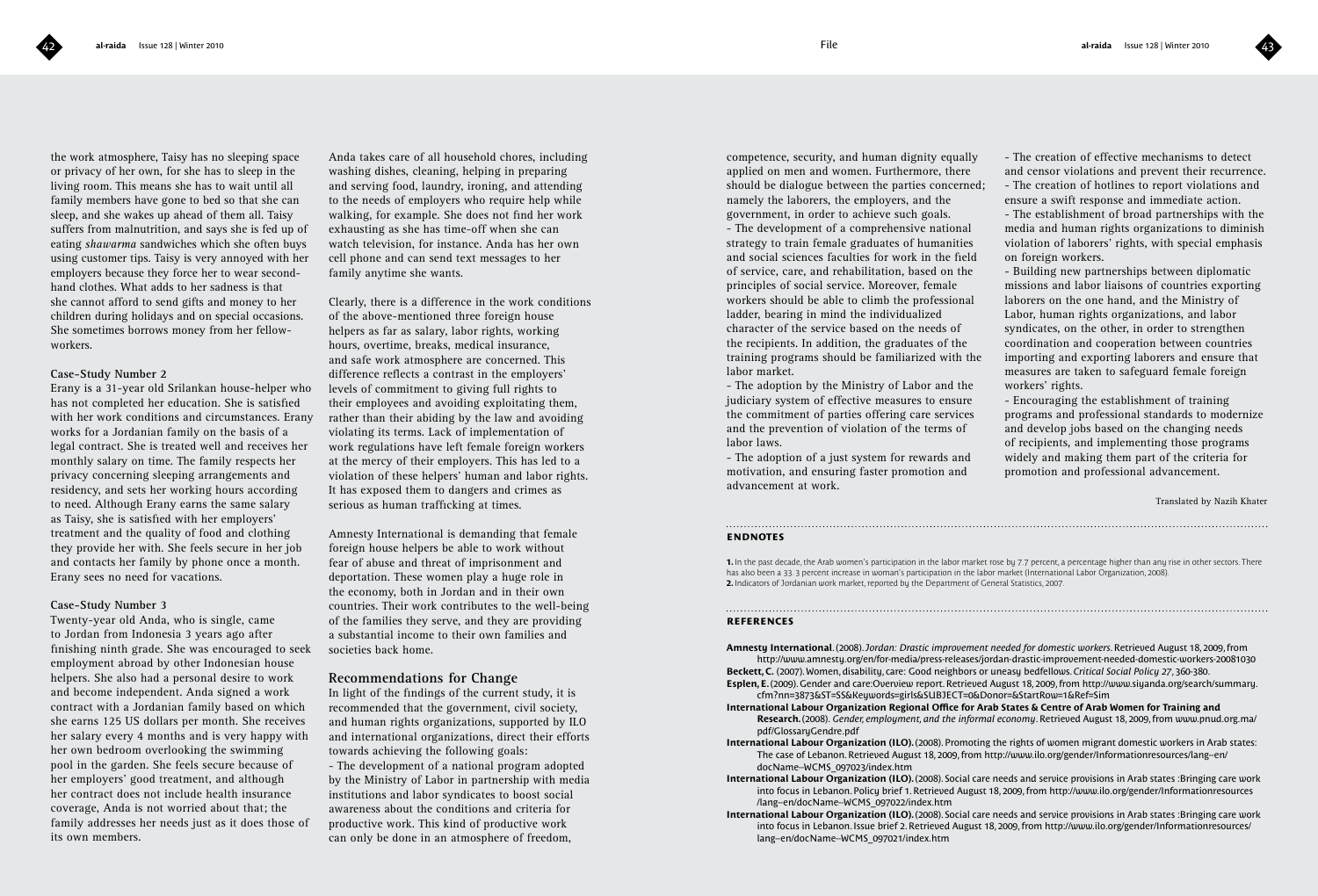the work atmosphere, Taisy has no sleeping space or privacy of her own, for she has to sleep in the living room. This means she has to wait until all family members have gone to bed so that she can sleep, and she wakes up ahead of them all. Taisy suffers from malnutrition, and says she is fed up of eating *shawarma* sandwiches which she often buys using customer tips. Taisy is very annoyed with her employers because they force her to wear second-hand clothes. What adds to her sadness is that she cannot afford to send gifts and money to her children during holidays and on special occasions. She sometimes borrows money from her fellow-workers.

**Case-Study Number 2**

Erany is a 31-year old Srilankan house-helper who has not completed her education. She is satisfied with her work conditions and circumstances. Erany works for a Jordanian family on the basis of a legal contract. She is treated well and receives her monthly salary on time. The family respects her privacy concerning sleeping arrangements and residency, and sets her working hours according to need. Although Erany earns the same salary as Taisy, she is satisfied with her employers' treatment and the quality of food and clothing they provide her with. She feels secure in her job and contacts her family by phone once a month. Erany sees no need for vacations.

**Case-Study Number 3**

Twenty-year old Anda, who is single, came to Jordan from Indonesia 3 years ago after finishing ninth grade. She was encouraged to seek employment abroad by other Indonesian house helpers. She also had a personal desire to work and become independent. Anda signed a work contract with a Jordanian family based on which she earns 125 US dollars per month. She receives her salary every 4 months and is very happy with her own bedroom overlooking the swimming pool in the garden. She feels secure because of her employers' good treatment, and although her contract does not include health insurance coverage, Anda is not worried about that; the family addresses her needs just as it does those of its own members.

Anda takes care of all household chores, including washing dishes, cleaning, helping in preparing and serving food, laundry, ironing, and attending to the needs of employers who require help while walking, for example. She does not find her work exhausting as she has time-off when she can watch television, for instance. Anda has her own cell phone and can send text messages to her family anytime she wants.

Clearly, there is a difference in the work conditions of the above-mentioned three foreign house helpers as far as salary, labor rights, working hours, overtime, breaks, medical insurance, and safe work atmosphere are concerned. This difference reflects a contrast in the employers' levels of commitment to giving full rights to their employees and avoiding exploitating them, rather than their abiding by the law and avoiding violating its terms. Lack of implementation of work regulations have left female foreign workers at the mercy of their employers. This has led to a violation of these helpers' human and labor rights. It has exposed them to dangers and crimes as serious as human trafficking at times.

Amnesty International is demanding that female foreign house helpers be able to work without fear of abuse and threat of imprisonment and deportation. These women play a huge role in the economy, both in Jordan and in their own countries. Their work contributes to the well-being of the families they serve, and they are providing a substantial income to their own families and societies back home.

## Recommendations for Change

In light of the findings of the current study, it is recommended that the government, civil society, and human rights organizations, supported by ILO and international organizations, direct their efforts towards achieving the following goals:

- The development of a national program adopted by the Ministry of Labor in partnership with media institutions and labor syndicates to boost social awareness about the conditions and criteria for productive work. This kind of productive work can only be done in an atmosphere of freedom, competence, security, and human dignity equally applied on men and women. Furthermore, there should be dialogue between the parties concerned; namely the laborers, the employers, and the government, in order to achieve such goals.
- The development of a comprehensive national strategy to train female graduates of humanities and social sciences faculties for work in the field of service, care, and rehabilitation, based on the principles of social service. Moreover, female workers should be able to climb the professional ladder, bearing in mind the individualized character of the service based on the needs of the recipients. In addition, the graduates of the training programs should be familiarized with the labor market.
- The adoption by the Ministry of Labor and the judiciary system of effective measures to ensure the commitment of parties offering care services and the prevention of violation of the terms of labor laws.
- The adoption of a just system for rewards and motivation, and ensuring faster promotion and advancement at work.
- The creation of effective mechanisms to detect and censor violations and prevent their recurrence.
- The creation of hotlines to report violations and ensure a swift response and immediate action.
- The establishment of broad partnerships with the media and human rights organizations to diminish violation of laborers' rights, with special emphasis on foreign workers.
- Building new partnerships between diplomatic missions and labor liaisons of countries exporting laborers on the one hand, and the Ministry of Labor, human rights organizations, and labor syndicates, on the other, in order to strengthen coordination and cooperation between countries importing and exporting laborers and ensure that measures are taken to safeguard female foreign workers' rights.
- Encouraging the establishment of training programs and professional standards to modernize and develop jobs based on the changing needs of recipients, and implementing those programs widely and making them part of the criteria for promotion and professional advancement.

Translated by Nazih Khater

### ENDNOTES

**1.** In the past decade, the Arab women's participation in the labor market rose by 7.7 percent, a percentage higher than any rise in other sectors. There has also been a 33. 3 percent increase in woman's participation in the labor market (International Labor Organization, 2008).
**2.** Indicators of Jordanian work market, reported by the Department of General Statistics, 2007.

### REFERENCES

**Amnesty International**. (2008). *Jordan: Drastic improvement needed for domestic workers*. Retrieved August 18, 2009, from http://www.amnesty.org/en/for-media/press-releases/jordan-drastic-improvement-needed-domestic-workers-20081030

**Beckett, C.** (2007). Women, disability, care: Good neighbors or uneasy bedfellows. *Critical Social Policy* 27, 360-380.

**Esplen, E.** (2009). Gender and care:Overview report. Retrieved August 18, 2009, from http://www.siyanda.org/search/summary.cfm?nn=3873&ST=SS&Keywords=girls&SUBJECT=0&Donor=&StartRow=1&Ref=Sim

**International Labour Organization Regional Office for Arab States & Centre of Arab Women for Training and Research.** (2008). *Gender, employment, and the informal economy*. Retrieved August 18, 2009, from www.pnud.org.ma/pdf/GlossaryGendre.pdf

**International Labour Organization (ILO).** (2008). Promoting the rights of women migrant domestic workers in Arab states: The case of Lebanon. Retrieved August 18, 2009, from http://www.ilo.org/gender/Informationresources/lang--en/docName--WCMS_097023/index.htm

**International Labour Organization (ILO).** (2008). Social care needs and service provisions in Arab states :Bringing care work into focus in Lebanon. Policy brief 1. Retrieved August 18, 2009, from http://www.ilo.org/gender/Informationresources/lang--en/docName--WCMS_097022/index.htm

**International Labour Organization (ILO).** (2008). Social care needs and service provisions in Arab states :Bringing care work into focus in Lebanon. Issue brief 2. Retrieved August 18, 2009, from http://www.ilo.org/gender/Informationresources/lang--en/docName--WCMS_097021/index.htm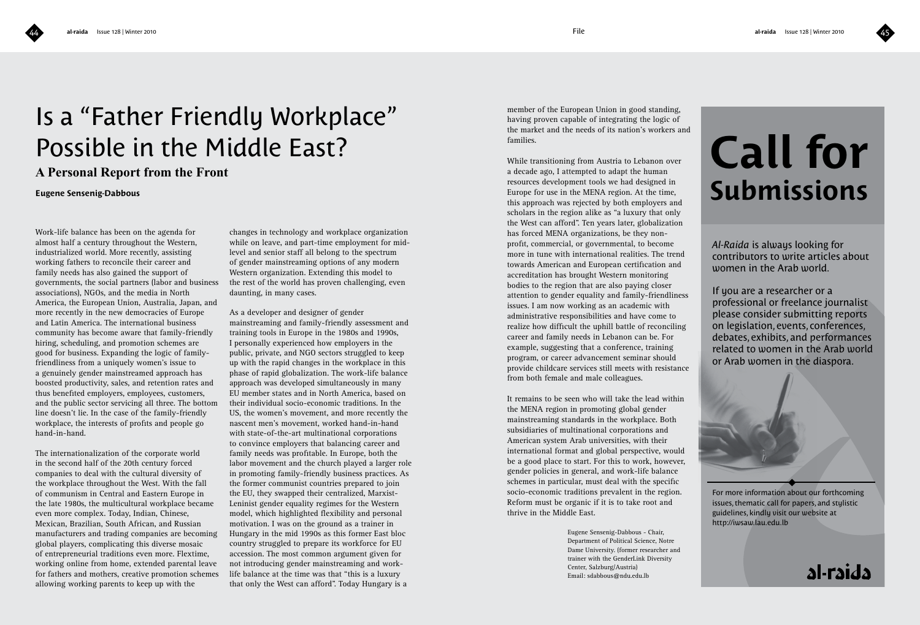# Is a "Father Friendly Workplace" Possible in the Middle East?

## A Personal Report from the Front

**Eugene Sensenig-Dabbous**

Work-life balance has been on the agenda for almost half a century throughout the Western, industrialized world. More recently, assisting working fathers to reconcile their career and family needs has also gained the support of governments, the social partners (labor and business associations), NGOs, and the media in North America, the European Union, Australia, Japan, and more recently in the new democracies of Europe and Latin America. The international business community has become aware that family-friendly hiring, scheduling, and promotion schemes are good for business. Expanding the logic of family-friendliness from a uniquely women's issue to a genuinely gender mainstreamed approach has boosted productivity, sales, and retention rates and thus benefited employers, employees, customers, and the public sector servicing all three. The bottom line doesn't lie. In the case of the family-friendly workplace, the interests of profits and people go hand-in-hand.

The internationalization of the corporate world in the second half of the 20th century forced companies to deal with the cultural diversity of the workplace throughout the West. With the fall of communism in Central and Eastern Europe in the late 1980s, the multicultural workplace became even more complex. Today, Indian, Chinese, Mexican, Brazilian, South African, and Russian manufacturers and trading companies are becoming global players, complicating this diverse mosaic of entrepreneurial traditions even more. Flextime, working online from home, extended parental leave for fathers and mothers, creative promotion schemes allowing working parents to keep up with the changes in technology and workplace organization while on leave, and part-time employment for mid-level and senior staff all belong to the spectrum of gender mainstreaming options of any modern Western organization. Extending this model to the rest of the world has proven challenging, even daunting, in many cases.

As a developer and designer of gender mainstreaming and family-friendly assessment and training tools in Europe in the 1980s and 1990s, I personally experienced how employers in the public, private, and NGO sectors struggled to keep up with the rapid changes in the workplace in this phase of rapid globalization. The work-life balance approach was developed simultaneously in many EU member states and in North America, based on their individual socio-economic traditions. In the US, the women's movement, and more recently the nascent men's movement, worked hand-in-hand with state-of-the-art multinational corporations to convince employers that balancing career and family needs was profitable. In Europe, both the labor movement and the church played a larger role in promoting family-friendly business practices. As the former communist countries prepared to join the EU, they swapped their centralized, Marxist-Leninist gender equality regimes for the Western model, which highlighted flexibility and personal motivation. I was on the ground as a trainer in Hungary in the mid 1990s as this former East bloc country struggled to prepare its workforce for EU accession. The most common argument given for not introducing gender mainstreaming and work-life balance at the time was that "this is a luxury that only the West can afford". Today Hungary is a member of the European Union in good standing, having proven capable of integrating the logic of the market and the needs of its nation's workers and families.

While transitioning from Austria to Lebanon over a decade ago, I attempted to adapt the human resources development tools we had designed in Europe for use in the MENA region. At the time, this approach was rejected by both employers and scholars in the region alike as "a luxury that only the West can afford". Ten years later, globalization has forced MENA organizations, be they non-profit, commercial, or governmental, to become more in tune with international realities. The trend towards American and European certification and accreditation has brought Western monitoring bodies to the region that are also paying closer attention to gender equality and family-friendliness issues. I am now working as an academic with administrative responsibilities and have come to realize how difficult the uphill battle of reconciling career and family needs in Lebanon can be. For example, suggesting that a conference, training program, or career advancement seminar should provide childcare services still meets with resistance from both female and male colleagues.

It remains to be seen who will take the lead within the MENA region in promoting global gender mainstreaming standards in the workplace. Both subsidiaries of multinational corporations and American system Arab universities, with their international format and global perspective, would be a good place to start. For this to work, however, gender policies in general, and work-life balance schemes in particular, must deal with the specific socio-economic traditions prevalent in the region. Reform must be organic if it is to take root and thrive in the Middle East.

Eugene Sensenig-Dabbous - Chair, Department of Political Science, Notre Dame University. (former researcher and trainer with the GenderLink Diversity Center, Salzburg/Austria)
Email: sdabbous@ndu.edu.lb

# Call for Submissions

*Al-Raida* is always looking for contributors to write articles about women in the Arab world.

If you are a researcher or a professional or freelance journalist please consider submitting reports on legislation, events, conferences, debates, exhibits, and performances related to women in the Arab world or Arab women in the diaspora.

For more information about our forthcoming issues, thematic call for papers, and stylistic guidelines, kindly visit our website at http://iwsaw.lau.edu.lb

al-raida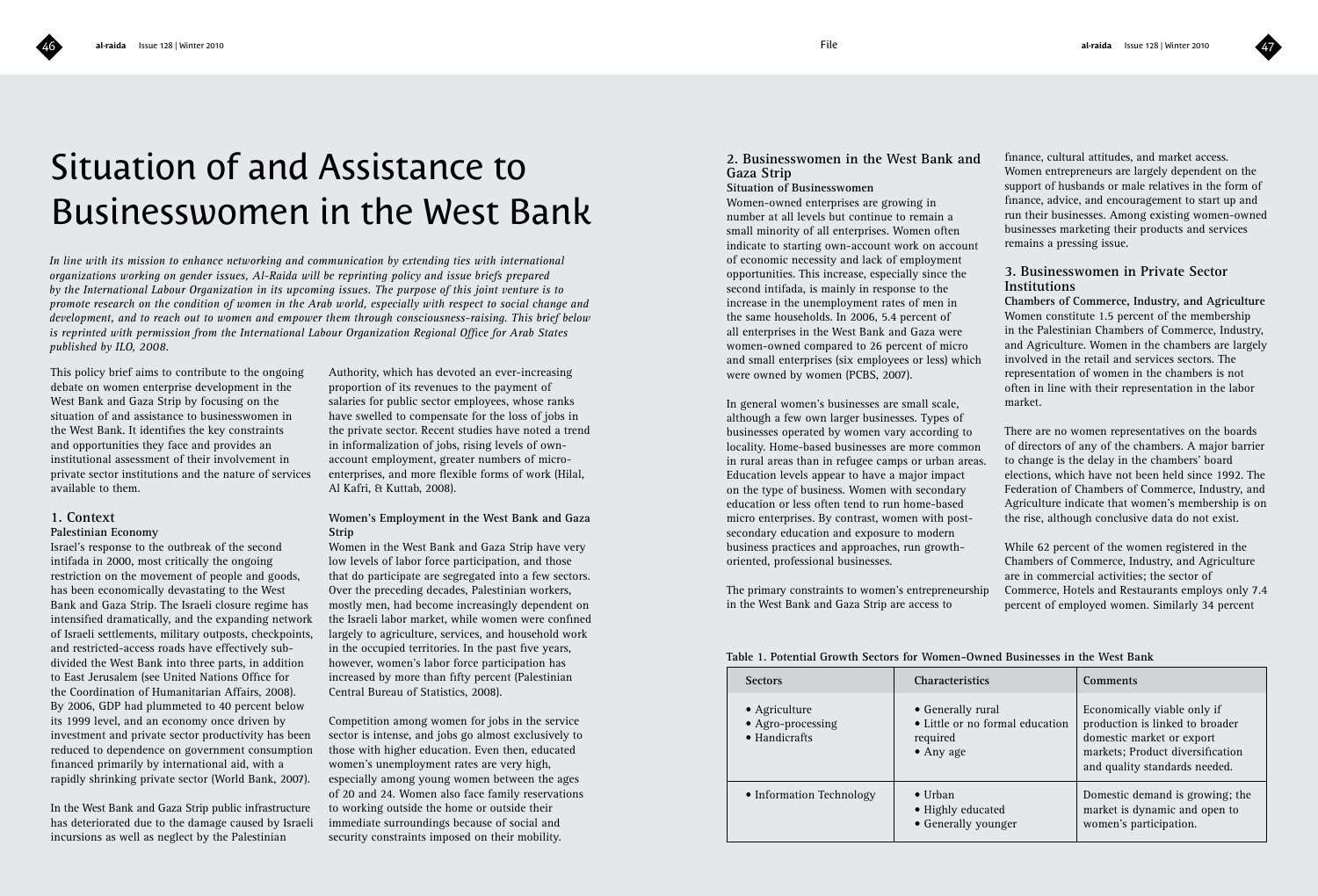# Situation of and Assistance to Businesswomen in the West Bank

*In line with its mission to enhance networking and communication by extending ties with international organizations working on gender issues, Al-Raida will be reprinting policy and issue briefs prepared by the International Labour Organization in its upcoming issues. The purpose of this joint venture is to promote research on the condition of women in the Arab world, especially with respect to social change and development, and to reach out to women and empower them through consciousness-raising. This brief below is reprinted with permission from the International Labour Organization Regional Office for Arab States published by ILO, 2008.*

This policy brief aims to contribute to the ongoing debate on women enterprise development in the West Bank and Gaza Strip by focusing on the situation of and assistance to businesswomen in the West Bank. It identifies the key constraints and opportunities they face and provides an institutional assessment of their involvement in private sector institutions and the nature of services available to them.

## 1. Context

### Palestinian Economy

Israel's response to the outbreak of the second intifada in 2000, most critically the ongoing restriction on the movement of people and goods, has been economically devastating to the West Bank and Gaza Strip. The Israeli closure regime has intensified dramatically, and the expanding network of Israeli settlements, military outposts, checkpoints, and restricted-access roads have effectively sub-divided the West Bank into three parts, in addition to East Jerusalem (see United Nations Office for the Coordination of Humanitarian Affairs, 2008). By 2006, GDP had plummeted to 40 percent below its 1999 level, and an economy once driven by investment and private sector productivity has been reduced to dependence on government consumption financed primarily by international aid, with a rapidly shrinking private sector (World Bank, 2007).

In the West Bank and Gaza Strip public infrastructure has deteriorated due to the damage caused by Israeli incursions as well as neglect by the Palestinian Authority, which has devoted an ever-increasing proportion of its revenues to the payment of salaries for public sector employees, whose ranks have swelled to compensate for the loss of jobs in the private sector. Recent studies have noted a trend in informalization of jobs, rising levels of own-account employment, greater numbers of micro-enterprises, and more flexible forms of work (Hilal, Al Kafri, & Kuttab, 2008).

### Women's Employment in the West Bank and Gaza Strip

Women in the West Bank and Gaza Strip have very low levels of labor force participation, and those that do participate are segregated into a few sectors. Over the preceding decades, Palestinian workers, mostly men, had become increasingly dependent on the Israeli labor market, while women were confined largely to agriculture, services, and household work in the occupied territories. In the past five years, however, women's labor force participation has increased by more than fifty percent (Palestinian Central Bureau of Statistics, 2008).

Competition among women for jobs in the service sector is intense, and jobs go almost exclusively to those with higher education. Even then, educated women's unemployment rates are very high, especially among young women between the ages of 20 and 24. Women also face family reservations to working outside the home or outside their immediate surroundings because of social and security constraints imposed on their mobility.

## 2. Businesswomen in the West Bank and Gaza Strip

### Situation of Businesswomen

Women-owned enterprises are growing in number at all levels but continue to remain a small minority of all enterprises. Women often indicate to starting own-account work on account of economic necessity and lack of employment opportunities. This increase, especially since the second intifada, is mainly in response to the increase in the unemployment rates of men in the same households. In 2006, 5.4 percent of all enterprises in the West Bank and Gaza were women-owned compared to 26 percent of micro and small enterprises (six employees or less) which were owned by women (PCBS, 2007).

In general women's businesses are small scale, although a few own larger businesses. Types of businesses operated by women vary according to locality. Home-based businesses are more common in rural areas than in refugee camps or urban areas. Education levels appear to have a major impact on the type of business. Women with secondary education or less often tend to run home-based micro enterprises. By contrast, women with post-secondary education and exposure to modern business practices and approaches, run growth-oriented, professional businesses.

The primary constraints to women's entrepreneurship in the West Bank and Gaza Strip are access to finance, cultural attitudes, and market access. Women entrepreneurs are largely dependent on the support of husbands or male relatives in the form of finance, advice, and encouragement to start up and run their businesses. Among existing women-owned businesses marketing their products and services remains a pressing issue.

## 3. Businesswomen in Private Sector Institutions

### Chambers of Commerce, Industry, and Agriculture

Women constitute 1.5 percent of the membership in the Palestinian Chambers of Commerce, Industry, and Agriculture. Women in the chambers are largely involved in the retail and services sectors. The representation of women in the chambers is not often in line with their representation in the labor market.

There are no women representatives on the boards of directors of any of the chambers. A major barrier to change is the delay in the chambers' board elections, which have not been held since 1992. The Federation of Chambers of Commerce, Industry, and Agriculture indicate that women's membership is on the rise, although conclusive data do not exist.

While 62 percent of the women registered in the Chambers of Commerce, Industry, and Agriculture are in commercial activities; the sector of Commerce, Hotels and Restaurants employs only 7.4 percent of employed women. Similarly 34 percent

**Table 1. Potential Growth Sectors for Women-Owned Businesses in the West Bank**

| Sectors | Characteristics | Comments |
|---|---|---|
| • Agriculture<br>• Agro-processing<br>• Handicrafts | • Generally rural<br>• Little or no formal education required<br>• Any age | Economically viable only if production is linked to broader domestic market or export markets; Product diversification and quality standards needed. |
| • Information Technology | • Urban<br>• Highly educated<br>• Generally younger | Domestic demand is growing; the market is dynamic and open to women's participation. |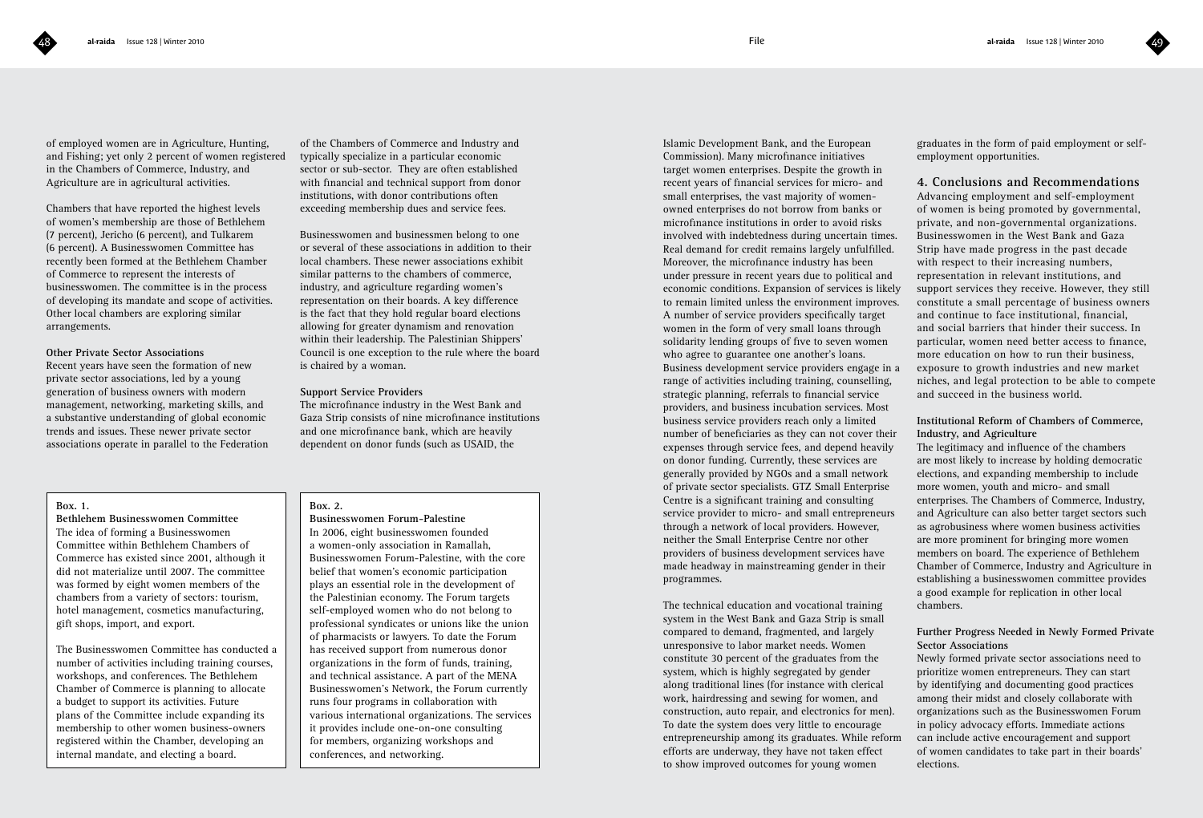of employed women are in Agriculture, Hunting, and Fishing; yet only 2 percent of women registered in the Chambers of Commerce, Industry, and Agriculture are in agricultural activities.

Chambers that have reported the highest levels of women's membership are those of Bethlehem (7 percent), Jericho (6 percent), and Tulkarem (6 percent). A Businesswomen Committee has recently been formed at the Bethlehem Chamber of Commerce to represent the interests of businesswomen. The committee is in the process of developing its mandate and scope of activities. Other local chambers are exploring similar arrangements.

**Other Private Sector Associations**

Recent years have seen the formation of new private sector associations, led by a young generation of business owners with modern management, networking, marketing skills, and a substantive understanding of global economic trends and issues. These newer private sector associations operate in parallel to the Federation of the Chambers of Commerce and Industry and typically specialize in a particular economic sector or sub-sector. They are often established with financial and technical support from donor institutions, with donor contributions often exceeding membership dues and service fees.

Businesswomen and businessmen belong to one or several of these associations in addition to their local chambers. These newer associations exhibit similar patterns to the chambers of commerce, industry, and agriculture regarding women's representation on their boards. A key difference is the fact that they hold regular board elections allowing for greater dynamism and renovation within their leadership. The Palestinian Shippers' Council is one exception to the rule where the board is chaired by a woman.

**Support Service Providers**

The microfinance industry in the West Bank and Gaza Strip consists of nine microfinance institutions and one microfinance bank, which are heavily dependent on donor funds (such as USAID, the Islamic Development Bank, and the European Commission). Many microfinance initiatives target women enterprises. Despite the growth in recent years of financial services for micro- and small enterprises, the vast majority of women-owned enterprises do not borrow from banks or microfinance institutions in order to avoid risks involved with indebtedness during uncertain times. Real demand for credit remains largely unfulfilled. Moreover, the microfinance industry has been under pressure in recent years due to political and economic conditions. Expansion of services is likely to remain limited unless the environment improves. A number of service providers specifically target women in the form of very small loans through solidarity lending groups of five to seven women who agree to guarantee one another's loans. Business development service providers engage in a range of activities including training, counselling, strategic planning, referrals to financial service providers, and business incubation services. Most business service providers reach only a limited number of beneficiaries as they can not cover their expenses through service fees, and depend heavily on donor funding. Currently, these services are generally provided by NGOs and a small network of private sector specialists. GTZ Small Enterprise Centre is a significant training and consulting service provider to micro- and small entrepreneurs through a network of local providers. However, neither the Small Enterprise Centre nor other providers of business development services have made headway in mainstreaming gender in their programmes.

The technical education and vocational training system in the West Bank and Gaza Strip is small compared to demand, fragmented, and largely unresponsive to labor market needs. Women constitute 30 percent of the graduates from the system, which is highly segregated by gender along traditional lines (for instance with clerical work, hairdressing and sewing for women, and construction, auto repair, and electronics for men). To date the system does very little to encourage entrepreneurship among its graduates. While reform efforts are underway, they have not taken effect to show improved outcomes for young women graduates in the form of paid employment or self-employment opportunities.

**Box. 1.**

**Bethlehem Businesswomen Committee**

The idea of forming a Businesswomen Committee within Bethlehem Chambers of Commerce has existed since 2001, although it did not materialize until 2007. The committee was formed by eight women members of the chambers from a variety of sectors: tourism, hotel management, cosmetics manufacturing, gift shops, import, and export.

The Businesswomen Committee has conducted a number of activities including training courses, workshops, and conferences. The Bethlehem Chamber of Commerce is planning to allocate a budget to support its activities. Future plans of the Committee include expanding its membership to other women business-owners registered within the Chamber, developing an internal mandate, and electing a board.

**Box. 2.**

**Businesswomen Forum-Palestine**

In 2006, eight businesswomen founded a women-only association in Ramallah, Businesswomen Forum-Palestine, with the core belief that women's economic participation plays an essential role in the development of the Palestinian economy. The Forum targets self-employed women who do not belong to professional syndicates or unions like the union of pharmacists or lawyers. To date the Forum has received support from numerous donor organizations in the form of funds, training, and technical assistance. A part of the MENA Businesswomen's Network, the Forum currently runs four programs in collaboration with various international organizations. The services it provides include one-on-one consulting for members, organizing workshops and conferences, and networking.

## 4. Conclusions and Recommendations

Advancing employment and self-employment of women is being promoted by governmental, private, and non-governmental organizations. Businesswomen in the West Bank and Gaza Strip have made progress in the past decade with respect to their increasing numbers, representation in relevant institutions, and support services they receive. However, they still constitute a small percentage of business owners and continue to face institutional, financial, and social barriers that hinder their success. In particular, women need better access to finance, more education on how to run their business, exposure to growth industries and new market niches, and legal protection to be able to compete and succeed in the business world.

**Institutional Reform of Chambers of Commerce, Industry, and Agriculture**

The legitimacy and influence of the chambers are most likely to increase by holding democratic elections, and expanding membership to include more women, youth and micro- and small enterprises. The Chambers of Commerce, Industry, and Agriculture can also better target sectors such as agrobusiness where women business activities are more prominent for bringing more women members on board. The experience of Bethlehem Chamber of Commerce, Industry and Agriculture in establishing a businesswomen committee provides a good example for replication in other local chambers.

**Further Progress Needed in Newly Formed Private Sector Associations**

Newly formed private sector associations need to prioritize women entrepreneurs. They can start by identifying and documenting good practices among their midst and closely collaborate with organizations such as the Businesswomen Forum in policy advocacy efforts. Immediate actions can include active encouragement and support of women candidates to take part in their boards' elections.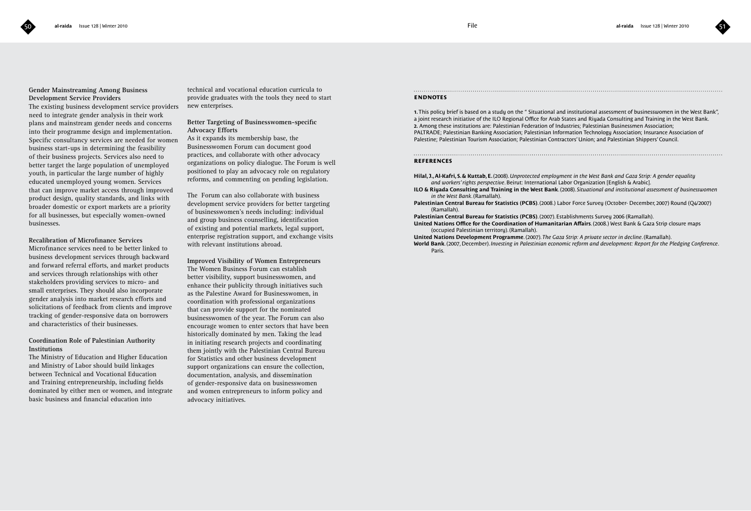### Gender Mainstreaming Among Business Development Service Providers

The existing business development service providers need to integrate gender analysis in their work plans and mainstream gender needs and concerns into their programme design and implementation. Specific consultancy services are needed for women business start-ups in determining the feasibility of their business projects. Services also need to better target the large population of unemployed youth, in particular the large number of highly educated unemployed young women. Services that can improve market access through improved product design, quality standards, and links with broader domestic or export markets are a priority for all businesses, but especially women-owned businesses.

### Recalibration of Microfinance Services

Microfinance services need to be better linked to business development services through backward and forward referral efforts, and market products and services through relationships with other stakeholders providing services to micro- and small enterprises. They should also incorporate gender analysis into market research efforts and solicitations of feedback from clients and improve tracking of gender-responsive data on borrowers and characteristics of their businesses.

### Coordination Role of Palestinian Authority Institutions

The Ministry of Education and Higher Education and Ministry of Labor should build linkages between Technical and Vocational Education and Training entrepreneurship, including fields dominated by either men or women, and integrate basic business and financial education into technical and vocational education curricula to provide graduates with the tools they need to start new enterprises.

### Better Targeting of Businesswomen-specific Advocacy Efforts

As it expands its membership base, the Businesswomen Forum can document good practices, and collaborate with other advocacy organizations on policy dialogue. The Forum is well positioned to play an advocacy role on regulatory reforms, and commenting on pending legislation.

The Forum can also collaborate with business development service providers for better targeting of businesswomen's needs including: individual and group business counselling, identification of existing and potential markets, legal support, enterprise registration support, and exchange visits with relevant institutions abroad.

### Improved Visibility of Women Entrepreneurs

The Women Business Forum can establish better visibility, support businesswomen, and enhance their publicity through initiatives such as the Palestine Award for Businesswomen, in coordination with professional organizations that can provide support for the nominated businesswomen of the year. The Forum can also encourage women to enter sectors that have been historically dominated by men. Taking the lead in initiating research projects and coordinating them jointly with the Palestinian Central Bureau for Statistics and other business development support organizations can ensure the collection, documentation, analysis, and dissemination of gender-responsive data on businesswomen and women entrepreneurs to inform policy and advocacy initiatives.

## ENDNOTES

**1.** This policy brief is based on a study on the " Situational and institutional assessment of businesswomen in the West Bank", a joint research initiative of the ILO Regional Office for Arab States and Riyada Consulting and Training in the West Bank.
**2.** Among these institutions are: Palestinian Federation of Industries; Palestinian Businessmen Association; PALTRADE; Palestinian Banking Association; Palestinian Information Technology Association; Insurance Association of Palestine; Palestinian Tourism Association; Palestinian Contractors' Union; and Palestinian Shippers' Council.

## REFERENCES

**Hilal, J., Al-Kafri, S. & Kuttab, E.** (2008). *Unprotected employment in the West Bank and Gaza Strip: A gender equality and workers' rights perspective*. Beirut: International Labor Organization [English & Arabic].

**ILO & Riyada Consulting and Training in the West Bank**. (2008). *Situational and institutional assessment of businesswomen in the West Bank*. (Ramallah).

**Palestinian Central Bureau for Statistics (PCBS)**. (2008.) Labor Force Survey (October- December, 2007) Round (Q4/2007) (Ramallah).

**Palestinian Central Bureau for Statistics (PCBS)**. (2007). Establishments Survey 2006 (Ramallah).

**United Nations Office for the Coordination of Humanitarian Affairs**. (2008.) West Bank & Gaza Strip closure maps (occupied Palestinian territory). (Ramallah).

**United Nations Development Programme**. (2007). *The Gaza Strip: A private sector in decline*. (Ramallah).

**World Bank**. (2007, December). *Investing in Palestinian economic reform and development: Report for the Pledging Conference*. Paris.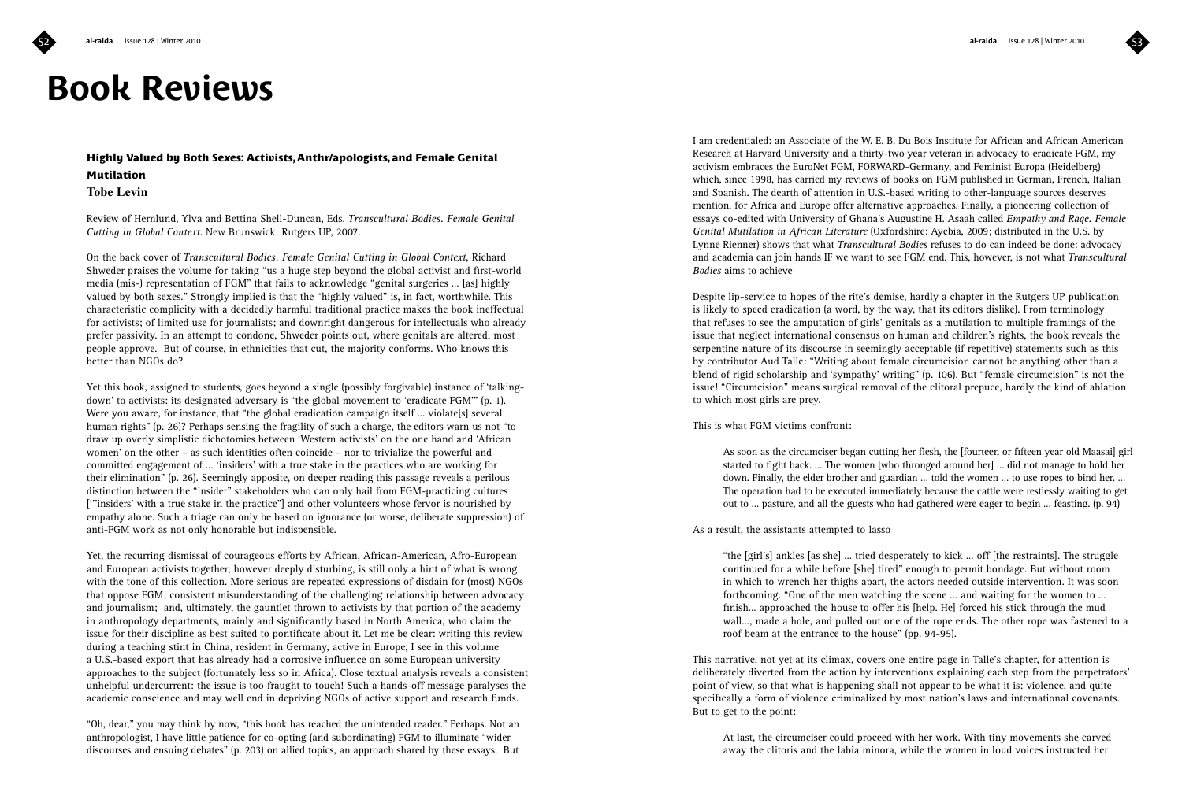# Book Reviews

### Highly Valued by Both Sexes: Activists, Anthr/apologists, and Female Genital Mutilation

**Tobe Levin**

Review of Hernlund, Ylva and Bettina Shell-Duncan, Eds. *Transcultural Bodies. Female Genital Cutting in Global Context*. New Brunswick: Rutgers UP, 2007.

On the back cover of *Transcultural Bodies. Female Genital Cutting in Global Context*, Richard Shweder praises the volume for taking "us a huge step beyond the global activist and first-world media (mis-) representation of FGM" that fails to acknowledge "genital surgeries … [as] highly valued by both sexes." Strongly implied is that the "highly valued" is, in fact, worthwhile. This characteristic complicity with a decidedly harmful traditional practice makes the book ineffectual for activists; of limited use for journalists; and downright dangerous for intellectuals who already prefer passivity. In an attempt to condone, Shweder points out, where genitals are altered, most people approve. But of course, in ethnicities that cut, the majority conforms. Who knows this better than NGOs do?

Yet this book, assigned to students, goes beyond a single (possibly forgivable) instance of 'talking-down' to activists: its designated adversary is "the global movement to 'eradicate FGM'" (p. 1). Were you aware, for instance, that "the global eradication campaign itself … violate[s] several human rights" (p. 26)? Perhaps sensing the fragility of such a charge, the editors warn us not "to draw up overly simplistic dichotomies between 'Western activists' on the one hand and 'African women' on the other – as such identities often coincide – nor to trivialize the powerful and committed engagement of … 'insiders' with a true stake in the practices who are working for their elimination" (p. 26). Seemingly apposite, on deeper reading this passage reveals a perilous distinction between the "insider" stakeholders who can only hail from FGM-practicing cultures ['"insiders' with a true stake in the practice"] and other volunteers whose fervor is nourished by empathy alone. Such a triage can only be based on ignorance (or worse, deliberate suppression) of anti-FGM work as not only honorable but indispensible.

Yet, the recurring dismissal of courageous efforts by African, African-American, Afro-European and European activists together, however deeply disturbing, is still only a hint of what is wrong with the tone of this collection. More serious are repeated expressions of disdain for (most) NGOs that oppose FGM; consistent misunderstanding of the challenging relationship between advocacy and journalism; and, ultimately, the gauntlet thrown to activists by that portion of the academy in anthropology departments, mainly and significantly based in North America, who claim the issue for their discipline as best suited to pontificate about it. Let me be clear: writing this review during a teaching stint in China, resident in Germany, active in Europe, I see in this volume a U.S.-based export that has already had a corrosive influence on some European university approaches to the subject (fortunately less so in Africa). Close textual analysis reveals a consistent unhelpful undercurrent: the issue is too fraught to touch! Such a hands-off message paralyses the academic conscience and may well end in depriving NGOs of active support and research funds.

"Oh, dear," you may think by now, "this book has reached the unintended reader." Perhaps. Not an anthropologist, I have little patience for co-opting (and subordinating) FGM to illuminate "wider discourses and ensuing debates" (p. 203) on allied topics, an approach shared by these essays. But I am credentialed: an Associate of the W. E. B. Du Bois Institute for African and African American Research at Harvard University and a thirty-two year veteran in advocacy to eradicate FGM, my activism embraces the EuroNet FGM, FORWARD-Germany, and Feminist Europa (Heidelberg) which, since 1998, has carried my reviews of books on FGM published in German, French, Italian and Spanish. The dearth of attention in U.S.-based writing to other-language sources deserves mention, for Africa and Europe offer alternative approaches. Finally, a pioneering collection of essays co-edited with University of Ghana's Augustine H. Asaah called *Empathy and Rage. Female Genital Mutilation in African Literature* (Oxfordshire: Ayebia, 2009; distributed in the U.S. by Lynne Rienner) shows that what *Transcultural Bodies* refuses to do can indeed be done: advocacy and academia can join hands IF we want to see FGM end. This, however, is not what *Transcultural Bodies* aims to achieve

Despite lip-service to hopes of the rite's demise, hardly a chapter in the Rutgers UP publication is likely to speed eradication (a word, by the way, that its editors dislike). From terminology that refuses to see the amputation of girls' genitals as a mutilation to multiple framings of the issue that neglect international consensus on human and children's rights, the book reveals the serpentine nature of its discourse in seemingly acceptable (if repetitive) statements such as this by contributor Aud Talle: "Writing about female circumcision cannot be anything other than a blend of rigid scholarship and 'sympathy' writing" (p. 106). But "female circumcision" is not the issue! "Circumcision" means surgical removal of the clitoral prepuce, hardly the kind of ablation to which most girls are prey.

This is what FGM victims confront:

> As soon as the circumciser began cutting her flesh, the [fourteen or fifteen year old Maasai] girl started to fight back. … The women [who thronged around her] … did not manage to hold her down. Finally, the elder brother and guardian … told the women … to use ropes to bind her. … The operation had to be executed immediately because the cattle were restlessly waiting to get out to … pasture, and all the guests who had gathered were eager to begin … feasting. (p. 94)

As a result, the assistants attempted to lasso

> "the [girl's] ankles [as she] … tried desperately to kick … off [the restraints]. The struggle continued for a while before [she] tired" enough to permit bondage. But without room in which to wrench her thighs apart, the actors needed outside intervention. It was soon forthcoming. "One of the men watching the scene … and waiting for the women to … finish… approached the house to offer his [help. He] forced his stick through the mud wall…, made a hole, and pulled out one of the rope ends. The other rope was fastened to a roof beam at the entrance to the house" (pp. 94-95).

This narrative, not yet at its climax, covers one entire page in Talle's chapter, for attention is deliberately diverted from the action by interventions explaining each step from the perpetrators' point of view, so that what is happening shall not appear to be what it is: violence, and quite specifically a form of violence criminalized by most nation's laws and international covenants. But to get to the point:

> At last, the circumciser could proceed with her work. With tiny movements she carved away the clitoris and the labia minora, while the women in loud voices instructed her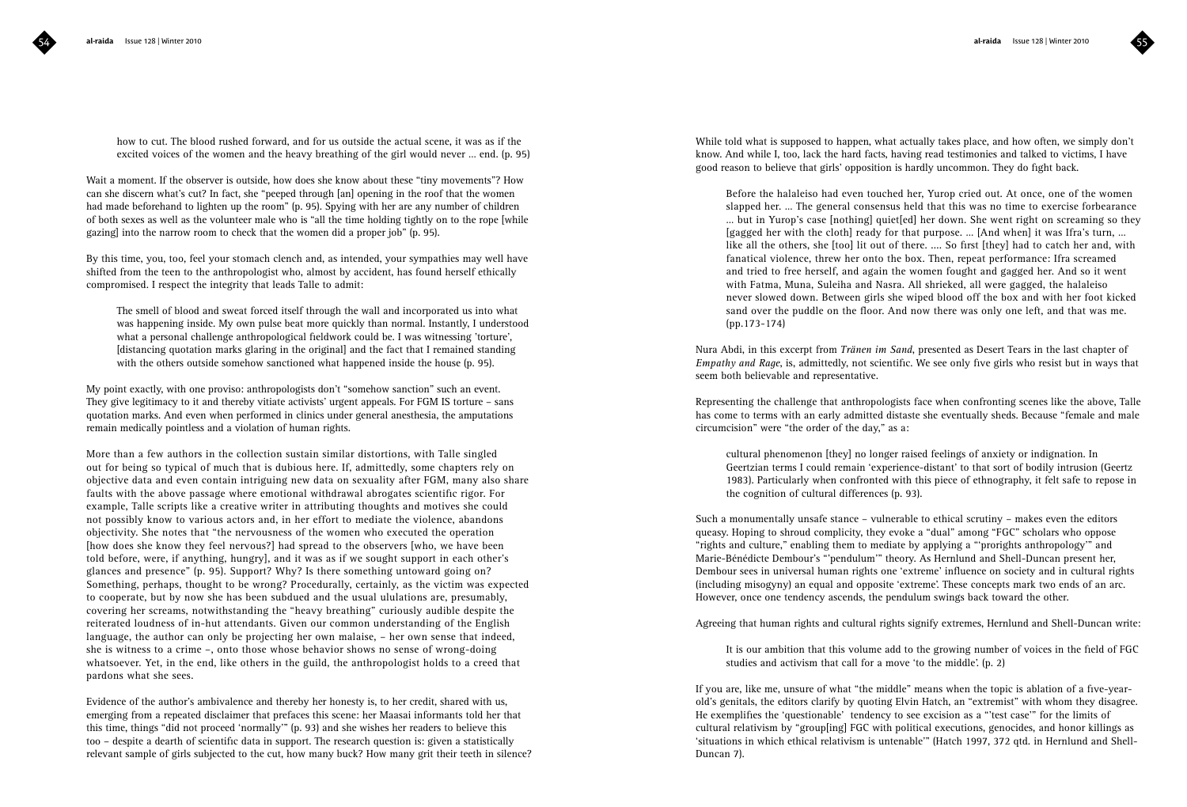how to cut. The blood rushed forward, and for us outside the actual scene, it was as if the excited voices of the women and the heavy breathing of the girl would never … end. (p. 95)

Wait a moment. If the observer is outside, how does she know about these "tiny movements"? How can she discern what's cut? In fact, she "peeped through [an] opening in the roof that the women had made beforehand to lighten up the room" (p. 95). Spying with her are any number of children of both sexes as well as the volunteer male who is "all the time holding tightly on to the rope [while gazing] into the narrow room to check that the women did a proper job" (p. 95).

By this time, you, too, feel your stomach clench and, as intended, your sympathies may well have shifted from the teen to the anthropologist who, almost by accident, has found herself ethically compromised. I respect the integrity that leads Talle to admit:

> The smell of blood and sweat forced itself through the wall and incorporated us into what was happening inside. My own pulse beat more quickly than normal. Instantly, I understood what a personal challenge anthropological fieldwork could be. I was witnessing 'torture', [distancing quotation marks glaring in the original] and the fact that I remained standing with the others outside somehow sanctioned what happened inside the house (p. 95).

My point exactly, with one proviso: anthropologists don't "somehow sanction" such an event. They give legitimacy to it and thereby vitiate activists' urgent appeals. For FGM IS torture – sans quotation marks. And even when performed in clinics under general anesthesia, the amputations remain medically pointless and a violation of human rights.

More than a few authors in the collection sustain similar distortions, with Talle singled out for being so typical of much that is dubious here. If, admittedly, some chapters rely on objective data and even contain intriguing new data on sexuality after FGM, many also share faults with the above passage where emotional withdrawal abrogates scientific rigor. For example, Talle scripts like a creative writer in attributing thoughts and motives she could not possibly know to various actors and, in her effort to mediate the violence, abandons objectivity. She notes that "the nervousness of the women who executed the operation [how does she know they feel nervous?] had spread to the observers [who, we have been told before, were, if anything, hungry], and it was as if we sought support in each other's glances and presence" (p. 95). Support? Why? Is there something untoward going on? Something, perhaps, thought to be wrong? Procedurally, certainly, as the victim was expected to cooperate, but by now she has been subdued and the usual ululations are, presumably, covering her screams, notwithstanding the "heavy breathing" curiously audible despite the reiterated loudness of in-hut attendants. Given our common understanding of the English language, the author can only be projecting her own malaise, – her own sense that indeed, she is witness to a crime –, onto those whose behavior shows no sense of wrong-doing whatsoever. Yet, in the end, like others in the guild, the anthropologist holds to a creed that pardons what she sees.

Evidence of the author's ambivalence and thereby her honesty is, to her credit, shared with us, emerging from a repeated disclaimer that prefaces this scene: her Maasai informants told her that this time, things "did not proceed 'normally'" (p. 93) and she wishes her readers to believe this too – despite a dearth of scientific data in support. The research question is: given a statistically relevant sample of girls subjected to the cut, how many buck? How many grit their teeth in silence? While told what is supposed to happen, what actually takes place, and how often, we simply don't know. And while I, too, lack the hard facts, having read testimonies and talked to victims, I have good reason to believe that girls' opposition is hardly uncommon. They do fight back.

> Before the halaleiso had even touched her, Yurop cried out. At once, one of the women slapped her. … The general consensus held that this was no time to exercise forbearance … but in Yurop's case [nothing] quiet[ed] her down. She went right on screaming so they [gagged her with the cloth] ready for that purpose. … [And when] it was Ifra's turn, … like all the others, she [too] lit out of there. …. So first [they] had to catch her and, with fanatical violence, threw her onto the box. Then, repeat performance: Ifra screamed and tried to free herself, and again the women fought and gagged her. And so it went with Fatma, Muna, Suleiha and Nasra. All shrieked, all were gagged, the halaleiso never slowed down. Between girls she wiped blood off the box and with her foot kicked sand over the puddle on the floor. And now there was only one left, and that was me. (pp.173-174)

Nura Abdi, in this excerpt from *Tränen im Sand*, presented as Desert Tears in the last chapter of *Empathy and Rage*, is, admittedly, not scientific. We see only five girls who resist but in ways that seem both believable and representative.

Representing the challenge that anthropologists face when confronting scenes like the above, Talle has come to terms with an early admitted distaste she eventually sheds. Because "female and male circumcision" were "the order of the day," as a:

> cultural phenomenon [they] no longer raised feelings of anxiety or indignation. In Geertzian terms I could remain 'experience-distant' to that sort of bodily intrusion (Geertz 1983). Particularly when confronted with this piece of ethnography, it felt safe to repose in the cognition of cultural differences (p. 93).

Such a monumentally unsafe stance – vulnerable to ethical scrutiny – makes even the editors queasy. Hoping to shroud complicity, they evoke a "dual" among "FGC" scholars who oppose "rights and culture," enabling them to mediate by applying a "'prorights anthropology'" and Marie-Bénédicte Dembour's "'pendulum'" theory. As Hernlund and Shell-Duncan present her, Dembour sees in universal human rights one 'extreme' influence on society and in cultural rights (including misogyny) an equal and opposite 'extreme'. These concepts mark two ends of an arc. However, once one tendency ascends, the pendulum swings back toward the other.

Agreeing that human rights and cultural rights signify extremes, Hernlund and Shell-Duncan write:

> It is our ambition that this volume add to the growing number of voices in the field of FGC studies and activism that call for a move 'to the middle'. (p. 2)

If you are, like me, unsure of what "the middle" means when the topic is ablation of a five-year-old's genitals, the editors clarify by quoting Elvin Hatch, an "extremist" with whom they disagree. He exemplifies the 'questionable' tendency to see excision as a "'test case'" for the limits of cultural relativism by "group[ing] FGC with political executions, genocides, and honor killings as 'situations in which ethical relativism is untenable'" (Hatch 1997, 372 qtd. in Hernlund and Shell-Duncan 7).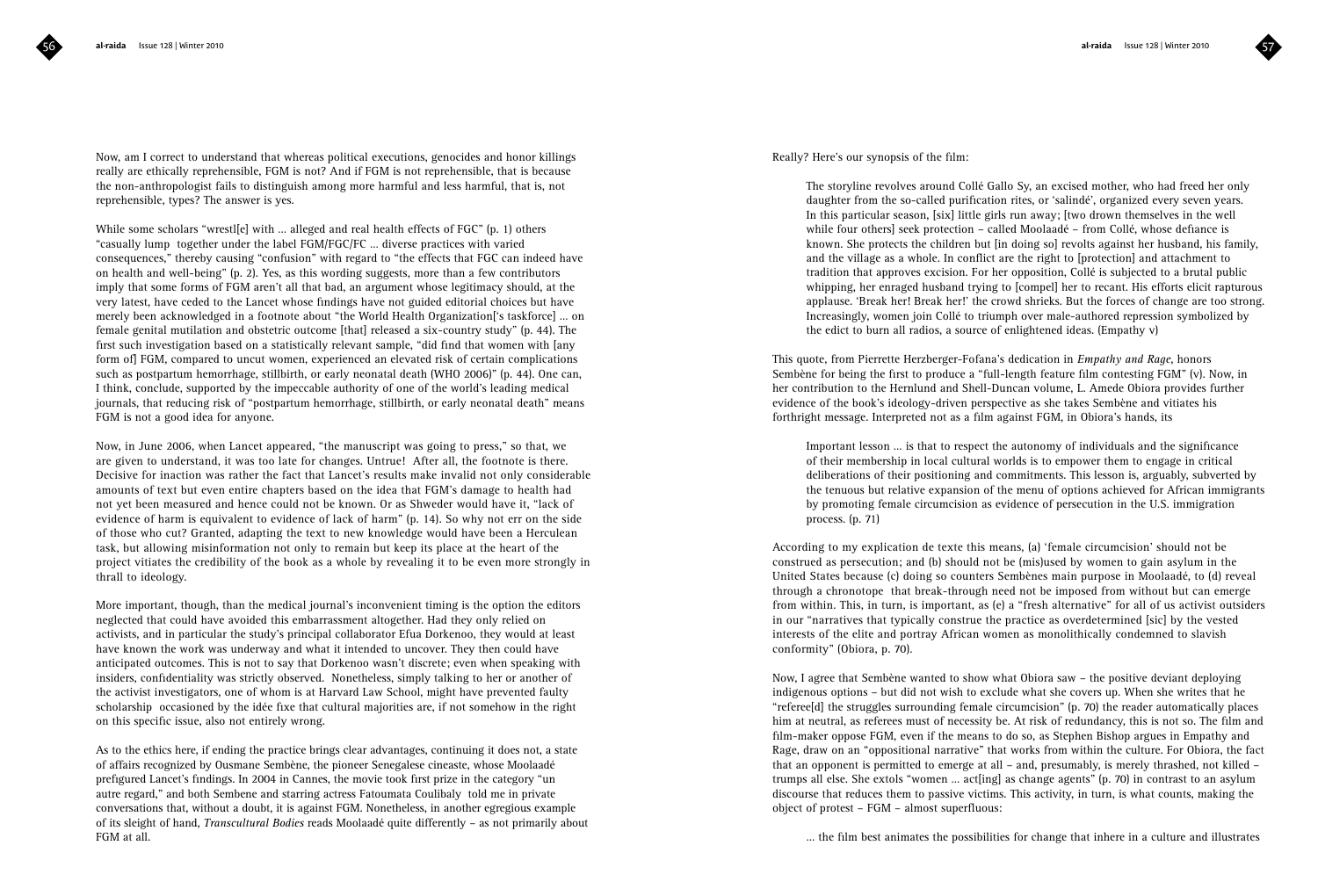Now, am I correct to understand that whereas political executions, genocides and honor killings really are ethically reprehensible, FGM is not? And if FGM is not reprehensible, that is because the non-anthropologist fails to distinguish among more harmful and less harmful, that is, not reprehensible, types? The answer is yes.

While some scholars "wrestl[e] with … alleged and real health effects of FGC" (p. 1) others "casually lump together under the label FGM/FGC/FC … diverse practices with varied consequences," thereby causing "confusion" with regard to "the effects that FGC can indeed have on health and well-being" (p. 2). Yes, as this wording suggests, more than a few contributors imply that some forms of FGM aren't all that bad, an argument whose legitimacy should, at the very latest, have ceded to the Lancet whose findings have not guided editorial choices but have merely been acknowledged in a footnote about "the World Health Organization['s taskforce] … on female genital mutilation and obstetric outcome [that] released a six-country study" (p. 44). The first such investigation based on a statistically relevant sample, "did find that women with [any form of] FGM, compared to uncut women, experienced an elevated risk of certain complications such as postpartum hemorrhage, stillbirth, or early neonatal death (WHO 2006)" (p. 44). One can, I think, conclude, supported by the impeccable authority of one of the world's leading medical journals, that reducing risk of "postpartum hemorrhage, stillbirth, or early neonatal death" means FGM is not a good idea for anyone.

Now, in June 2006, when Lancet appeared, "the manuscript was going to press," so that, we are given to understand, it was too late for changes. Untrue! After all, the footnote is there. Decisive for inaction was rather the fact that Lancet's results make invalid not only considerable amounts of text but even entire chapters based on the idea that FGM's damage to health had not yet been measured and hence could not be known. Or as Shweder would have it, "lack of evidence of harm is equivalent to evidence of lack of harm" (p. 14). So why not err on the side of those who cut? Granted, adapting the text to new knowledge would have been a Herculean task, but allowing misinformation not only to remain but keep its place at the heart of the project vitiates the credibility of the book as a whole by revealing it to be even more strongly in thrall to ideology.

More important, though, than the medical journal's inconvenient timing is the option the editors neglected that could have avoided this embarrassment altogether. Had they only relied on activists, and in particular the study's principal collaborator Efua Dorkenoo, they would at least have known the work was underway and what it intended to uncover. They then could have anticipated outcomes. This is not to say that Dorkenoo wasn't discrete; even when speaking with insiders, confidentiality was strictly observed. Nonetheless, simply talking to her or another of the activist investigators, one of whom is at Harvard Law School, might have prevented faulty scholarship occasioned by the idée fixe that cultural majorities are, if not somehow in the right on this specific issue, also not entirely wrong.

As to the ethics here, if ending the practice brings clear advantages, continuing it does not, a state of affairs recognized by Ousmane Sembène, the pioneer Senegalese cineaste, whose Moolaadé prefigured Lancet's findings. In 2004 in Cannes, the movie took first prize in the category "un autre regard," and both Sembene and starring actress Fatoumata Coulibaly told me in private conversations that, without a doubt, it is against FGM. Nonetheless, in another egregious example of its sleight of hand, *Transcultural Bodies* reads Moolaadé quite differently – as not primarily about FGM at all.

Really? Here's our synopsis of the film:

> The storyline revolves around Collé Gallo Sy, an excised mother, who had freed her only daughter from the so-called purification rites, or 'salindé', organized every seven years. In this particular season, [six] little girls run away; [two drown themselves in the well while four others] seek protection – called Moolaadé – from Collé, whose defiance is known. She protects the children but [in doing so] revolts against her husband, his family, and the village as a whole. In conflict are the right to [protection] and attachment to tradition that approves excision. For her opposition, Collé is subjected to a brutal public whipping, her enraged husband trying to [compel] her to recant. His efforts elicit rapturous applause. 'Break her! Break her!' the crowd shrieks. But the forces of change are too strong. Increasingly, women join Collé to triumph over male-authored repression symbolized by the edict to burn all radios, a source of enlightened ideas. (Empathy v)

This quote, from Pierrette Herzberger-Fofana's dedication in *Empathy and Rage*, honors Sembène for being the first to produce a "full-length feature film contesting FGM" (v). Now, in her contribution to the Hernlund and Shell-Duncan volume, L. Amede Obiora provides further evidence of the book's ideology-driven perspective as she takes Sembène and vitiates his forthright message. Interpreted not as a film against FGM, in Obiora's hands, its

> Important lesson … is that to respect the autonomy of individuals and the significance of their membership in local cultural worlds is to empower them to engage in critical deliberations of their positioning and commitments. This lesson is, arguably, subverted by the tenuous but relative expansion of the menu of options achieved for African immigrants by promoting female circumcision as evidence of persecution in the U.S. immigration process. (p. 71)

According to my explication de texte this means, (a) 'female circumcision' should not be construed as persecution; and (b) should not be (mis)used by women to gain asylum in the United States because (c) doing so counters Sembènes main purpose in Moolaadé, to (d) reveal through a chronotope that break-through need not be imposed from without but can emerge from within. This, in turn, is important, as (e) a "fresh alternative" for all of us activist outsiders in our "narratives that typically construe the practice as overdetermined [sic] by the vested interests of the elite and portray African women as monolithically condemned to slavish conformity" (Obiora, p. 70).

Now, I agree that Sembène wanted to show what Obiora saw – the positive deviant deploying indigenous options – but did not wish to exclude what she covers up. When she writes that he "referee[d] the struggles surrounding female circumcision" (p. 70) the reader automatically places him at neutral, as referees must of necessity be. At risk of redundancy, this is not so. The film and film-maker oppose FGM, even if the means to do so, as Stephen Bishop argues in Empathy and Rage, draw on an "oppositional narrative" that works from within the culture. For Obiora, the fact that an opponent is permitted to emerge at all – and, presumably, is merely thrashed, not killed – trumps all else. She extols "women … act[ing] as change agents" (p. 70) in contrast to an asylum discourse that reduces them to passive victims. This activity, in turn, is what counts, making the object of protest – FGM – almost superfluous:

> … the film best animates the possibilities for change that inhere in a culture and illustrates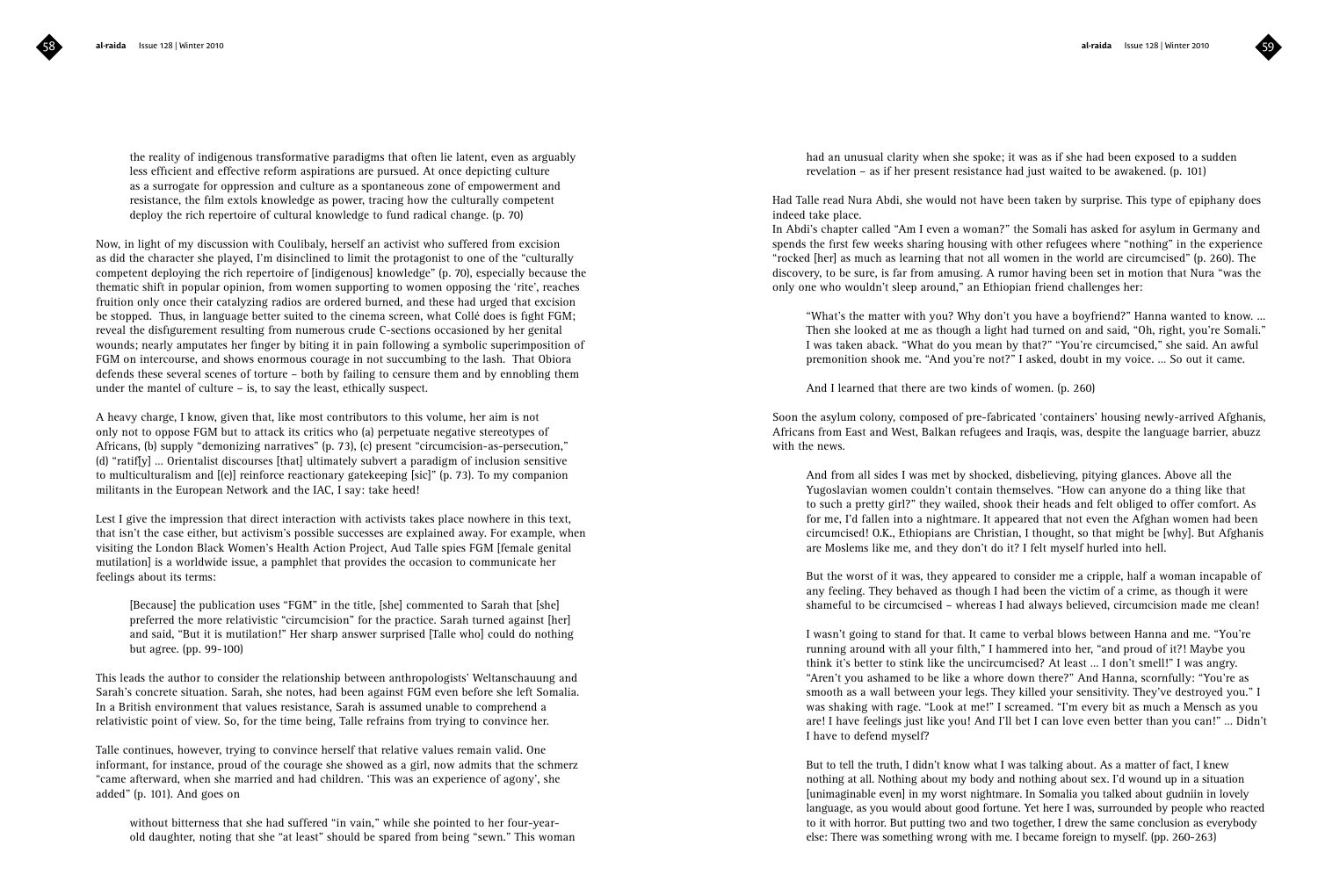the reality of indigenous transformative paradigms that often lie latent, even as arguably less efficient and effective reform aspirations are pursued. At once depicting culture as a surrogate for oppression and culture as a spontaneous zone of empowerment and resistance, the film extols knowledge as power, tracing how the culturally competent deploy the rich repertoire of cultural knowledge to fund radical change. (p. 70)

Now, in light of my discussion with Coulibaly, herself an activist who suffered from excision as did the character she played, I'm disinclined to limit the protagonist to one of the "culturally competent deploying the rich repertoire of [indigenous] knowledge" (p. 70), especially because the thematic shift in popular opinion, from women supporting to women opposing the 'rite', reaches fruition only once their catalyzing radios are ordered burned, and these had urged that excision be stopped. Thus, in language better suited to the cinema screen, what Collé does is fight FGM; reveal the disfigurement resulting from numerous crude C-sections occasioned by her genital wounds; nearly amputates her finger by biting it in pain following a symbolic superimposition of FGM on intercourse, and shows enormous courage in not succumbing to the lash. That Obiora defends these several scenes of torture – both by failing to censure them and by ennobling them under the mantel of culture – is, to say the least, ethically suspect.

A heavy charge, I know, given that, like most contributors to this volume, her aim is not only not to oppose FGM but to attack its critics who (a) perpetuate negative stereotypes of Africans, (b) supply "demonizing narratives" (p. 73), (c) present "circumcision-as-persecution," (d) "ratif[y] … Orientalist discourses [that] ultimately subvert a paradigm of inclusion sensitive to multiculturalism and [(e)] reinforce reactionary gatekeeping [sic]" (p. 73). To my companion militants in the European Network and the IAC, I say: take heed!

Lest I give the impression that direct interaction with activists takes place nowhere in this text, that isn't the case either, but activism's possible successes are explained away. For example, when visiting the London Black Women's Health Action Project, Aud Talle spies FGM [female genital mutilation] is a worldwide issue, a pamphlet that provides the occasion to communicate her feelings about its terms:

> [Because] the publication uses "FGM" in the title, [she] commented to Sarah that [she] preferred the more relativistic "circumcision" for the practice. Sarah turned against [her] and said, "But it is mutilation!" Her sharp answer surprised [Talle who] could do nothing but agree. (pp. 99-100)

This leads the author to consider the relationship between anthropologists' Weltanschauung and Sarah's concrete situation. Sarah, she notes, had been against FGM even before she left Somalia. In a British environment that values resistance, Sarah is assumed unable to comprehend a relativistic point of view. So, for the time being, Talle refrains from trying to convince her.

Talle continues, however, trying to convince herself that relative values remain valid. One informant, for instance, proud of the courage she showed as a girl, now admits that the schmerz "came afterward, when she married and had children. 'This was an experience of agony', she added" (p. 101). And goes on

> without bitterness that she had suffered "in vain," while she pointed to her four-year-old daughter, noting that she "at least" should be spared from being "sewn." This woman had an unusual clarity when she spoke; it was as if she had been exposed to a sudden revelation – as if her present resistance had just waited to be awakened. (p. 101)

Had Talle read Nura Abdi, she would not have been taken by surprise. This type of epiphany does indeed take place.

In Abdi's chapter called "Am I even a woman?" the Somali has asked for asylum in Germany and spends the first few weeks sharing housing with other refugees where "nothing" in the experience "rocked [her] as much as learning that not all women in the world are circumcised" (p. 260). The discovery, to be sure, is far from amusing. A rumor having been set in motion that Nura "was the only one who wouldn't sleep around," an Ethiopian friend challenges her:

> "What's the matter with you? Why don't you have a boyfriend?" Hanna wanted to know. … Then she looked at me as though a light had turned on and said, "Oh, right, you're Somali." I was taken aback. "What do you mean by that?" "You're circumcised," she said. An awful premonition shook me. "And you're not?" I asked, doubt in my voice. … So out it came.
>
> And I learned that there are two kinds of women. (p. 260)

Soon the asylum colony, composed of pre-fabricated 'containers' housing newly-arrived Afghanis, Africans from East and West, Balkan refugees and Iraqis, was, despite the language barrier, abuzz with the news.

> And from all sides I was met by shocked, disbelieving, pitying glances. Above all the Yugoslavian women couldn't contain themselves. "How can anyone do a thing like that to such a pretty girl?" they wailed, shook their heads and felt obliged to offer comfort. As for me, I'd fallen into a nightmare. It appeared that not even the Afghan women had been circumcised! O.K., Ethiopians are Christian, I thought, so that might be [why]. But Afghanis are Moslems like me, and they don't do it? I felt myself hurled into hell.
>
> But the worst of it was, they appeared to consider me a cripple, half a woman incapable of any feeling. They behaved as though I had been the victim of a crime, as though it were shameful to be circumcised – whereas I had always believed, circumcision made me clean!
>
> I wasn't going to stand for that. It came to verbal blows between Hanna and me. "You're running around with all your filth," I hammered into her, "and proud of it?! Maybe you think it's better to stink like the uncircumcised? At least … I don't smell!" I was angry. "Aren't you ashamed to be like a whore down there?" And Hanna, scornfully: "You're as smooth as a wall between your legs. They killed your sensitivity. They've destroyed you." I was shaking with rage. "Look at me!" I screamed. "I'm every bit as much a Mensch as you are! I have feelings just like you! And I'll bet I can love even better than you can!" … Didn't I have to defend myself?
>
> But to tell the truth, I didn't know what I was talking about. As a matter of fact, I knew nothing at all. Nothing about my body and nothing about sex. I'd wound up in a situation [unimaginable even] in my worst nightmare. In Somalia you talked about gudniin in lovely language, as you would about good fortune. Yet here I was, surrounded by people who reacted to it with horror. But putting two and two together, I drew the same conclusion as everybody else: There was something wrong with me. I became foreign to myself. (pp. 260-263)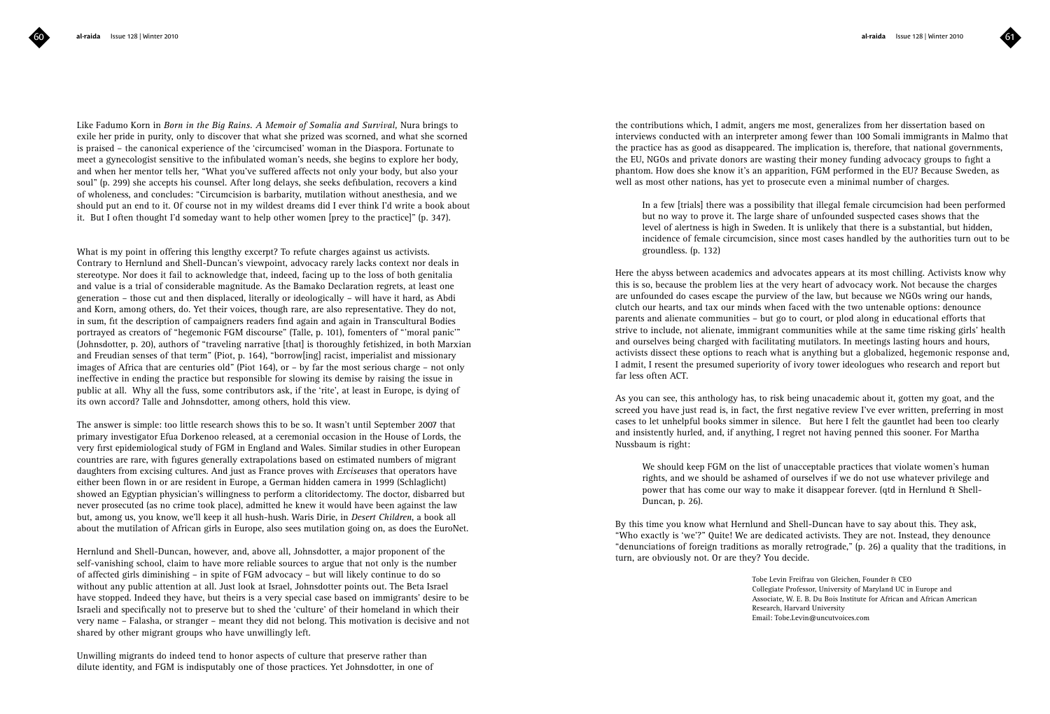Like Fadumo Korn in *Born in the Big Rains. A Memoir of Somalia and Survival*, Nura brings to exile her pride in purity, only to discover that what she prized was scorned, and what she scorned is praised – the canonical experience of the 'circumcised' woman in the Diaspora. Fortunate to meet a gynecologist sensitive to the infibulated woman's needs, she begins to explore her body, and when her mentor tells her, "What you've suffered affects not only your body, but also your soul" (p. 299) she accepts his counsel. After long delays, she seeks defibulation, recovers a kind of wholeness, and concludes: "Circumcision is barbarity, mutilation without anesthesia, and we should put an end to it. Of course not in my wildest dreams did I ever think I'd write a book about it. But I often thought I'd someday want to help other women [prey to the practice]" (p. 347).

What is my point in offering this lengthy excerpt? To refute charges against us activists. Contrary to Hernlund and Shell-Duncan's viewpoint, advocacy rarely lacks context nor deals in stereotype. Nor does it fail to acknowledge that, indeed, facing up to the loss of both genitalia and value is a trial of considerable magnitude. As the Bamako Declaration regrets, at least one generation – those cut and then displaced, literally or ideologically – will have it hard, as Abdi and Korn, among others, do. Yet their voices, though rare, are also representative. They do not, in sum, fit the description of campaigners readers find again and again in Transcultural Bodies portrayed as creators of "hegemonic FGM discourse" (Talle, p. 101), fomenters of "'moral panic'" (Johnsdotter, p. 20), authors of "traveling narrative [that] is thoroughly fetishized, in both Marxian and Freudian senses of that term" (Piot, p. 164), "borrow[ing] racist, imperialist and missionary images of Africa that are centuries old" (Piot 164), or – by far the most serious charge – not only ineffective in ending the practice but responsible for slowing its demise by raising the issue in public at all. Why all the fuss, some contributors ask, if the 'rite', at least in Europe, is dying of its own accord? Talle and Johnsdotter, among others, hold this view.

The answer is simple: too little research shows this to be so. It wasn't until September 2007 that primary investigator Efua Dorkenoo released, at a ceremonial occasion in the House of Lords, the very first epidemiological study of FGM in England and Wales. Similar studies in other European countries are rare, with figures generally extrapolations based on estimated numbers of migrant daughters from excising cultures. And just as France proves with *Exciseuses* that operators have either been flown in or are resident in Europe, a German hidden camera in 1999 (Schlaglicht) showed an Egyptian physician's willingness to perform a clitoridectomy. The doctor, disbarred but never prosecuted (as no crime took place), admitted he knew it would have been against the law but, among us, you know, we'll keep it all hush-hush. Waris Dirie, in *Desert Children*, a book all about the mutilation of African girls in Europe, also sees mutilation going on, as does the EuroNet.

Hernlund and Shell-Duncan, however, and, above all, Johnsdotter, a major proponent of the self-vanishing school, claim to have more reliable sources to argue that not only is the number of affected girls diminishing – in spite of FGM advocacy – but will likely continue to do so without any public attention at all. Just look at Israel, Johnsdotter points out. The Beta Israel have stopped. Indeed they have, but theirs is a very special case based on immigrants' desire to be Israeli and specifically not to preserve but to shed the 'culture' of their homeland in which their very name – Falasha, or stranger – meant they did not belong. This motivation is decisive and not shared by other migrant groups who have unwillingly left.

Unwilling migrants do indeed tend to honor aspects of culture that preserve rather than dilute identity, and FGM is indisputably one of those practices. Yet Johnsdotter, in one of the contributions which, I admit, angers me most, generalizes from her dissertation based on interviews conducted with an interpreter among fewer than 100 Somali immigrants in Malmo that the practice has as good as disappeared. The implication is, therefore, that national governments, the EU, NGOs and private donors are wasting their money funding advocacy groups to fight a phantom. How does she know it's an apparition, FGM performed in the EU? Because Sweden, as well as most other nations, has yet to prosecute even a minimal number of charges.

> In a few [trials] there was a possibility that illegal female circumcision had been performed but no way to prove it. The large share of unfounded suspected cases shows that the level of alertness is high in Sweden. It is unlikely that there is a substantial, but hidden, incidence of female circumcision, since most cases handled by the authorities turn out to be groundless. (p. 132)

Here the abyss between academics and advocates appears at its most chilling. Activists know why this is so, because the problem lies at the very heart of advocacy work. Not because the charges are unfounded do cases escape the purview of the law, but because we NGOs wring our hands, clutch our hearts, and tax our minds when faced with the two untenable options: denounce parents and alienate communities – but go to court, or plod along in educational efforts that strive to include, not alienate, immigrant communities while at the same time risking girls' health and ourselves being charged with facilitating mutilators. In meetings lasting hours and hours, activists dissect these options to reach what is anything but a globalized, hegemonic response and, I admit, I resent the presumed superiority of ivory tower ideologues who research and report but far less often ACT.

As you can see, this anthology has, to risk being unacademic about it, gotten my goat, and the screed you have just read is, in fact, the first negative review I've ever written, preferring in most cases to let unhelpful books simmer in silence. But here I felt the gauntlet had been too clearly and insistently hurled, and, if anything, I regret not having penned this sooner. For Martha Nussbaum is right:

> We should keep FGM on the list of unacceptable practices that violate women's human rights, and we should be ashamed of ourselves if we do not use whatever privilege and power that has come our way to make it disappear forever. (qtd in Hernlund & Shell-Duncan, p. 26).

By this time you know what Hernlund and Shell-Duncan have to say about this. They ask, "Who exactly is 'we'?" Quite! We are dedicated activists. They are not. Instead, they denounce "denunciations of foreign traditions as morally retrograde," (p. 26) a quality that the traditions, in turn, are obviously not. Or are they? You decide.

Tobe Levin Freifrau von Gleichen, Founder & CEO
Collegiate Professor, University of Maryland UC in Europe and
Associate, W. E. B. Du Bois Institute for African and African American Research, Harvard University
Email: Tobe.Levin@uncutvoices.com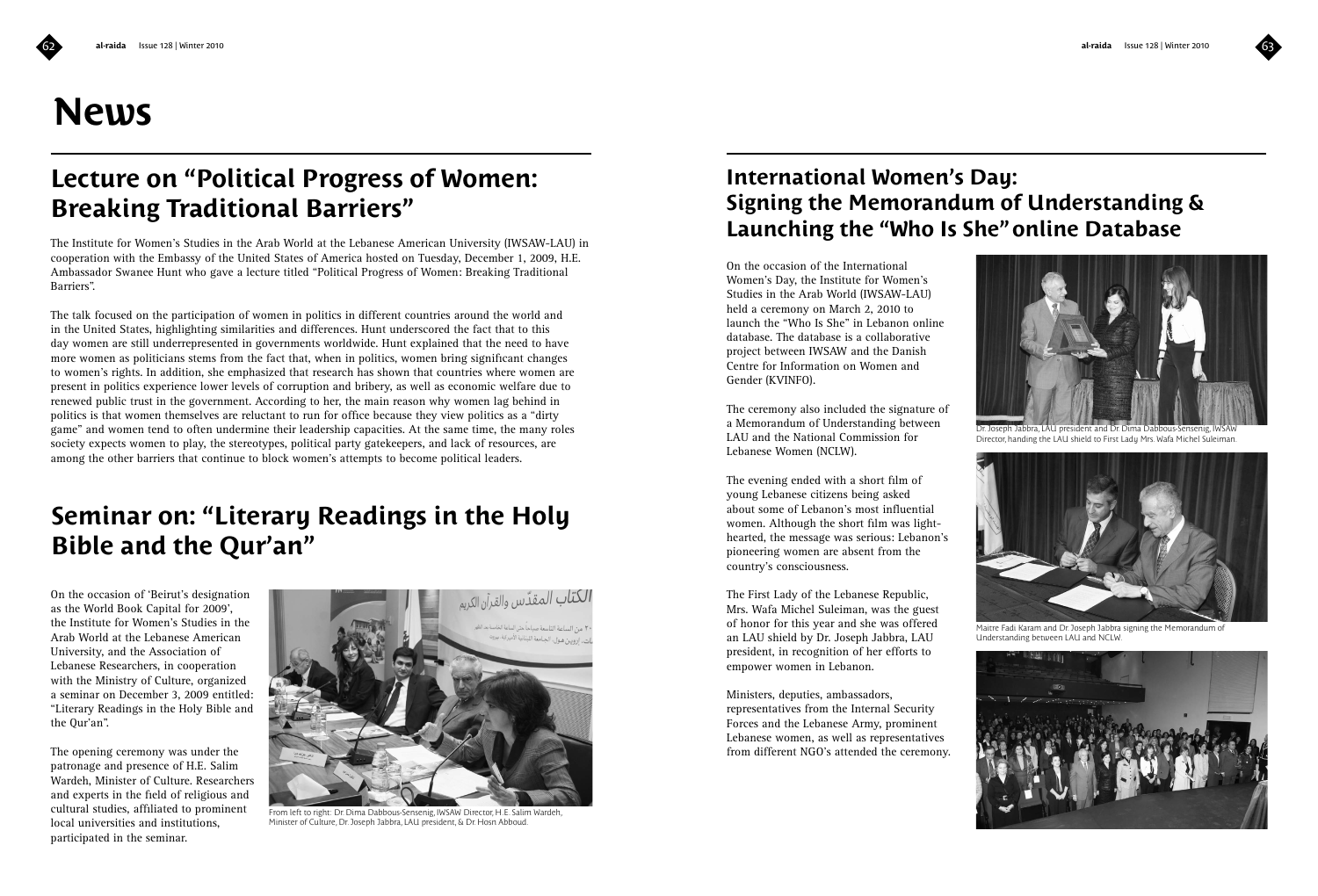# News

## Lecture on "Political Progress of Women: Breaking Traditional Barriers"

The Institute for Women's Studies in the Arab World at the Lebanese American University (IWSAW-LAU) in cooperation with the Embassy of the United States of America hosted on Tuesday, December 1, 2009, H.E. Ambassador Swanee Hunt who gave a lecture titled "Political Progress of Women: Breaking Traditional Barriers".

The talk focused on the participation of women in politics in different countries around the world and in the United States, highlighting similarities and differences. Hunt underscored the fact that to this day women are still underrepresented in governments worldwide. Hunt explained that the need to have more women as politicians stems from the fact that, when in politics, women bring significant changes to women's rights. In addition, she emphasized that research has shown that countries where women are present in politics experience lower levels of corruption and bribery, as well as economic welfare due to renewed public trust in the government. According to her, the main reason why women lag behind in politics is that women themselves are reluctant to run for office because they view politics as a "dirty game" and women tend to often undermine their leadership capacities. At the same time, the many roles society expects women to play, the stereotypes, political party gatekeepers, and lack of resources, are among the other barriers that continue to block women's attempts to become political leaders.

## Seminar on: "Literary Readings in the Holy Bible and the Qur'an"

On the occasion of 'Beirut's designation as the World Book Capital for 2009', the Institute for Women's Studies in the Arab World at the Lebanese American University, and the Association of Lebanese Researchers, in cooperation with the Ministry of Culture, organized a seminar on December 3, 2009 entitled: "Literary Readings in the Holy Bible and the Qur'an".

The opening ceremony was under the patronage and presence of H.E. Salim Wardeh, Minister of Culture. Researchers and experts in the field of religious and cultural studies, affiliated to prominent local universities and institutions, participated in the seminar.

From left to right: Dr. Dima Dabbous-Sensenig, IWSAW Director, H.E. Salim Wardeh, Minister of Culture, Dr. Joseph Jabbra, LAU president, & Dr. Hosn Abboud.

## International Women's Day: Signing the Memorandum of Understanding & Launching the "Who Is She" online Database

On the occasion of the International Women's Day, the Institute for Women's Studies in the Arab World (IWSAW-LAU) held a ceremony on March 2, 2010 to launch the "Who Is She" in Lebanon online database. The database is a collaborative project between IWSAW and the Danish Centre for Information on Women and Gender (KVINFO).

The ceremony also included the signature of a Memorandum of Understanding between LAU and the National Commission for Lebanese Women (NCLW).

The evening ended with a short film of young Lebanese citizens being asked about some of Lebanon's most influential women. Although the short film was light-hearted, the message was serious: Lebanon's pioneering women are absent from the country's consciousness.

The First Lady of the Lebanese Republic, Mrs. Wafa Michel Suleiman, was the guest of honor for this year and she was offered an LAU shield by Dr. Joseph Jabbra, LAU president, in recognition of her efforts to empower women in Lebanon.

Ministers, deputies, ambassadors, representatives from the Internal Security Forces and the Lebanese Army, prominent Lebanese women, as well as representatives from different NGO's attended the ceremony.

Dr. Joseph Jabbra, LAU president and Dr. Dima Dabbous-Sensenig, IWSAW Director, handing the LAU shield to First Lady Mrs. Wafa Michel Suleiman.

Maitre Fadi Karam and Dr. Joseph Jabbra signing the Memorandum of Understanding between LAU and NCLW.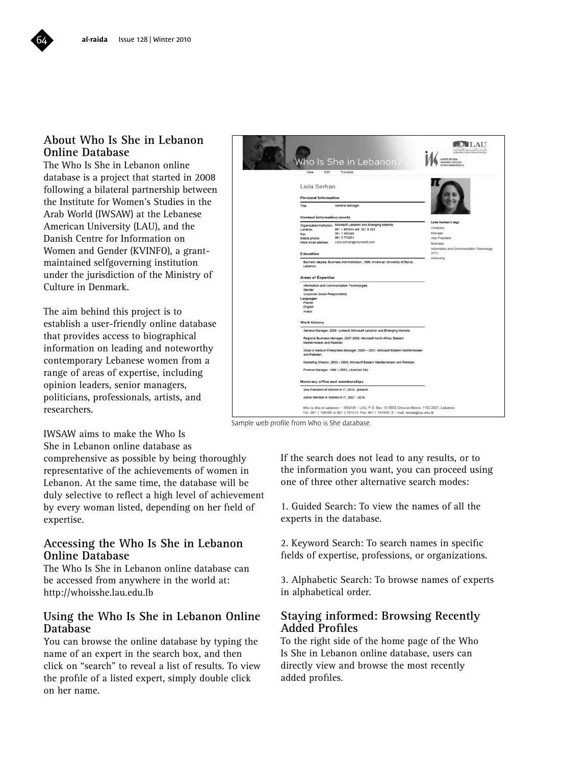## About Who Is She in Lebanon Online Database

The Who Is She in Lebanon online database is a project that started in 2008 following a bilateral partnership between the Institute for Women's Studies in the Arab World (IWSAW) at the Lebanese American University (LAU), and the Danish Centre for Information on Women and Gender (KVINFO), a grant-maintained selfgoverning institution under the jurisdiction of the Ministry of Culture in Denmark.

The aim behind this project is to establish a user-friendly online database that provides access to biographical information on leading and noteworthy contemporary Lebanese women from a range of areas of expertise, including opinion leaders, senior managers, politicians, professionals, artists, and researchers.

Sample web profile from Who is She database.

IWSAW aims to make the Who Is She in Lebanon online database as comprehensive as possible by being thoroughly representative of the achievements of women in Lebanon. At the same time, the database will be duly selective to reflect a high level of achievement by every woman listed, depending on her field of expertise.

## Accessing the Who Is She in Lebanon Online Database

The Who Is She in Lebanon online database can be accessed from anywhere in the world at: http://whoisshe.lau.edu.lb

## Using the Who Is She in Lebanon Online Database

You can browse the online database by typing the name of an expert in the search box, and then click on "search" to reveal a list of results. To view the profile of a listed expert, simply double click on her name.

If the search does not lead to any results, or to the information you want, you can proceed using one of three other alternative search modes:

1. Guided Search: To view the names of all the experts in the database.

2. Keyword Search: To search names in specific fields of expertise, professions, or organizations.

3. Alphabetic Search: To browse names of experts in alphabetical order.

## Staying informed: Browsing Recently Added Profiles

To the right side of the home page of the Who Is She in Lebanon online database, users can directly view and browse the most recently added profiles.